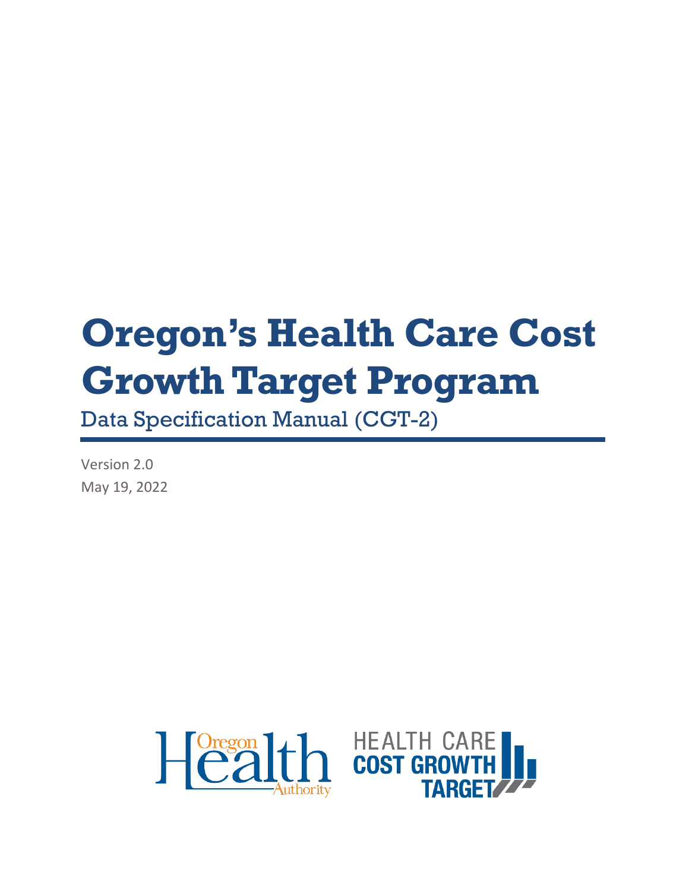# Oregon's Health Care Cost Growth Target Program

Data Specification Manual (CGT-2)

Version 2.0

May 19, 2022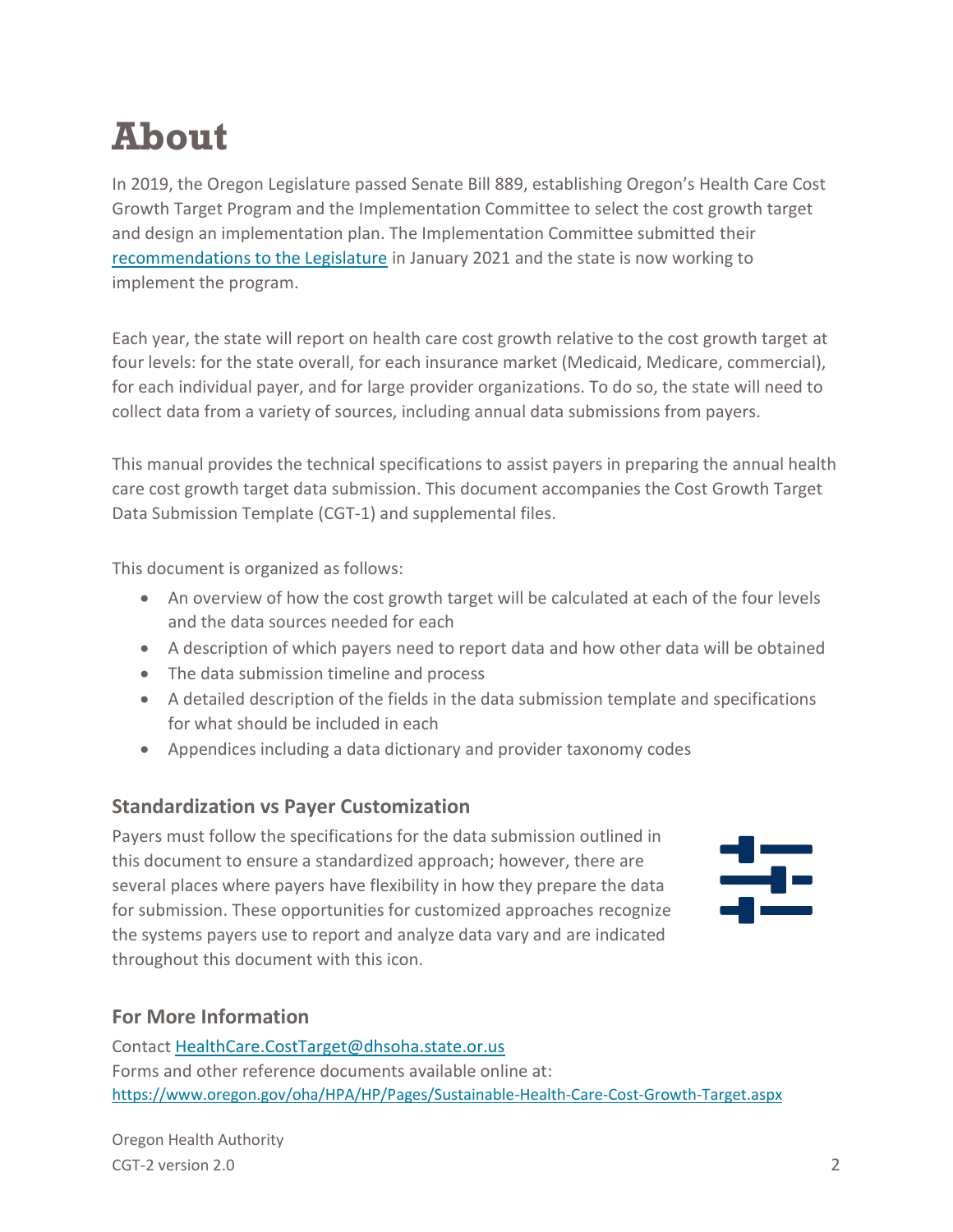# About

In 2019, the Oregon Legislature passed Senate Bill 889, establishing Oregon's Health Care Cost Growth Target Program and the Implementation Committee to select the cost growth target and design an implementation plan. The Implementation Committee submitted their [recommendations to the Legislature](recommendations to the Legislature) in January 2021 and the state is now working to implement the program.

Each year, the state will report on health care cost growth relative to the cost growth target at four levels: for the state overall, for each insurance market (Medicaid, Medicare, commercial), for each individual payer, and for large provider organizations. To do so, the state will need to collect data from a variety of sources, including annual data submissions from payers.

This manual provides the technical specifications to assist payers in preparing the annual health care cost growth target data submission. This document accompanies the Cost Growth Target Data Submission Template (CGT-1) and supplemental files.

This document is organized as follows:

- An overview of how the cost growth target will be calculated at each of the four levels and the data sources needed for each
- A description of which payers need to report data and how other data will be obtained
- The data submission timeline and process
- A detailed description of the fields in the data submission template and specifications for what should be included in each
- Appendices including a data dictionary and provider taxonomy codes

### Standardization vs Payer Customization

Payers must follow the specifications for the data submission outlined in this document to ensure a standardized approach; however, there are several places where payers have flexibility in how they prepare the data for submission. These opportunities for customized approaches recognize the systems payers use to report and analyze data vary and are indicated throughout this document with this icon.

### For More Information

Contact HealthCare.CostTarget@dhsoha.state.or.us
Forms and other reference documents available online at:
https://www.oregon.gov/oha/HPA/HP/Pages/Sustainable-Health-Care-Cost-Growth-Target.aspx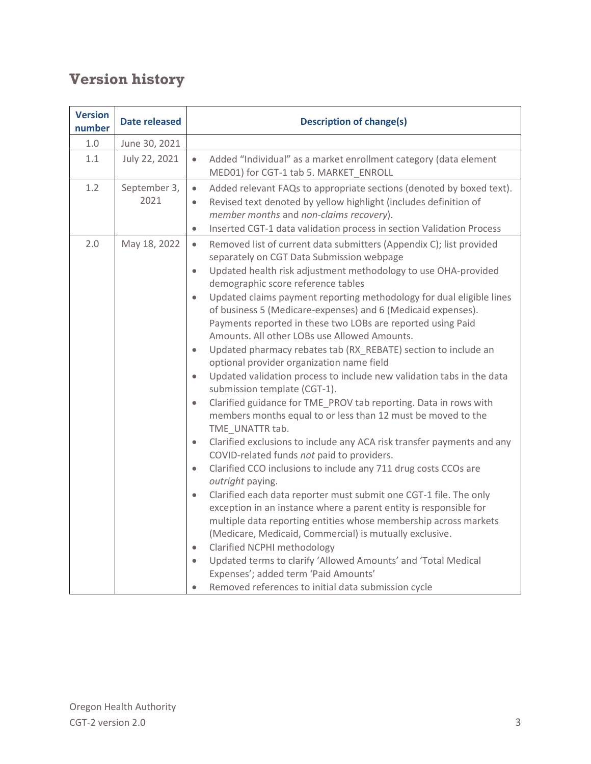# Version history

| Version number | Date released | Description of change(s) |
|---|---|---|
| 1.0 | June 30, 2021 | |
| 1.1 | July 22, 2021 | • Added "Individual" as a market enrollment category (data element MED01) for CGT-1 tab 5. MARKET_ENROLL |
| 1.2 | September 3, 2021 | • Added relevant FAQs to appropriate sections (denoted by boxed text).<br>• Revised text denoted by yellow highlight (includes definition of *member months* and *non-claims recovery*).<br>• Inserted CGT-1 data validation process in section Validation Process |
| 2.0 | May 18, 2022 | • Removed list of current data submitters (Appendix C); list provided separately on CGT Data Submission webpage<br>• Updated health risk adjustment methodology to use OHA-provided demographic score reference tables<br>• Updated claims payment reporting methodology for dual eligible lines of business 5 (Medicare-expenses) and 6 (Medicaid expenses). Payments reported in these two LOBs are reported using Paid Amounts. All other LOBs use Allowed Amounts.<br>• Updated pharmacy rebates tab (RX_REBATE) section to include an optional provider organization name field<br>• Updated validation process to include new validation tabs in the data submission template (CGT-1).<br>• Clarified guidance for TME_PROV tab reporting. Data in rows with members months equal to or less than 12 must be moved to the TME_UNATTR tab.<br>• Clarified exclusions to include any ACA risk transfer payments and any COVID-related funds *not* paid to providers.<br>• Clarified CCO inclusions to include any 711 drug costs CCOs are *outright* paying.<br>• Clarified each data reporter must submit one CGT-1 file. The only exception in an instance where a parent entity is responsible for multiple data reporting entities whose membership across markets (Medicare, Medicaid, Commercial) is mutually exclusive.<br>• Clarified NCPHI methodology<br>• Updated terms to clarify 'Allowed Amounts' and 'Total Medical Expenses'; added term 'Paid Amounts'<br>• Removed references to initial data submission cycle |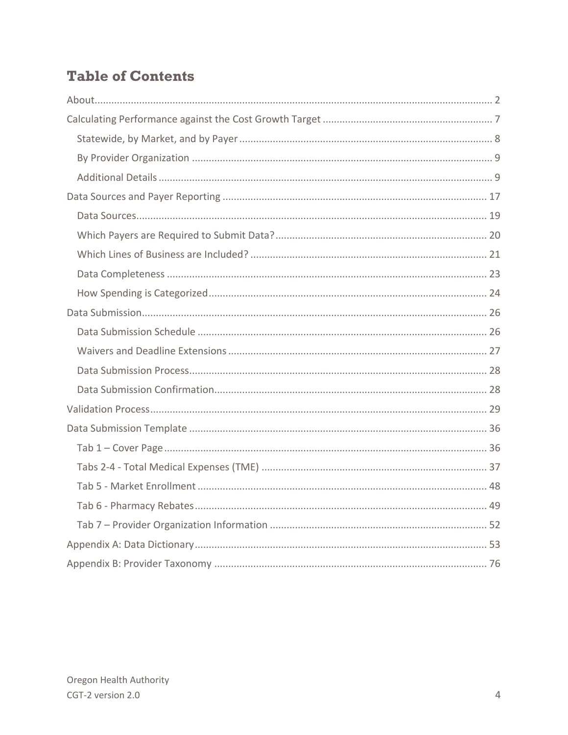# Table of Contents

About .... 2

Calculating Performance against the Cost Growth Target .... 7

- Statewide, by Market, and by Payer .... 8
- By Provider Organization .... 9
- Additional Details .... 9

Data Sources and Payer Reporting .... 17

- Data Sources .... 19
- Which Payers are Required to Submit Data? .... 20
- Which Lines of Business are Included? .... 21
- Data Completeness .... 23
- How Spending is Categorized .... 24

Data Submission .... 26

- Data Submission Schedule .... 26
- Waivers and Deadline Extensions .... 27
- Data Submission Process .... 28
- Data Submission Confirmation .... 28

Validation Process .... 29

Data Submission Template .... 36

- Tab 1 – Cover Page .... 36
- Tabs 2-4 - Total Medical Expenses (TME) .... 37
- Tab 5 - Market Enrollment .... 48
- Tab 6 - Pharmacy Rebates .... 49
- Tab 7 – Provider Organization Information .... 52

Appendix A: Data Dictionary .... 53

Appendix B: Provider Taxonomy .... 76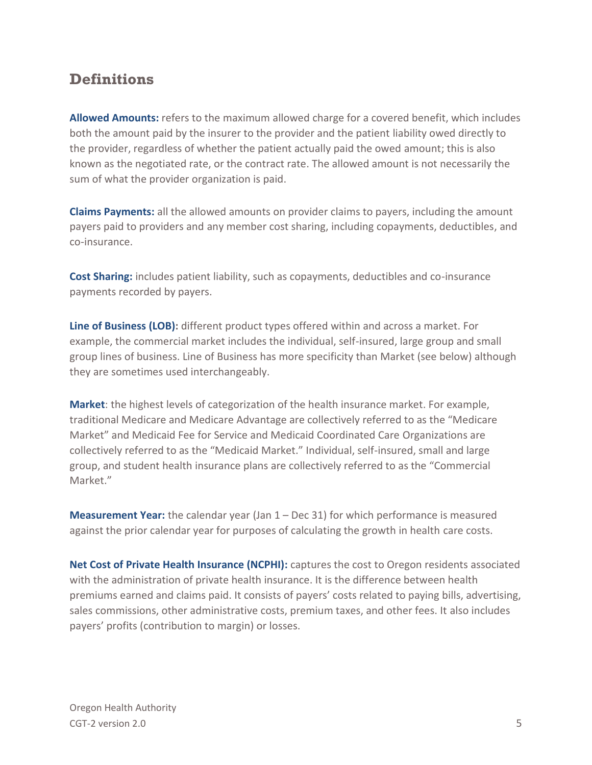## Definitions

**Allowed Amounts:** refers to the maximum allowed charge for a covered benefit, which includes both the amount paid by the insurer to the provider and the patient liability owed directly to the provider, regardless of whether the patient actually paid the owed amount; this is also known as the negotiated rate, or the contract rate. The allowed amount is not necessarily the sum of what the provider organization is paid.

**Claims Payments:** all the allowed amounts on provider claims to payers, including the amount payers paid to providers and any member cost sharing, including copayments, deductibles, and co-insurance.

**Cost Sharing:** includes patient liability, such as copayments, deductibles and co-insurance payments recorded by payers.

**Line of Business (LOB):** different product types offered within and across a market. For example, the commercial market includes the individual, self-insured, large group and small group lines of business. Line of Business has more specificity than Market (see below) although they are sometimes used interchangeably.

**Market**: the highest levels of categorization of the health insurance market. For example, traditional Medicare and Medicare Advantage are collectively referred to as the "Medicare Market" and Medicaid Fee for Service and Medicaid Coordinated Care Organizations are collectively referred to as the "Medicaid Market." Individual, self-insured, small and large group, and student health insurance plans are collectively referred to as the "Commercial Market."

**Measurement Year:** the calendar year (Jan 1 – Dec 31) for which performance is measured against the prior calendar year for purposes of calculating the growth in health care costs.

**Net Cost of Private Health Insurance (NCPHI):** captures the cost to Oregon residents associated with the administration of private health insurance. It is the difference between health premiums earned and claims paid. It consists of payers' costs related to paying bills, advertising, sales commissions, other administrative costs, premium taxes, and other fees. It also includes payers' profits (contribution to margin) or losses.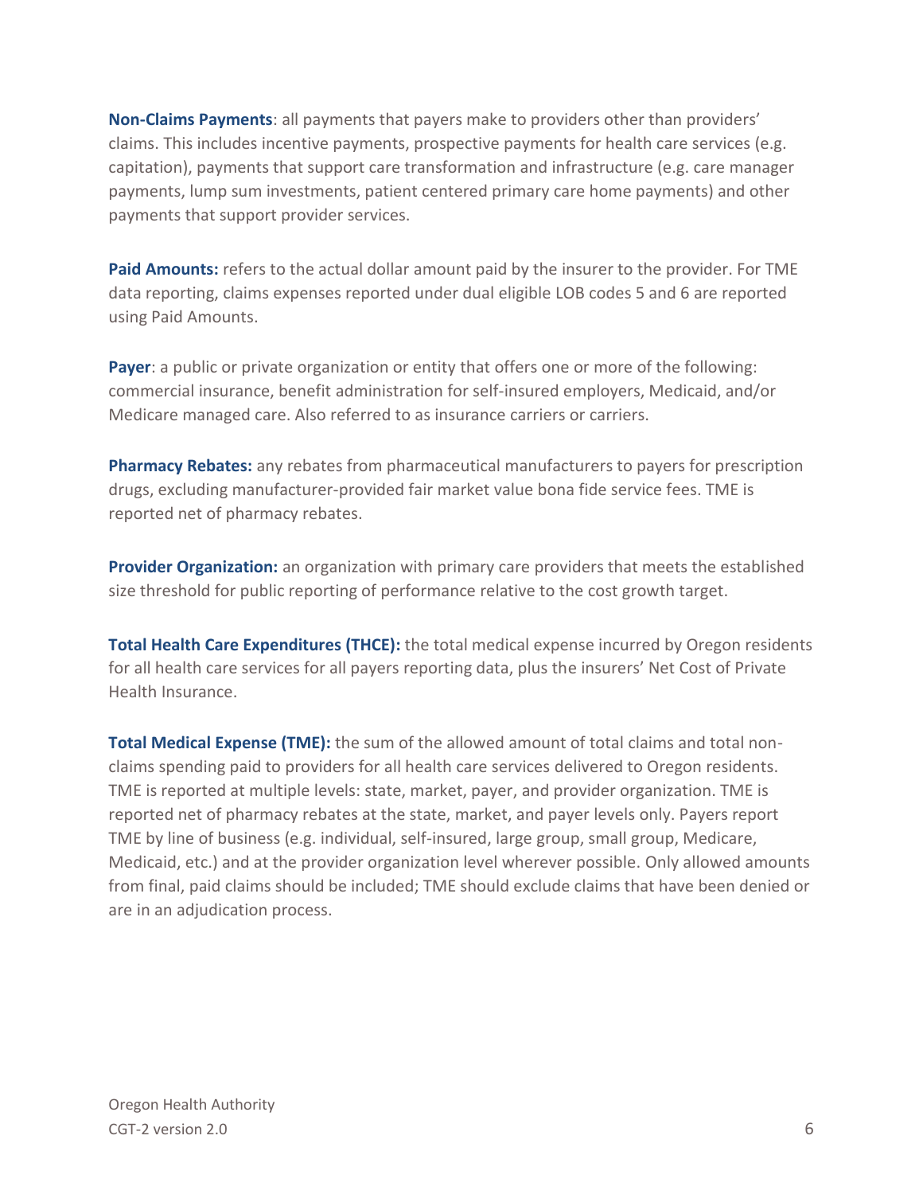**Non-Claims Payments**: all payments that payers make to providers other than providers' claims. This includes incentive payments, prospective payments for health care services (e.g. capitation), payments that support care transformation and infrastructure (e.g. care manager payments, lump sum investments, patient centered primary care home payments) and other payments that support provider services.

**Paid Amounts:** refers to the actual dollar amount paid by the insurer to the provider. For TME data reporting, claims expenses reported under dual eligible LOB codes 5 and 6 are reported using Paid Amounts.

**Payer**: a public or private organization or entity that offers one or more of the following: commercial insurance, benefit administration for self-insured employers, Medicaid, and/or Medicare managed care. Also referred to as insurance carriers or carriers.

**Pharmacy Rebates:** any rebates from pharmaceutical manufacturers to payers for prescription drugs, excluding manufacturer-provided fair market value bona fide service fees. TME is reported net of pharmacy rebates.

**Provider Organization:** an organization with primary care providers that meets the established size threshold for public reporting of performance relative to the cost growth target.

**Total Health Care Expenditures (THCE):** the total medical expense incurred by Oregon residents for all health care services for all payers reporting data, plus the insurers' Net Cost of Private Health Insurance.

**Total Medical Expense (TME):** the sum of the allowed amount of total claims and total non-claims spending paid to providers for all health care services delivered to Oregon residents. TME is reported at multiple levels: state, market, payer, and provider organization. TME is reported net of pharmacy rebates at the state, market, and payer levels only. Payers report TME by line of business (e.g. individual, self-insured, large group, small group, Medicare, Medicaid, etc.) and at the provider organization level wherever possible. Only allowed amounts from final, paid claims should be included; TME should exclude claims that have been denied or are in an adjudication process.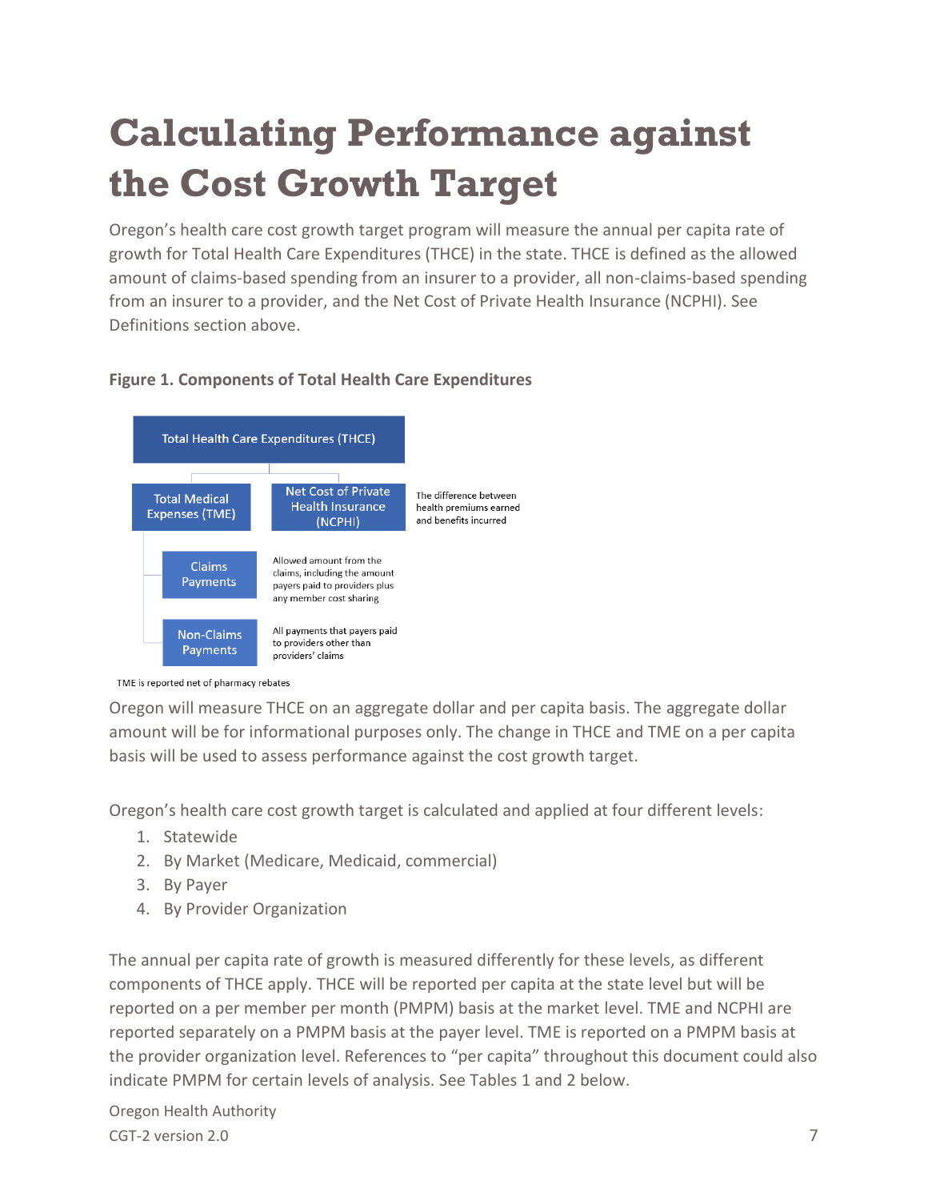# Calculating Performance against the Cost Growth Target

Oregon's health care cost growth target program will measure the annual per capita rate of growth for Total Health Care Expenditures (THCE) in the state. THCE is defined as the allowed amount of claims-based spending from an insurer to a provider, all non-claims-based spending from an insurer to a provider, and the Net Cost of Private Health Insurance (NCPHI). See Definitions section above.

**Figure 1. Components of Total Health Care Expenditures**

Total Health Care Expenditures (THCE)

- Total Medical Expenses (TME)
  - Claims Payments — Allowed amount from the claims, including the amount payers paid to providers plus any member cost sharing
  - Non-Claims Payments — All payments that payers paid to providers other than providers' claims
- Net Cost of Private Health Insurance (NCPHI) — The difference between health premiums earned and benefits incurred

TME is reported net of pharmacy rebates

Oregon will measure THCE on an aggregate dollar and per capita basis. The aggregate dollar amount will be for informational purposes only. The change in THCE and TME on a per capita basis will be used to assess performance against the cost growth target.

Oregon's health care cost growth target is calculated and applied at four different levels:

1. Statewide
2. By Market (Medicare, Medicaid, commercial)
3. By Payer
4. By Provider Organization

The annual per capita rate of growth is measured differently for these levels, as different components of THCE apply. THCE will be reported per capita at the state level but will be reported on a per member per month (PMPM) basis at the market level. TME and NCPHI are reported separately on a PMPM basis at the payer level. TME is reported on a PMPM basis at the provider organization level. References to "per capita" throughout this document could also indicate PMPM for certain levels of analysis. See Tables 1 and 2 below.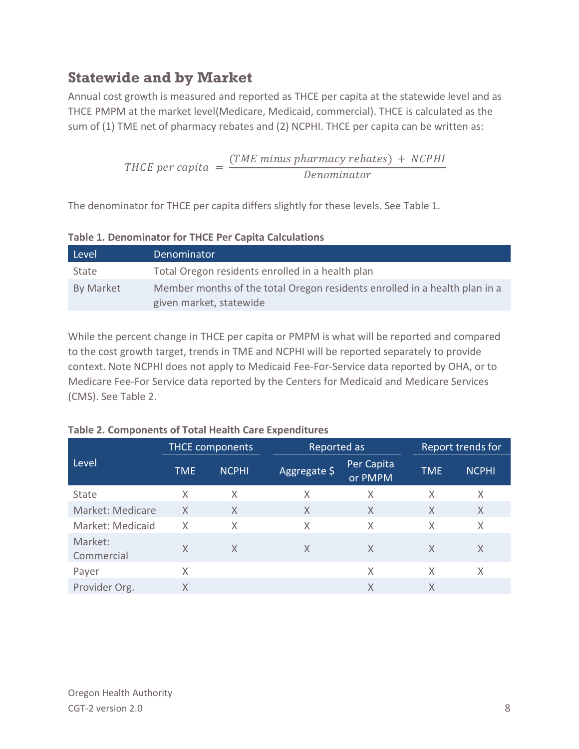## Statewide and by Market

Annual cost growth is measured and reported as THCE per capita at the statewide level and as THCE PMPM at the market level(Medicare, Medicaid, commercial). THCE is calculated as the sum of (1) TME net of pharmacy rebates and (2) NCPHI. THCE per capita can be written as:

$$THCE\ per\ capita\ =\ \frac{(TME\ minus\ pharmacy\ rebates)\ +\ NCPHI}{Denominator}$$

The denominator for THCE per capita differs slightly for these levels. See Table 1.

**Table 1. Denominator for THCE Per Capita Calculations**

| Level | Denominator |
|---|---|
| State | Total Oregon residents enrolled in a health plan |
| By Market | Member months of the total Oregon residents enrolled in a health plan in a given market, statewide |

While the percent change in THCE per capita or PMPM is what will be reported and compared to the cost growth target, trends in TME and NCPHI will be reported separately to provide context. Note NCPHI does not apply to Medicaid Fee-For-Service data reported by OHA, or to Medicare Fee-For Service data reported by the Centers for Medicaid and Medicare Services (CMS). See Table 2.

**Table 2. Components of Total Health Care Expenditures**

| Level | THCE components | | Reported as | | Report trends for | |
|---|---|---|---|---|---|---|
| | TME | NCPHI | Aggregate $ | Per Capita or PMPM | TME | NCPHI |
| State | X | X | X | X | X | X |
| Market: Medicare | X | X | X | X | X | X |
| Market: Medicaid | X | X | X | X | X | X |
| Market: Commercial | X | X | X | X | X | X |
| Payer | X | | | X | X | X |
| Provider Org. | X | | | X | X | |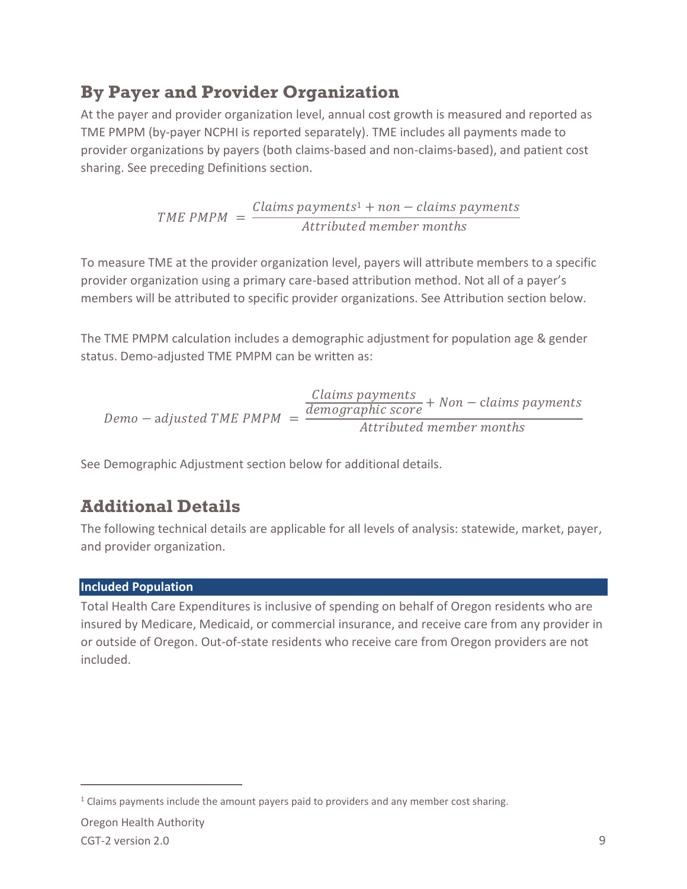## By Payer and Provider Organization

At the payer and provider organization level, annual cost growth is measured and reported as TME PMPM (by-payer NCPHI is reported separately). TME includes all payments made to provider organizations by payers (both claims-based and non-claims-based), and patient cost sharing. See preceding Definitions section.

$$TME\ PMPM\ = \frac{Claims\ payments^{1} + non - claims\ payments}{Attributed\ member\ months}$$

To measure TME at the provider organization level, payers will attribute members to a specific provider organization using a primary care-based attribution method. Not all of a payer's members will be attributed to specific provider organizations. See Attribution section below.

The TME PMPM calculation includes a demographic adjustment for population age & gender status. Demo-adjusted TME PMPM can be written as:

$$Demo - \text{adjusted}\ TME\ PMPM\ = \frac{\frac{Claims\ payments}{demographic\ score} + Non - claims\ payments}{Attributed\ member\ months}$$

See Demographic Adjustment section below for additional details.

## Additional Details

The following technical details are applicable for all levels of analysis: statewide, market, payer, and provider organization.

**Included Population**

Total Health Care Expenditures is inclusive of spending on behalf of Oregon residents who are insured by Medicare, Medicaid, or commercial insurance, and receive care from any provider in or outside of Oregon. Out-of-state residents who receive care from Oregon providers are not included.

[1] Claims payments include the amount payers paid to providers and any member cost sharing.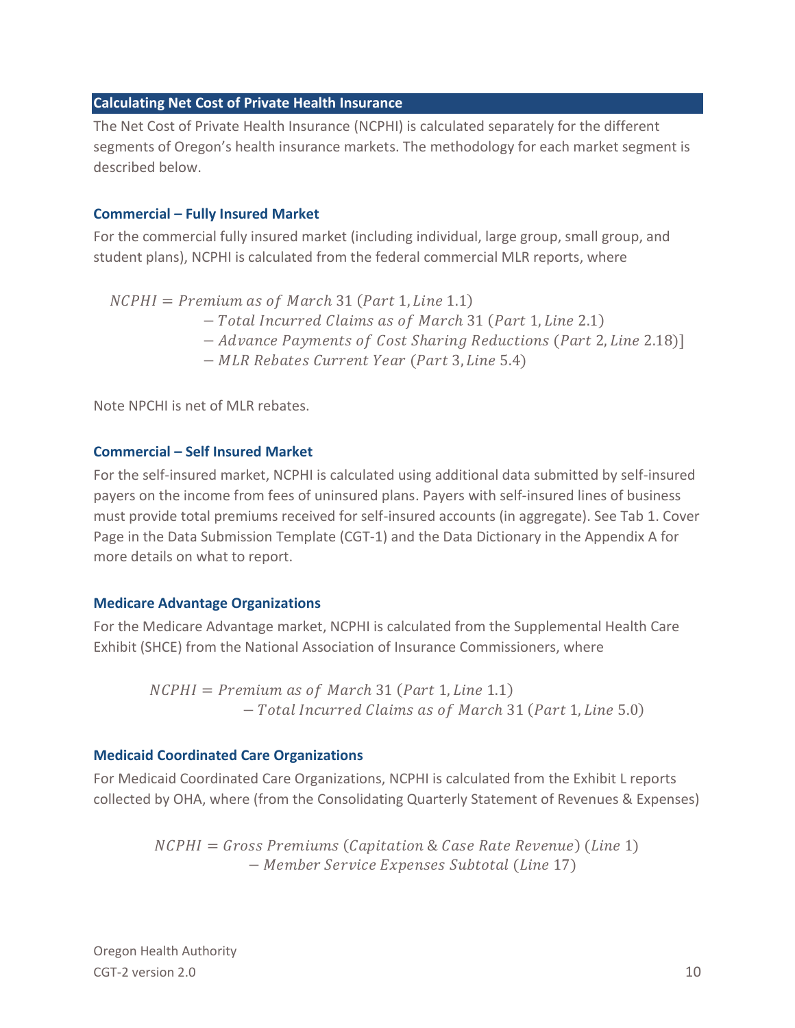## Calculating Net Cost of Private Health Insurance

The Net Cost of Private Health Insurance (NCPHI) is calculated separately for the different segments of Oregon's health insurance markets. The methodology for each market segment is described below.

### Commercial – Fully Insured Market

For the commercial fully insured market (including individual, large group, small group, and student plans), NCPHI is calculated from the federal commercial MLR reports, where

$$
\begin{aligned}
NCPHI = {} & Premium\ as\ of\ March\ 31\ (Part\ 1, Line\ 1.1) \\
& - Total\ Incurred\ Claims\ as\ of\ March\ 31\ (Part\ 1, Line\ 2.1) \\
& - Advance\ Payments\ of\ Cost\ Sharing\ Reductions\ (Part\ 2, Line\ 2.18)] \\
& - MLR\ Rebates\ Current\ Year\ (Part\ 3, Line\ 5.4)
\end{aligned}
$$

Note NPCHI is net of MLR rebates.

### Commercial – Self Insured Market

For the self-insured market, NCPHI is calculated using additional data submitted by self-insured payers on the income from fees of uninsured plans. Payers with self-insured lines of business must provide total premiums received for self-insured accounts (in aggregate). See Tab 1. Cover Page in the Data Submission Template (CGT-1) and the Data Dictionary in the Appendix A for more details on what to report.

### Medicare Advantage Organizations

For the Medicare Advantage market, NCPHI is calculated from the Supplemental Health Care Exhibit (SHCE) from the National Association of Insurance Commissioners, where

$$
\begin{aligned}
NCPHI = {} & Premium\ as\ of\ March\ 31\ (Part\ 1, Line\ 1.1) \\
& - Total\ Incurred\ Claims\ as\ of\ March\ 31\ (Part\ 1, Line\ 5.0)
\end{aligned}
$$

### Medicaid Coordinated Care Organizations

For Medicaid Coordinated Care Organizations, NCPHI is calculated from the Exhibit L reports collected by OHA, where (from the Consolidating Quarterly Statement of Revenues & Expenses)

$$
\begin{aligned}
NCPHI = {} & Gross\ Premiums\ (Capitation\ \&\ Case\ Rate\ Revenue)\ (Line\ 1) \\
& - Member\ Service\ Expenses\ Subtotal\ (Line\ 17)
\end{aligned}
$$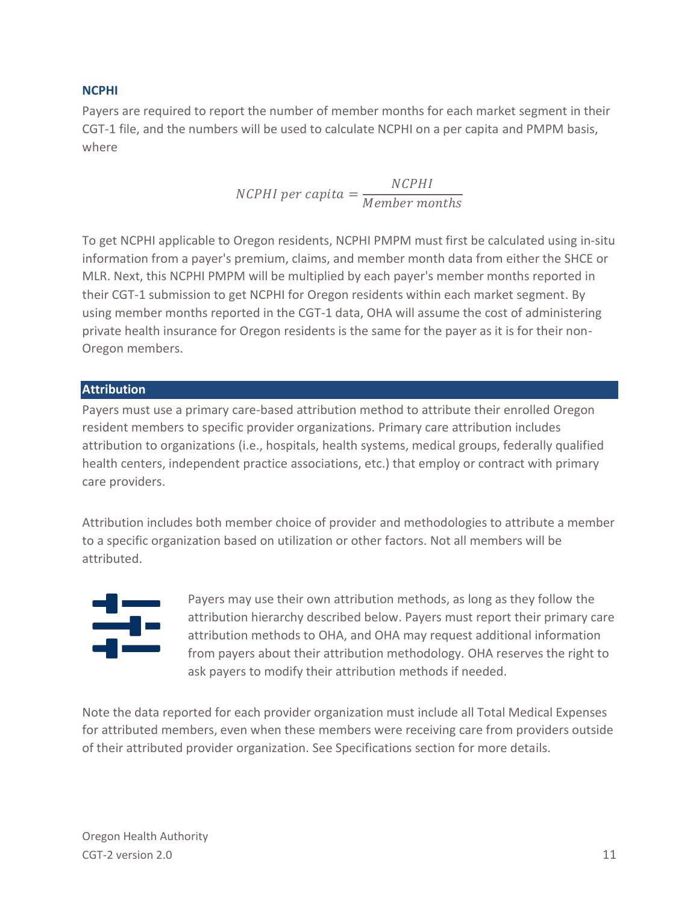### NCPHI

Payers are required to report the number of member months for each market segment in their CGT-1 file, and the numbers will be used to calculate NCPHI on a per capita and PMPM basis, where

$$NCPHI\ per\ capita = \frac{NCPHI}{Member\ months}$$

To get NCPHI applicable to Oregon residents, NCPHI PMPM must first be calculated using in-situ information from a payer's premium, claims, and member month data from either the SHCE or MLR. Next, this NCPHI PMPM will be multiplied by each payer's member months reported in their CGT-1 submission to get NCPHI for Oregon residents within each market segment. By using member months reported in the CGT-1 data, OHA will assume the cost of administering private health insurance for Oregon residents is the same for the payer as it is for their non-Oregon members.

## Attribution

Payers must use a primary care-based attribution method to attribute their enrolled Oregon resident members to specific provider organizations. Primary care attribution includes attribution to organizations (i.e., hospitals, health systems, medical groups, federally qualified health centers, independent practice associations, etc.) that employ or contract with primary care providers.

Attribution includes both member choice of provider and methodologies to attribute a member to a specific organization based on utilization or other factors. Not all members will be attributed.

Payers may use their own attribution methods, as long as they follow the attribution hierarchy described below. Payers must report their primary care attribution methods to OHA, and OHA may request additional information from payers about their attribution methodology. OHA reserves the right to ask payers to modify their attribution methods if needed.

Note the data reported for each provider organization must include all Total Medical Expenses for attributed members, even when these members were receiving care from providers outside of their attributed provider organization. See Specifications section for more details.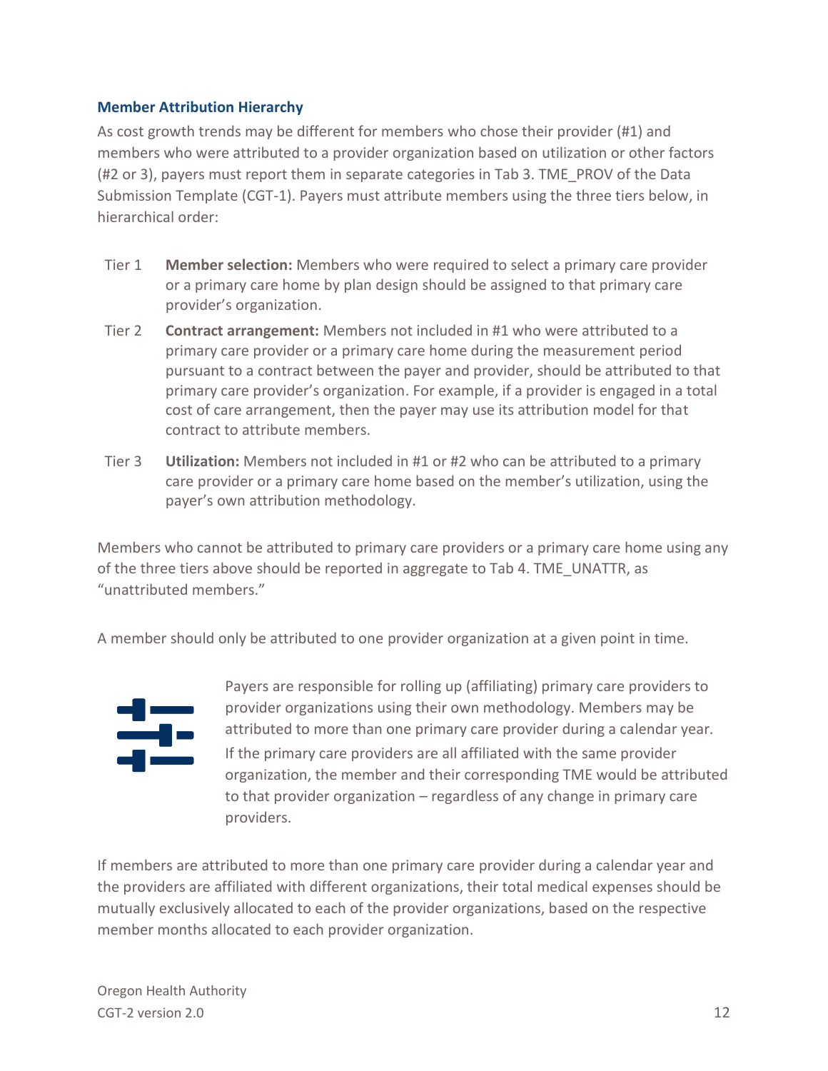### Member Attribution Hierarchy

As cost growth trends may be different for members who chose their provider (#1) and members who were attributed to a provider organization based on utilization or other factors (#2 or 3), payers must report them in separate categories in Tab 3. TME_PROV of the Data Submission Template (CGT-1). Payers must attribute members using the three tiers below, in hierarchical order:

- Tier 1 **Member selection:** Members who were required to select a primary care provider or a primary care home by plan design should be assigned to that primary care provider's organization.
- Tier 2 **Contract arrangement:** Members not included in #1 who were attributed to a primary care provider or a primary care home during the measurement period pursuant to a contract between the payer and provider, should be attributed to that primary care provider's organization. For example, if a provider is engaged in a total cost of care arrangement, then the payer may use its attribution model for that contract to attribute members.
- Tier 3 **Utilization:** Members not included in #1 or #2 who can be attributed to a primary care provider or a primary care home based on the member's utilization, using the payer's own attribution methodology.

Members who cannot be attributed to primary care providers or a primary care home using any of the three tiers above should be reported in aggregate to Tab 4. TME_UNATTR, as "unattributed members."

A member should only be attributed to one provider organization at a given point in time.

Payers are responsible for rolling up (affiliating) primary care providers to provider organizations using their own methodology. Members may be attributed to more than one primary care provider during a calendar year. If the primary care providers are all affiliated with the same provider organization, the member and their corresponding TME would be attributed to that provider organization – regardless of any change in primary care providers.

If members are attributed to more than one primary care provider during a calendar year and the providers are affiliated with different organizations, their total medical expenses should be mutually exclusively allocated to each of the provider organizations, based on the respective member months allocated to each provider organization.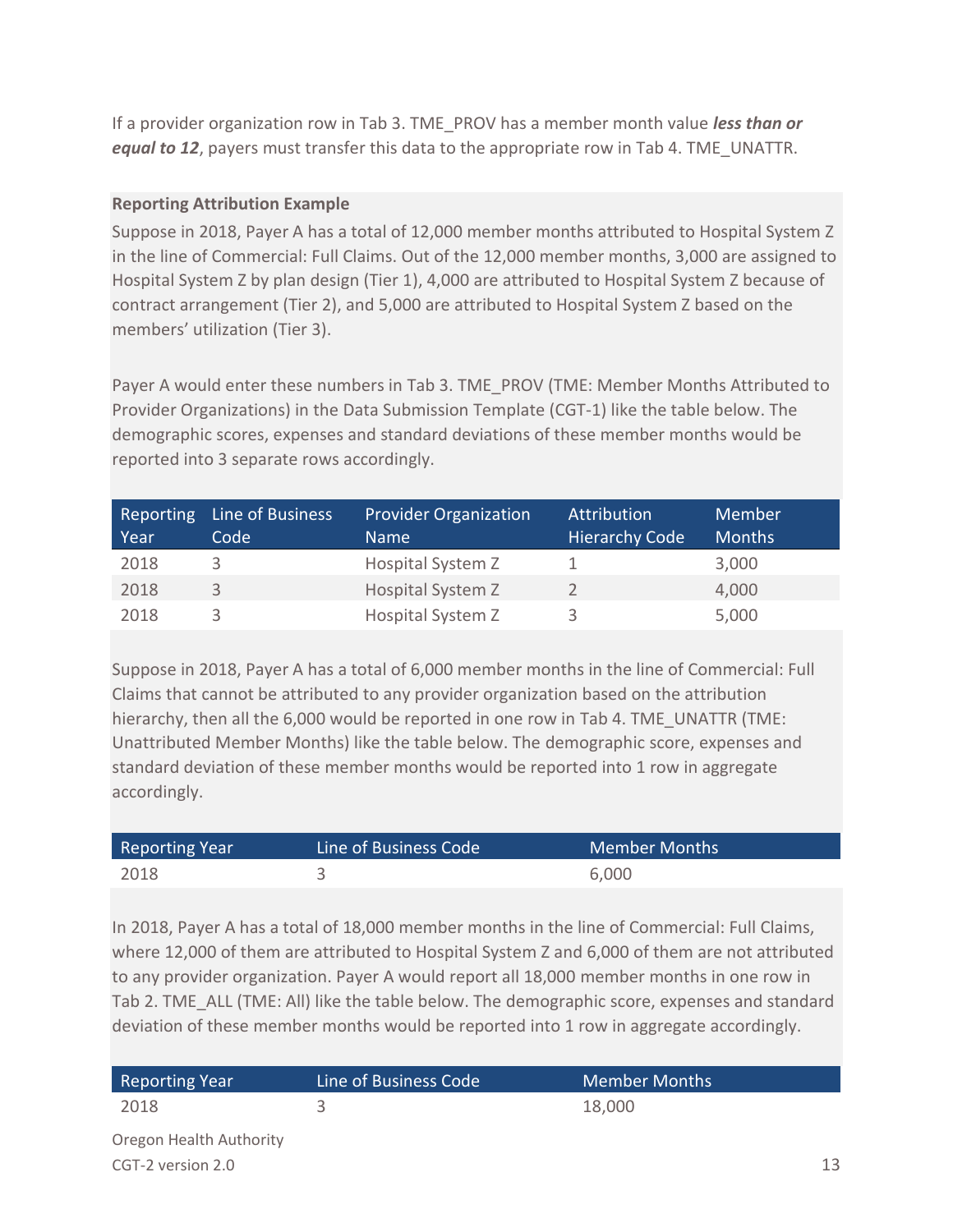If a provider organization row in Tab 3. TME_PROV has a member month value ***less than or equal to 12***, payers must transfer this data to the appropriate row in Tab 4. TME_UNATTR.

**Reporting Attribution Example**

Suppose in 2018, Payer A has a total of 12,000 member months attributed to Hospital System Z in the line of Commercial: Full Claims. Out of the 12,000 member months, 3,000 are assigned to Hospital System Z by plan design (Tier 1), 4,000 are attributed to Hospital System Z because of contract arrangement (Tier 2), and 5,000 are attributed to Hospital System Z based on the members' utilization (Tier 3).

Payer A would enter these numbers in Tab 3. TME_PROV (TME: Member Months Attributed to Provider Organizations) in the Data Submission Template (CGT-1) like the table below. The demographic scores, expenses and standard deviations of these member months would be reported into 3 separate rows accordingly.

| Reporting Year | Line of Business Code | Provider Organization Name | Attribution Hierarchy Code | Member Months |
|---|---|---|---|---|
| 2018 | 3 | Hospital System Z | 1 | 3,000 |
| 2018 | 3 | Hospital System Z | 2 | 4,000 |
| 2018 | 3 | Hospital System Z | 3 | 5,000 |

Suppose in 2018, Payer A has a total of 6,000 member months in the line of Commercial: Full Claims that cannot be attributed to any provider organization based on the attribution hierarchy, then all the 6,000 would be reported in one row in Tab 4. TME_UNATTR (TME: Unattributed Member Months) like the table below. The demographic score, expenses and standard deviation of these member months would be reported into 1 row in aggregate accordingly.

| Reporting Year | Line of Business Code | Member Months |
|---|---|---|
| 2018 | 3 | 6,000 |

In 2018, Payer A has a total of 18,000 member months in the line of Commercial: Full Claims, where 12,000 of them are attributed to Hospital System Z and 6,000 of them are not attributed to any provider organization. Payer A would report all 18,000 member months in one row in Tab 2. TME_ALL (TME: All) like the table below. The demographic score, expenses and standard deviation of these member months would be reported into 1 row in aggregate accordingly.

| Reporting Year | Line of Business Code | Member Months |
|---|---|---|
| 2018 | 3 | 18,000 |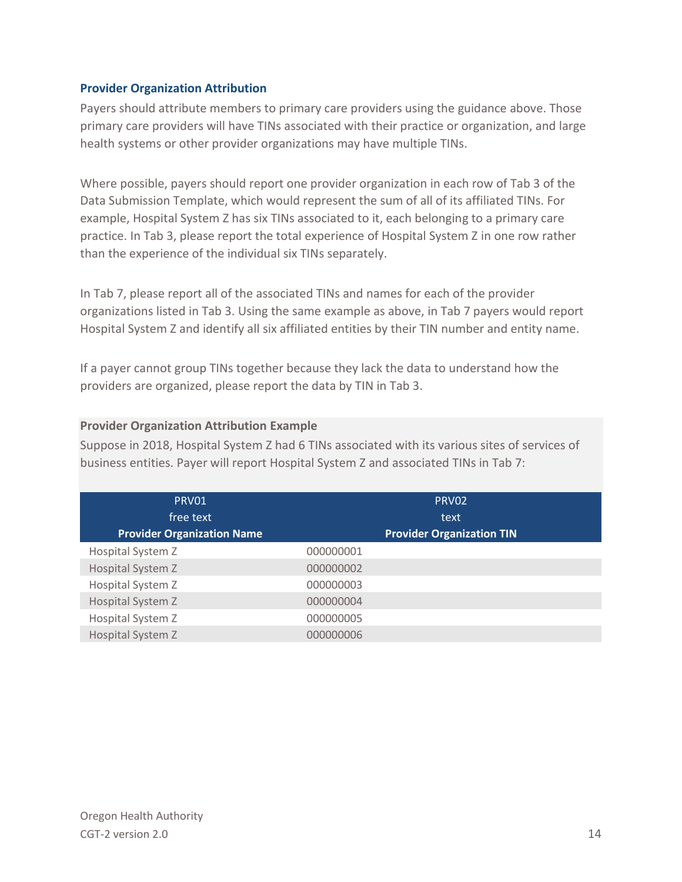### Provider Organization Attribution

Payers should attribute members to primary care providers using the guidance above. Those primary care providers will have TINs associated with their practice or organization, and large health systems or other provider organizations may have multiple TINs.

Where possible, payers should report one provider organization in each row of Tab 3 of the Data Submission Template, which would represent the sum of all of its affiliated TINs. For example, Hospital System Z has six TINs associated to it, each belonging to a primary care practice. In Tab 3, please report the total experience of Hospital System Z in one row rather than the experience of the individual six TINs separately.

In Tab 7, please report all of the associated TINs and names for each of the provider organizations listed in Tab 3. Using the same example as above, in Tab 7 payers would report Hospital System Z and identify all six affiliated entities by their TIN number and entity name.

If a payer cannot group TINs together because they lack the data to understand how the providers are organized, please report the data by TIN in Tab 3.

**Provider Organization Attribution Example**

Suppose in 2018, Hospital System Z had 6 TINs associated with its various sites of services of business entities. Payer will report Hospital System Z and associated TINs in Tab 7:

| PRV01<br>free text<br>**Provider Organization Name** | PRV02<br>text<br>**Provider Organization TIN** |
|---|---|
| Hospital System Z | 000000001 |
| Hospital System Z | 000000002 |
| Hospital System Z | 000000003 |
| Hospital System Z | 000000004 |
| Hospital System Z | 000000005 |
| Hospital System Z | 000000006 |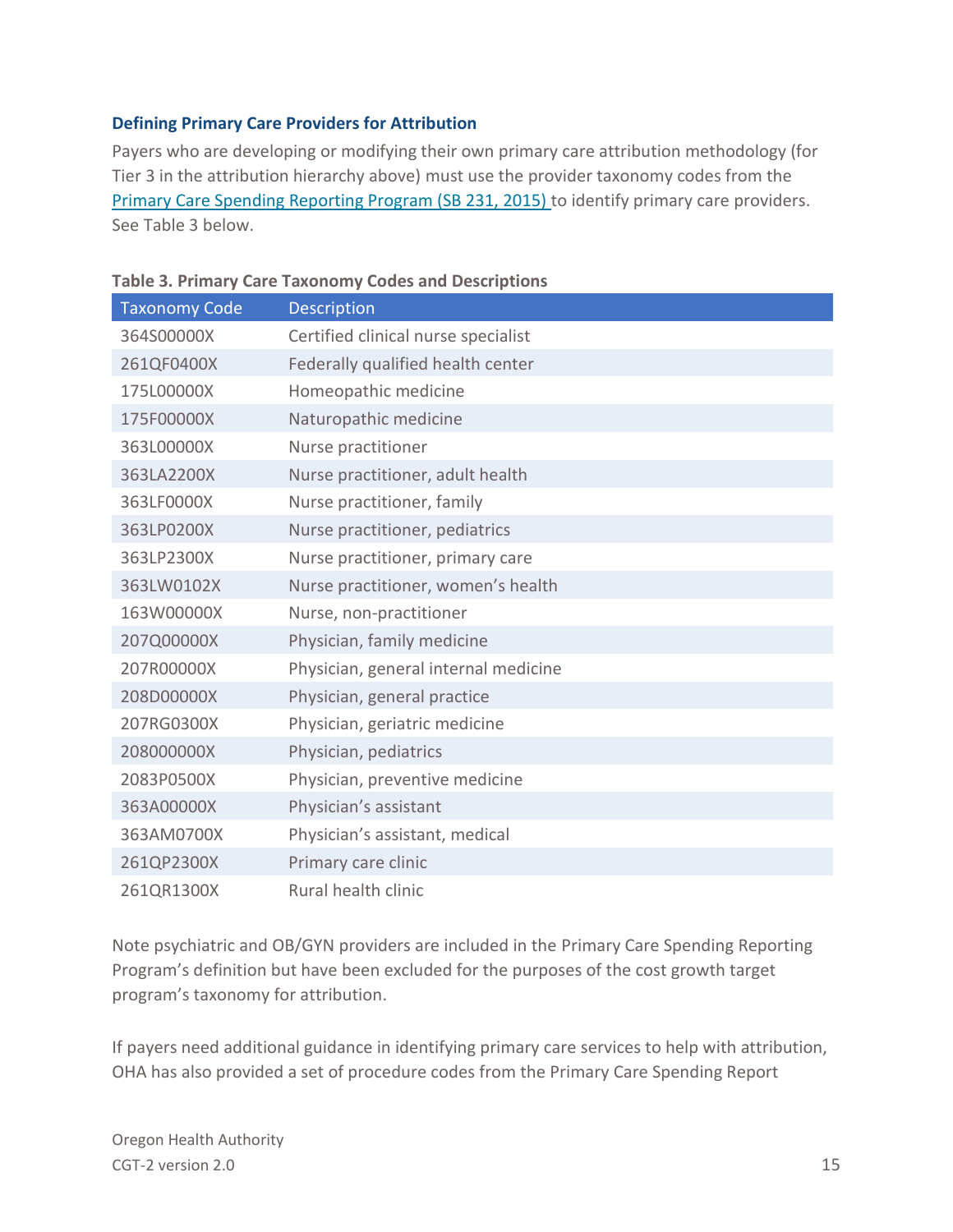### Defining Primary Care Providers for Attribution

Payers who are developing or modifying their own primary care attribution methodology (for Tier 3 in the attribution hierarchy above) must use the provider taxonomy codes from the [Primary Care Spending Reporting Program (SB 231, 2015)](#) to identify primary care providers. See Table 3 below.

**Table 3. Primary Care Taxonomy Codes and Descriptions**

| Taxonomy Code | Description |
| --- | --- |
| 364S00000X | Certified clinical nurse specialist |
| 261QF0400X | Federally qualified health center |
| 175L00000X | Homeopathic medicine |
| 175F00000X | Naturopathic medicine |
| 363L00000X | Nurse practitioner |
| 363LA2200X | Nurse practitioner, adult health |
| 363LF0000X | Nurse practitioner, family |
| 363LP0200X | Nurse practitioner, pediatrics |
| 363LP2300X | Nurse practitioner, primary care |
| 363LW0102X | Nurse practitioner, women's health |
| 163W00000X | Nurse, non-practitioner |
| 207Q00000X | Physician, family medicine |
| 207R00000X | Physician, general internal medicine |
| 208D00000X | Physician, general practice |
| 207RG0300X | Physician, geriatric medicine |
| 208000000X | Physician, pediatrics |
| 2083P0500X | Physician, preventive medicine |
| 363A00000X | Physician's assistant |
| 363AM0700X | Physician's assistant, medical |
| 261QP2300X | Primary care clinic |
| 261QR1300X | Rural health clinic |

Note psychiatric and OB/GYN providers are included in the Primary Care Spending Reporting Program's definition but have been excluded for the purposes of the cost growth target program's taxonomy for attribution.

If payers need additional guidance in identifying primary care services to help with attribution, OHA has also provided a set of procedure codes from the Primary Care Spending Report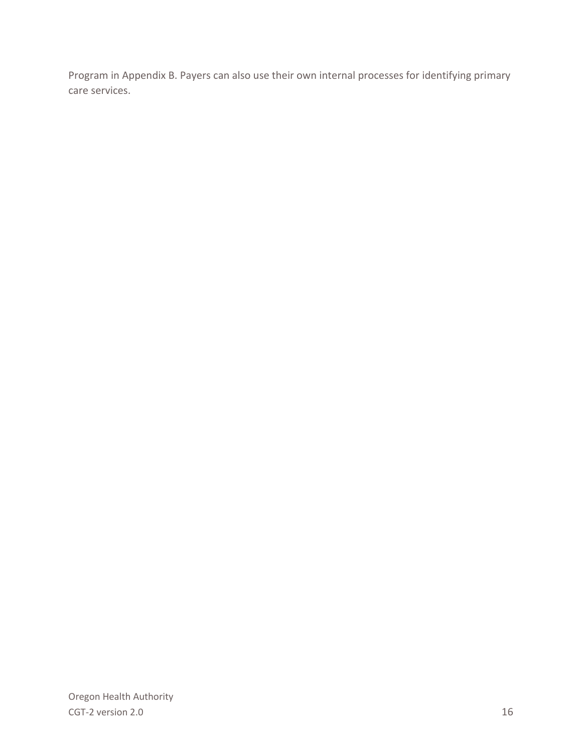Program in Appendix B. Payers can also use their own internal processes for identifying primary care services.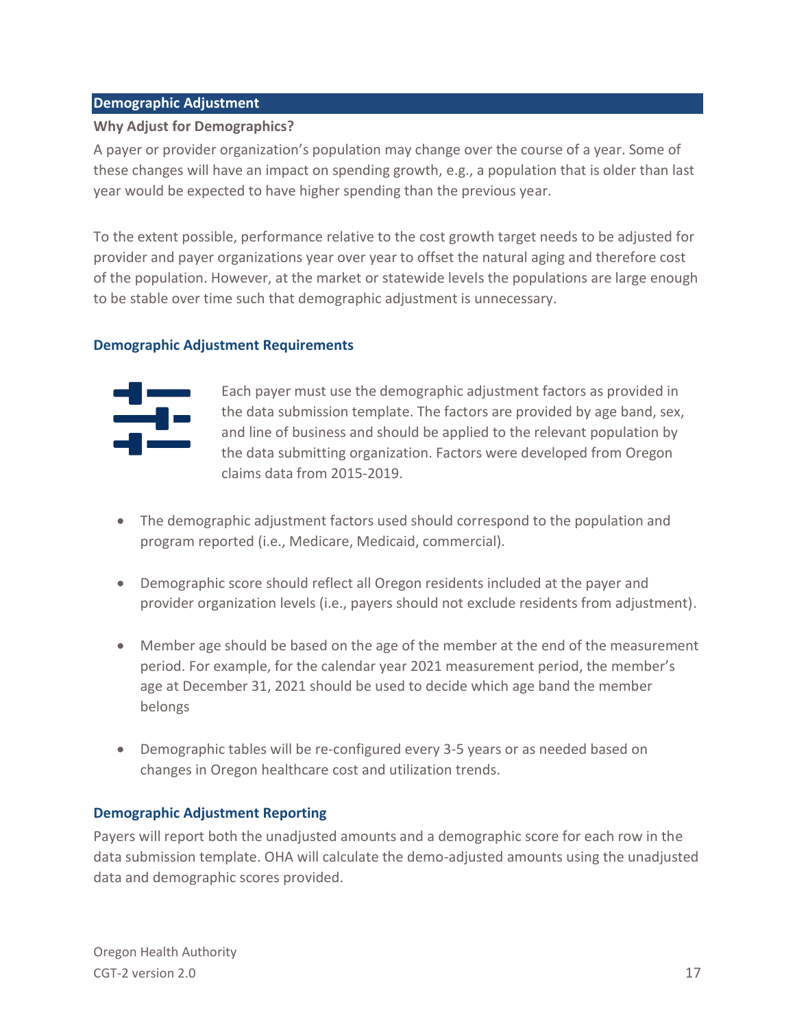## Demographic Adjustment

**Why Adjust for Demographics?**

A payer or provider organization's population may change over the course of a year. Some of these changes will have an impact on spending growth, e.g., a population that is older than last year would be expected to have higher spending than the previous year.

To the extent possible, performance relative to the cost growth target needs to be adjusted for provider and payer organizations year over year to offset the natural aging and therefore cost of the population. However, at the market or statewide levels the populations are large enough to be stable over time such that demographic adjustment is unnecessary.

### Demographic Adjustment Requirements

Each payer must use the demographic adjustment factors as provided in the data submission template. The factors are provided by age band, sex, and line of business and should be applied to the relevant population by the data submitting organization. Factors were developed from Oregon claims data from 2015-2019.

- The demographic adjustment factors used should correspond to the population and program reported (i.e., Medicare, Medicaid, commercial).
- Demographic score should reflect all Oregon residents included at the payer and provider organization levels (i.e., payers should not exclude residents from adjustment).
- Member age should be based on the age of the member at the end of the measurement period. For example, for the calendar year 2021 measurement period, the member's age at December 31, 2021 should be used to decide which age band the member belongs
- Demographic tables will be re-configured every 3-5 years or as needed based on changes in Oregon healthcare cost and utilization trends.

### Demographic Adjustment Reporting

Payers will report both the unadjusted amounts and a demographic score for each row in the data submission template. OHA will calculate the demo-adjusted amounts using the unadjusted data and demographic scores provided.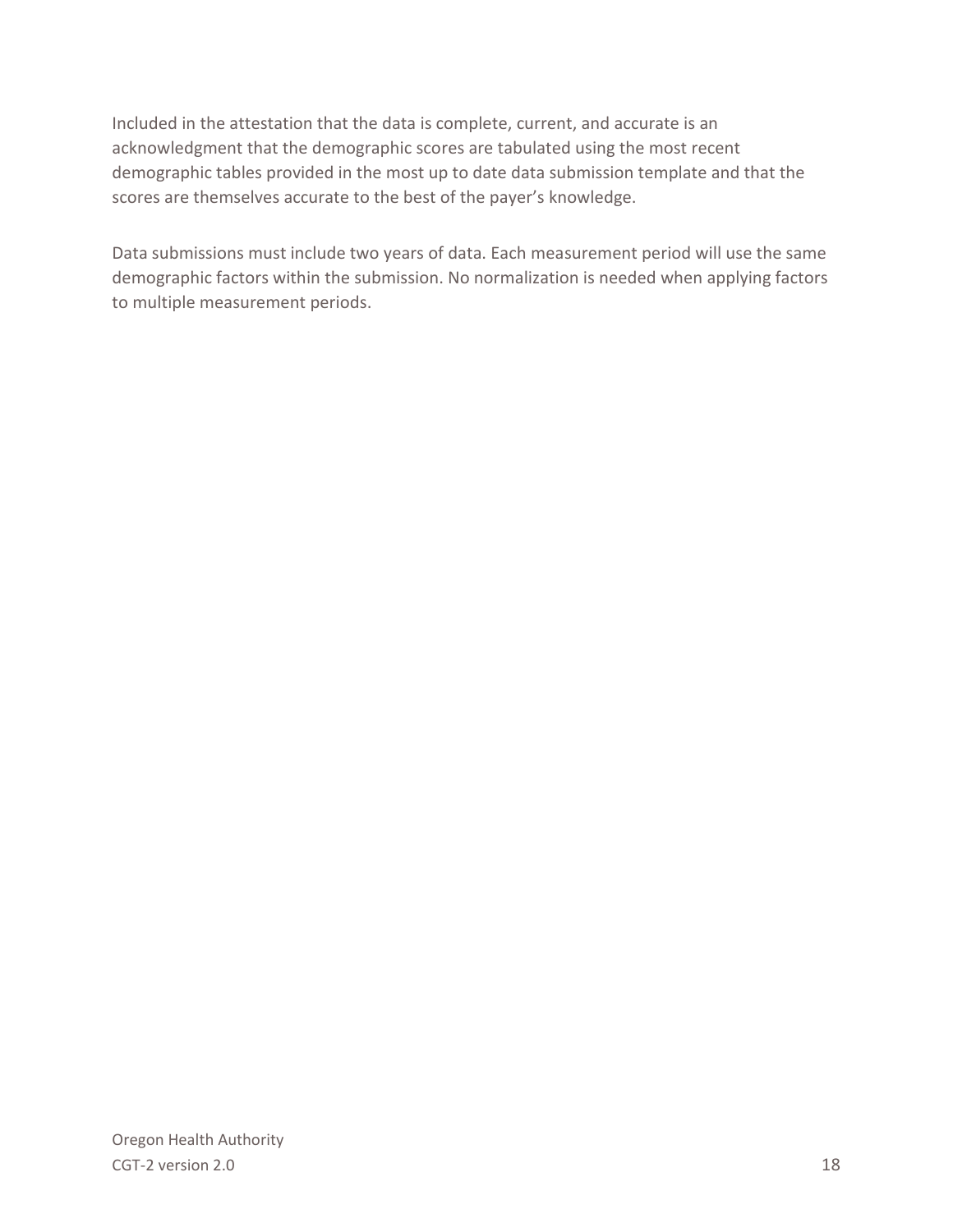Included in the attestation that the data is complete, current, and accurate is an acknowledgment that the demographic scores are tabulated using the most recent demographic tables provided in the most up to date data submission template and that the scores are themselves accurate to the best of the payer's knowledge.

Data submissions must include two years of data. Each measurement period will use the same demographic factors within the submission. No normalization is needed when applying factors to multiple measurement periods.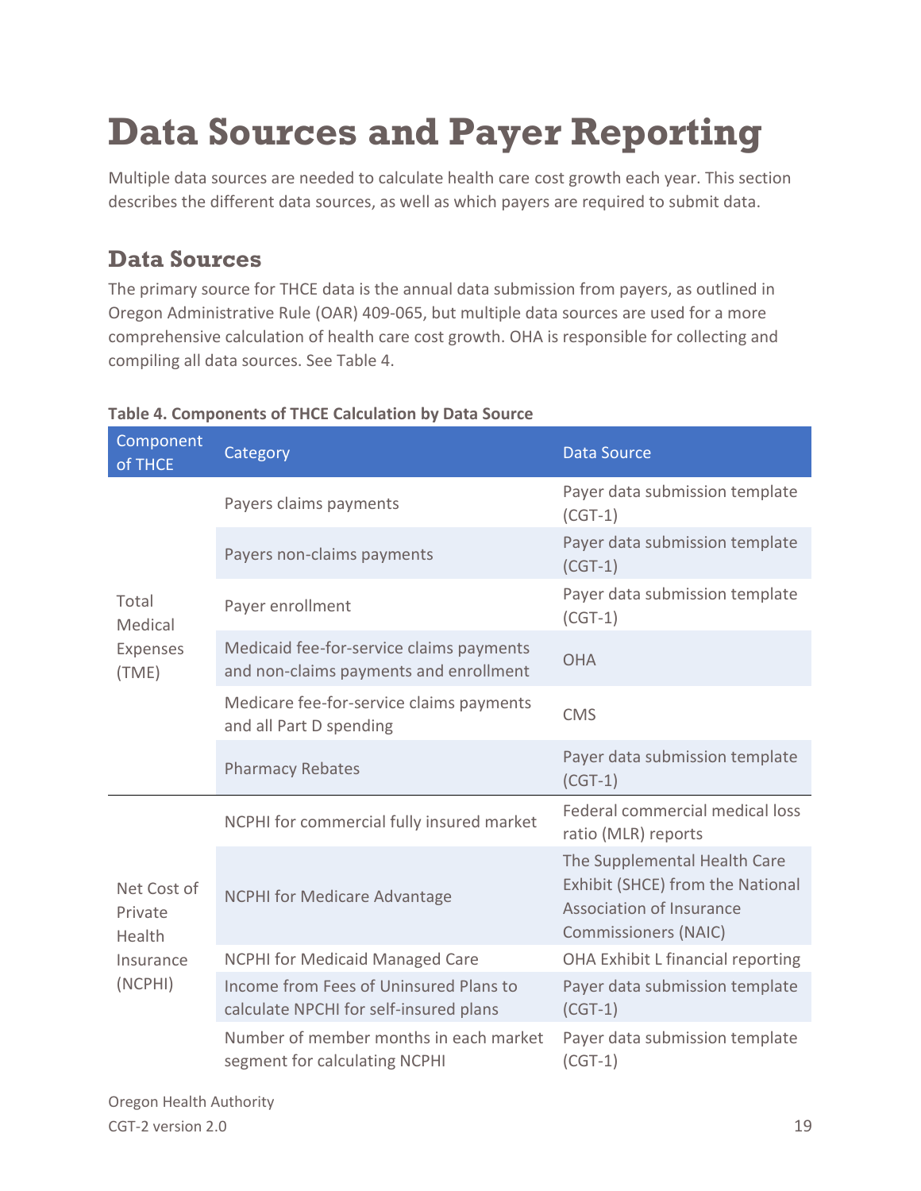# Data Sources and Payer Reporting

Multiple data sources are needed to calculate health care cost growth each year. This section describes the different data sources, as well as which payers are required to submit data.

## Data Sources

The primary source for THCE data is the annual data submission from payers, as outlined in Oregon Administrative Rule (OAR) 409-065, but multiple data sources are used for a more comprehensive calculation of health care cost growth. OHA is responsible for collecting and compiling all data sources. See Table 4.

**Table 4. Components of THCE Calculation by Data Source**

| Component of THCE | Category | Data Source |
|---|---|---|
| Total Medical Expenses (TME) | Payers claims payments | Payer data submission template (CGT-1) |
| | Payers non-claims payments | Payer data submission template (CGT-1) |
| | Payer enrollment | Payer data submission template (CGT-1) |
| | Medicaid fee-for-service claims payments and non-claims payments and enrollment | OHA |
| | Medicare fee-for-service claims payments and all Part D spending | CMS |
| | Pharmacy Rebates | Payer data submission template (CGT-1) |
| Net Cost of Private Health Insurance (NCPHI) | NCPHI for commercial fully insured market | Federal commercial medical loss ratio (MLR) reports |
| | NCPHI for Medicare Advantage | The Supplemental Health Care Exhibit (SHCE) from the National Association of Insurance Commissioners (NAIC) |
| | NCPHI for Medicaid Managed Care | OHA Exhibit L financial reporting |
| | Income from Fees of Uninsured Plans to calculate NPCHI for self-insured plans | Payer data submission template (CGT-1) |
| | Number of member months in each market segment for calculating NCPHI | Payer data submission template (CGT-1) |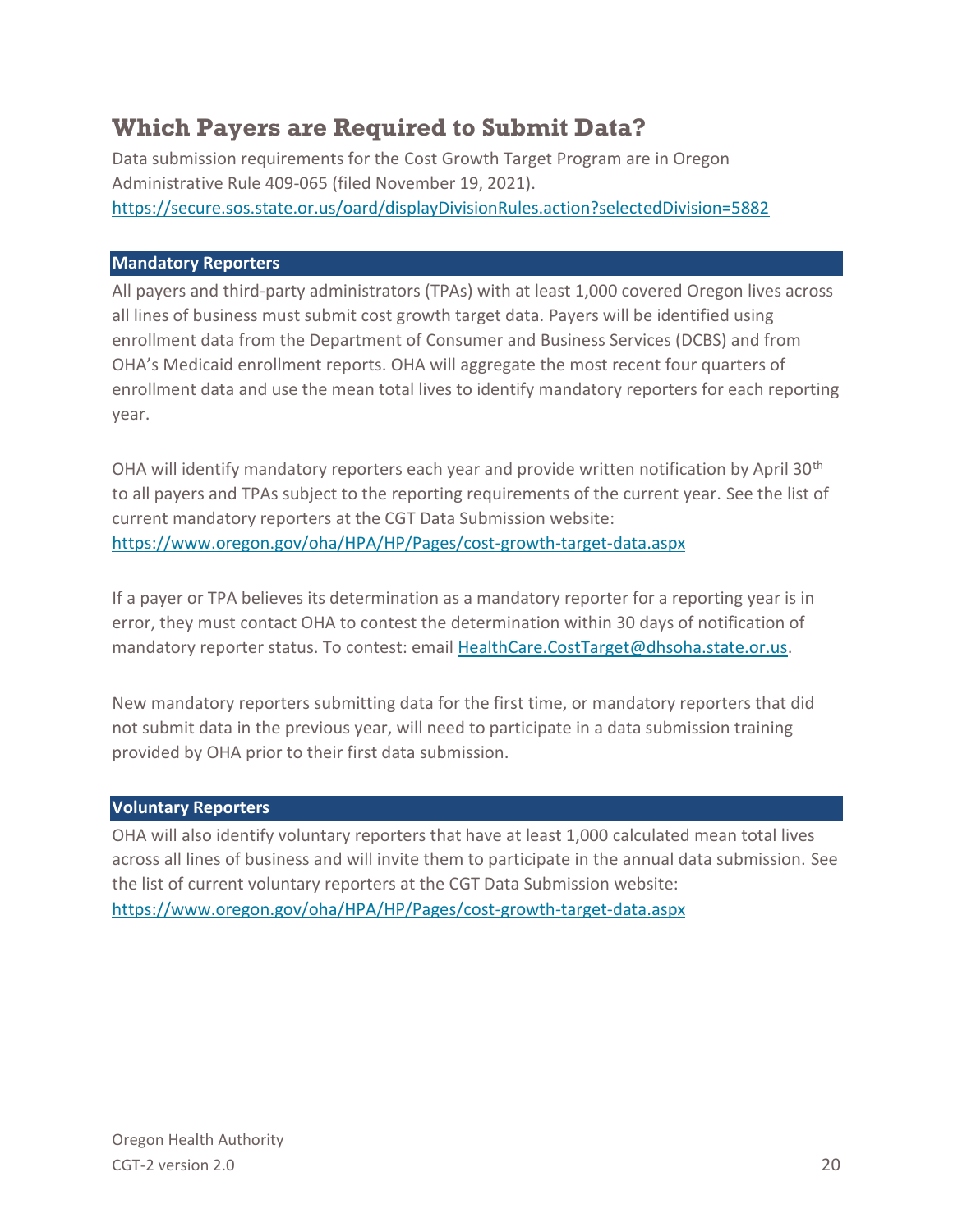## Which Payers are Required to Submit Data?

Data submission requirements for the Cost Growth Target Program are in Oregon Administrative Rule 409-065 (filed November 19, 2021).
https://secure.sos.state.or.us/oard/displayDivisionRules.action?selectedDivision=5882

### Mandatory Reporters

All payers and third-party administrators (TPAs) with at least 1,000 covered Oregon lives across all lines of business must submit cost growth target data. Payers will be identified using enrollment data from the Department of Consumer and Business Services (DCBS) and from OHA's Medicaid enrollment reports. OHA will aggregate the most recent four quarters of enrollment data and use the mean total lives to identify mandatory reporters for each reporting year.

OHA will identify mandatory reporters each year and provide written notification by April 30th to all payers and TPAs subject to the reporting requirements of the current year. See the list of current mandatory reporters at the CGT Data Submission website:
https://www.oregon.gov/oha/HPA/HP/Pages/cost-growth-target-data.aspx

If a payer or TPA believes its determination as a mandatory reporter for a reporting year is in error, they must contact OHA to contest the determination within 30 days of notification of mandatory reporter status. To contest: email HealthCare.CostTarget@dhsoha.state.or.us.

New mandatory reporters submitting data for the first time, or mandatory reporters that did not submit data in the previous year, will need to participate in a data submission training provided by OHA prior to their first data submission.

### Voluntary Reporters

OHA will also identify voluntary reporters that have at least 1,000 calculated mean total lives across all lines of business and will invite them to participate in the annual data submission. See the list of current voluntary reporters at the CGT Data Submission website:
https://www.oregon.gov/oha/HPA/HP/Pages/cost-growth-target-data.aspx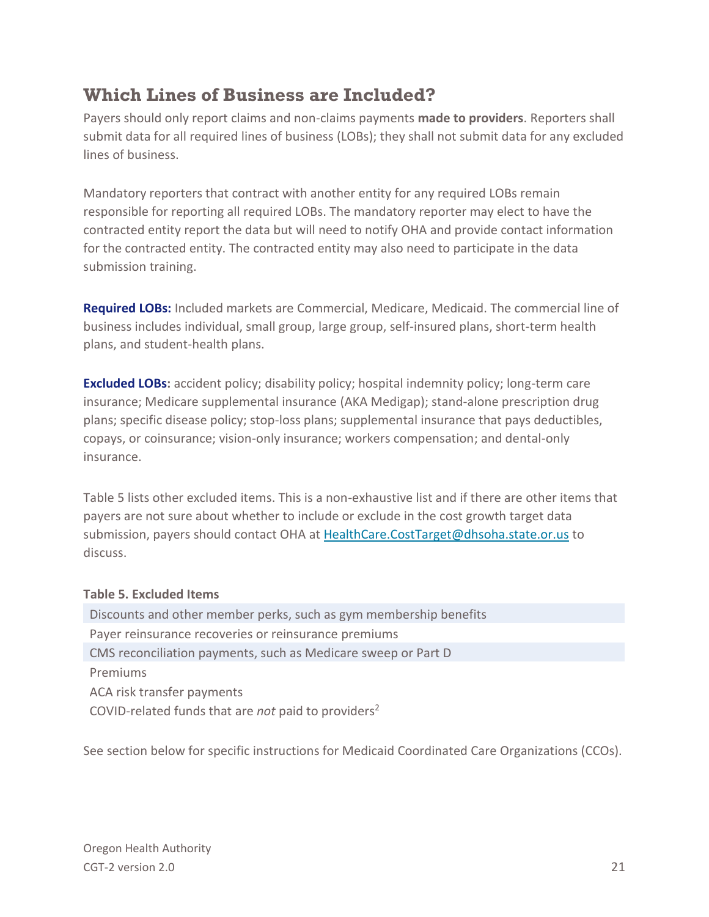## Which Lines of Business are Included?

Payers should only report claims and non-claims payments **made to providers**. Reporters shall submit data for all required lines of business (LOBs); they shall not submit data for any excluded lines of business.

Mandatory reporters that contract with another entity for any required LOBs remain responsible for reporting all required LOBs. The mandatory reporter may elect to have the contracted entity report the data but will need to notify OHA and provide contact information for the contracted entity. The contracted entity may also need to participate in the data submission training.

**Required LOBs:** Included markets are Commercial, Medicare, Medicaid. The commercial line of business includes individual, small group, large group, self-insured plans, short-term health plans, and student-health plans.

**Excluded LOBs:** accident policy; disability policy; hospital indemnity policy; long-term care insurance; Medicare supplemental insurance (AKA Medigap); stand-alone prescription drug plans; specific disease policy; stop-loss plans; supplemental insurance that pays deductibles, copays, or coinsurance; vision-only insurance; workers compensation; and dental-only insurance.

Table 5 lists other excluded items. This is a non-exhaustive list and if there are other items that payers are not sure about whether to include or exclude in the cost growth target data submission, payers should contact OHA at HealthCare.CostTarget@dhsoha.state.or.us to discuss.

**Table 5. Excluded Items**

| Excluded Items |
|---|
| Discounts and other member perks, such as gym membership benefits |
| Payer reinsurance recoveries or reinsurance premiums |
| CMS reconciliation payments, such as Medicare sweep or Part D |
| Premiums |
| ACA risk transfer payments |
| COVID-related funds that are *not* paid to providers[2] |

See section below for specific instructions for Medicaid Coordinated Care Organizations (CCOs).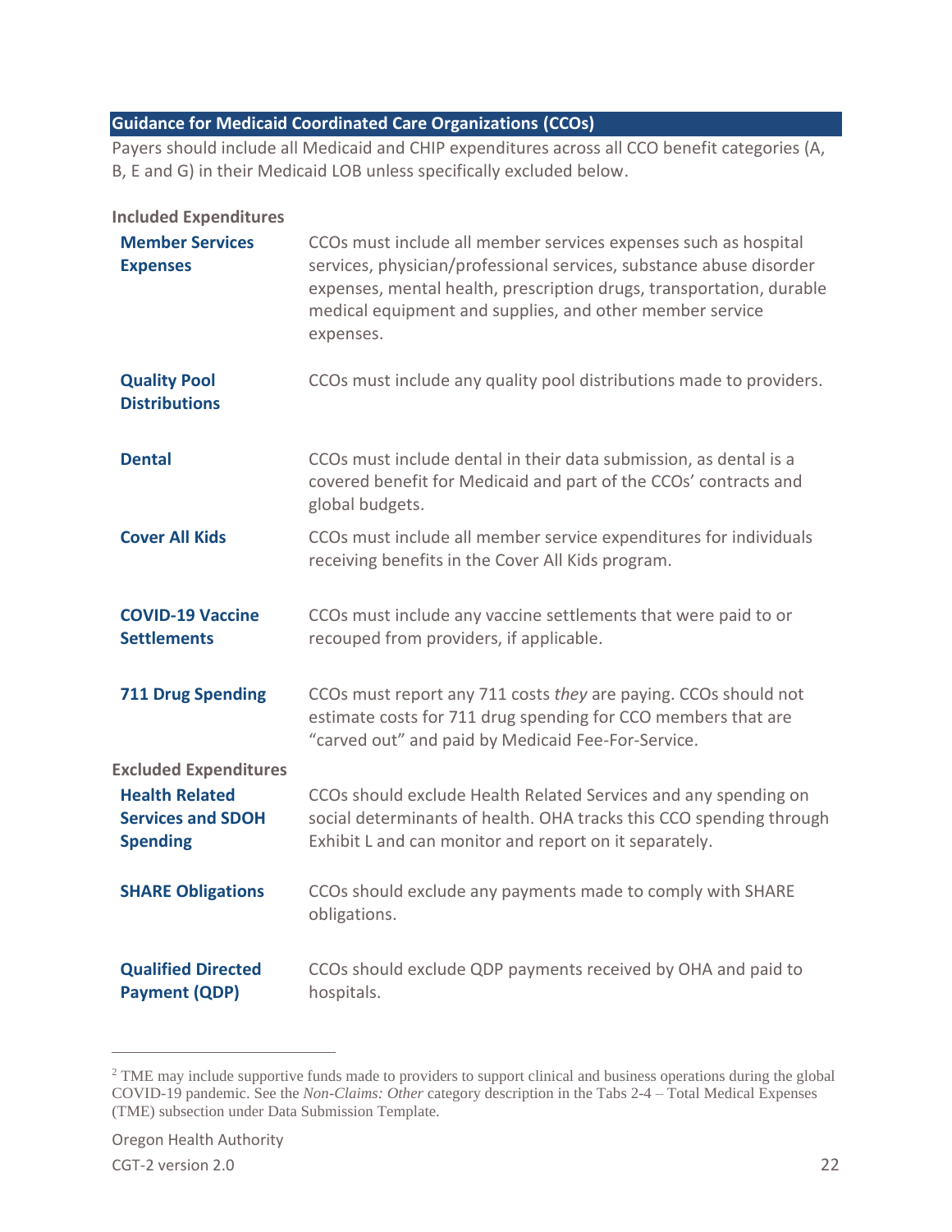## Guidance for Medicaid Coordinated Care Organizations (CCOs)

Payers should include all Medicaid and CHIP expenditures across all CCO benefit categories (A, B, E and G) in their Medicaid LOB unless specifically excluded below.

### Included Expenditures

| | |
|---|---|
| **Member Services Expenses** | CCOs must include all member services expenses such as hospital services, physician/professional services, substance abuse disorder expenses, mental health, prescription drugs, transportation, durable medical equipment and supplies, and other member service expenses. |
| **Quality Pool Distributions** | CCOs must include any quality pool distributions made to providers. |
| **Dental** | CCOs must include dental in their data submission, as dental is a covered benefit for Medicaid and part of the CCOs' contracts and global budgets. |
| **Cover All Kids** | CCOs must include all member service expenditures for individuals receiving benefits in the Cover All Kids program. |
| **COVID-19 Vaccine Settlements** | CCOs must include any vaccine settlements that were paid to or recouped from providers, if applicable. |
| **711 Drug Spending** | CCOs must report any 711 costs *they* are paying. CCOs should not estimate costs for 711 drug spending for CCO members that are "carved out" and paid by Medicaid Fee-For-Service. |

### Excluded Expenditures

| | |
|---|---|
| **Health Related Services and SDOH Spending** | CCOs should exclude Health Related Services and any spending on social determinants of health. OHA tracks this CCO spending through Exhibit L and can monitor and report on it separately. |
| **SHARE Obligations** | CCOs should exclude any payments made to comply with SHARE obligations. |
| **Qualified Directed Payment (QDP)** | CCOs should exclude QDP payments received by OHA and paid to hospitals. |

---

[2] TME may include supportive funds made to providers to support clinical and business operations during the global COVID-19 pandemic. See the *Non-Claims: Other* category description in the Tabs 2-4 – Total Medical Expenses (TME) subsection under Data Submission Template.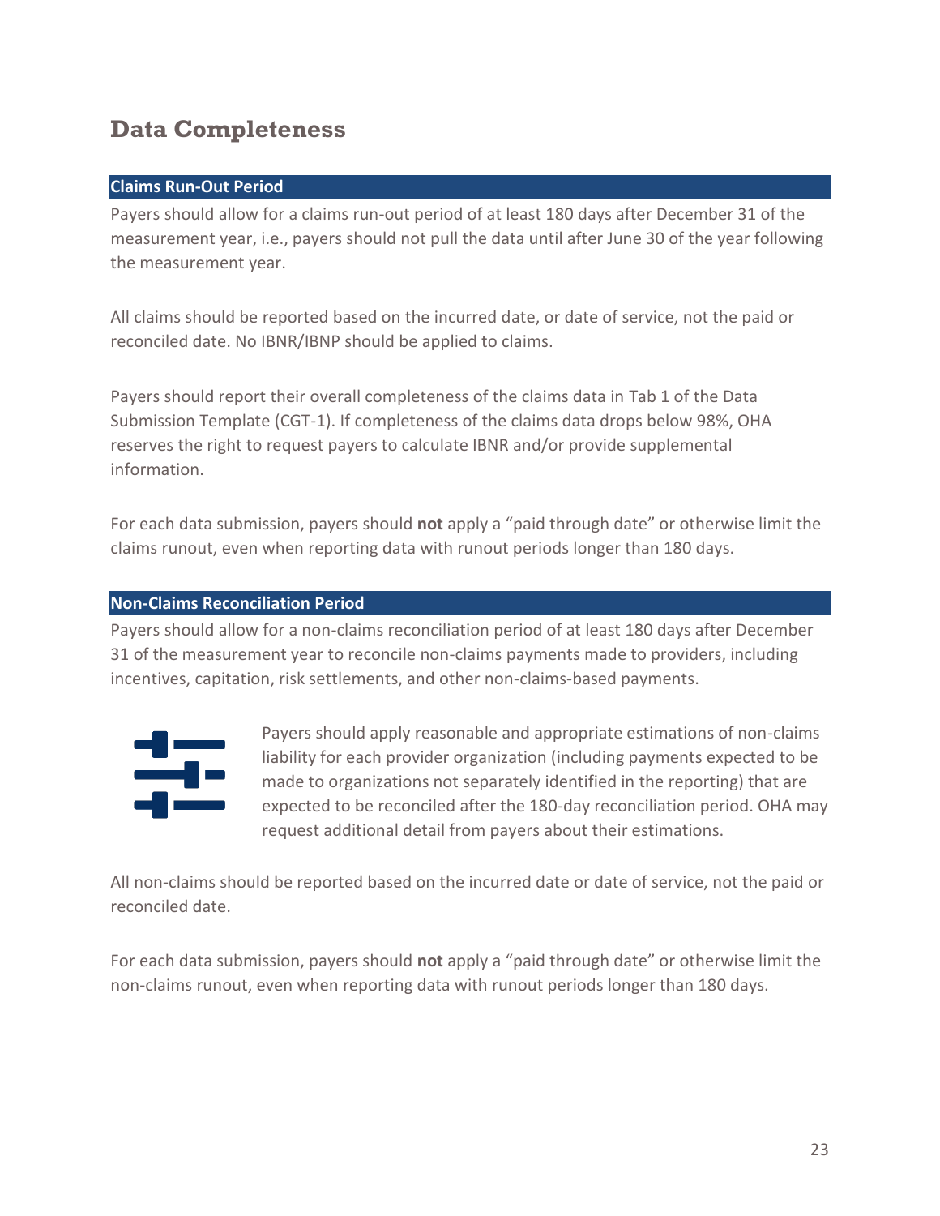# Data Completeness

### Claims Run-Out Period

Payers should allow for a claims run-out period of at least 180 days after December 31 of the measurement year, i.e., payers should not pull the data until after June 30 of the year following the measurement year.

All claims should be reported based on the incurred date, or date of service, not the paid or reconciled date. No IBNR/IBNP should be applied to claims.

Payers should report their overall completeness of the claims data in Tab 1 of the Data Submission Template (CGT-1). If completeness of the claims data drops below 98%, OHA reserves the right to request payers to calculate IBNR and/or provide supplemental information.

For each data submission, payers should **not** apply a "paid through date" or otherwise limit the claims runout, even when reporting data with runout periods longer than 180 days.

### Non-Claims Reconciliation Period

Payers should allow for a non-claims reconciliation period of at least 180 days after December 31 of the measurement year to reconcile non-claims payments made to providers, including incentives, capitation, risk settlements, and other non-claims-based payments.

Payers should apply reasonable and appropriate estimations of non-claims liability for each provider organization (including payments expected to be made to organizations not separately identified in the reporting) that are expected to be reconciled after the 180-day reconciliation period. OHA may request additional detail from payers about their estimations.

All non-claims should be reported based on the incurred date or date of service, not the paid or reconciled date.

For each data submission, payers should **not** apply a "paid through date" or otherwise limit the non-claims runout, even when reporting data with runout periods longer than 180 days.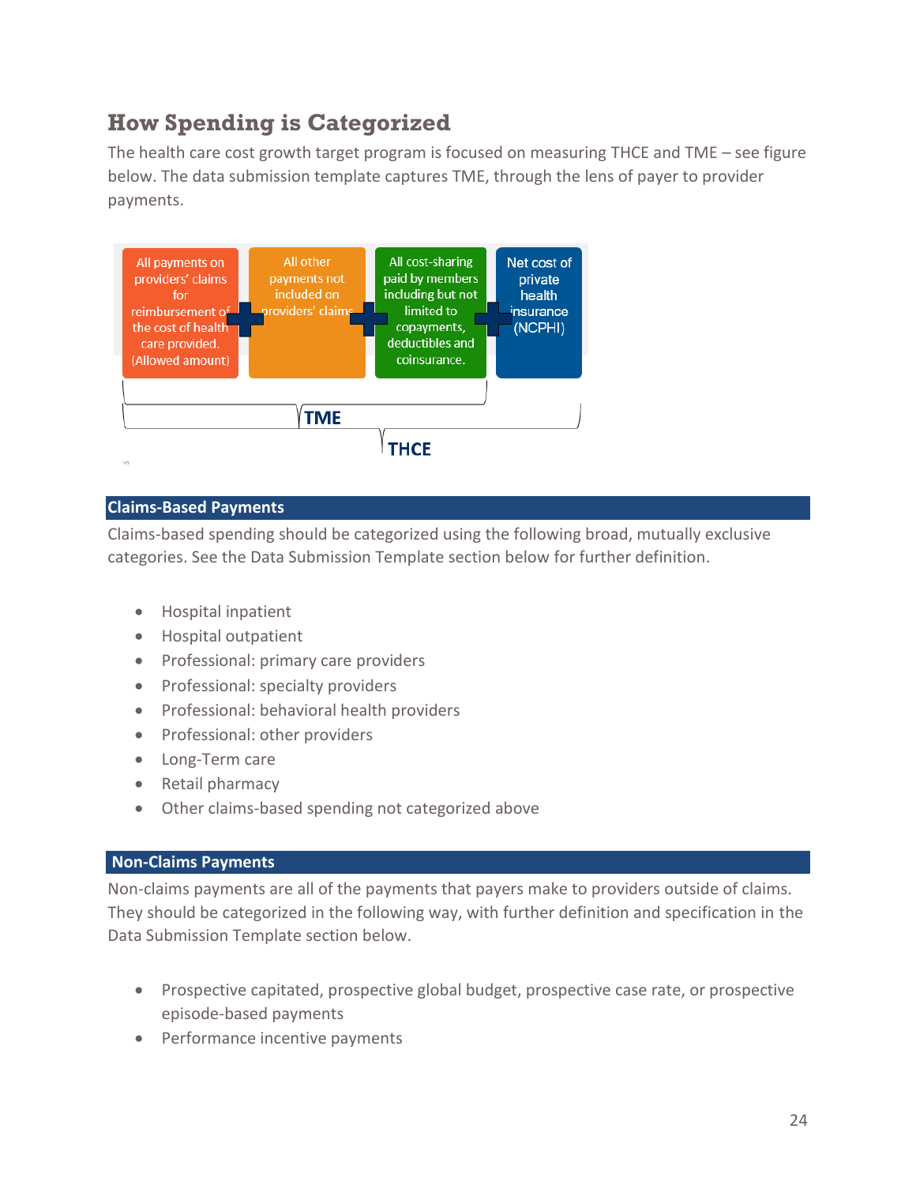## How Spending is Categorized

The health care cost growth target program is focused on measuring THCE and TME – see figure below. The data submission template captures TME, through the lens of payer to provider payments.

All payments on providers' claims for reimbursement of the cost of health care provided. (Allowed amount) + All other payments not included on providers' claims + All cost-sharing paid by members including but not limited to copayments, deductibles and coinsurance. + Net cost of private health insurance (NCPHI)

TME

THCE

### Claims-Based Payments

Claims-based spending should be categorized using the following broad, mutually exclusive categories. See the Data Submission Template section below for further definition.

- Hospital inpatient
- Hospital outpatient
- Professional: primary care providers
- Professional: specialty providers
- Professional: behavioral health providers
- Professional: other providers
- Long-Term care
- Retail pharmacy
- Other claims-based spending not categorized above

### Non-Claims Payments

Non-claims payments are all of the payments that payers make to providers outside of claims. They should be categorized in the following way, with further definition and specification in the Data Submission Template section below.

- Prospective capitated, prospective global budget, prospective case rate, or prospective episode-based payments
- Performance incentive payments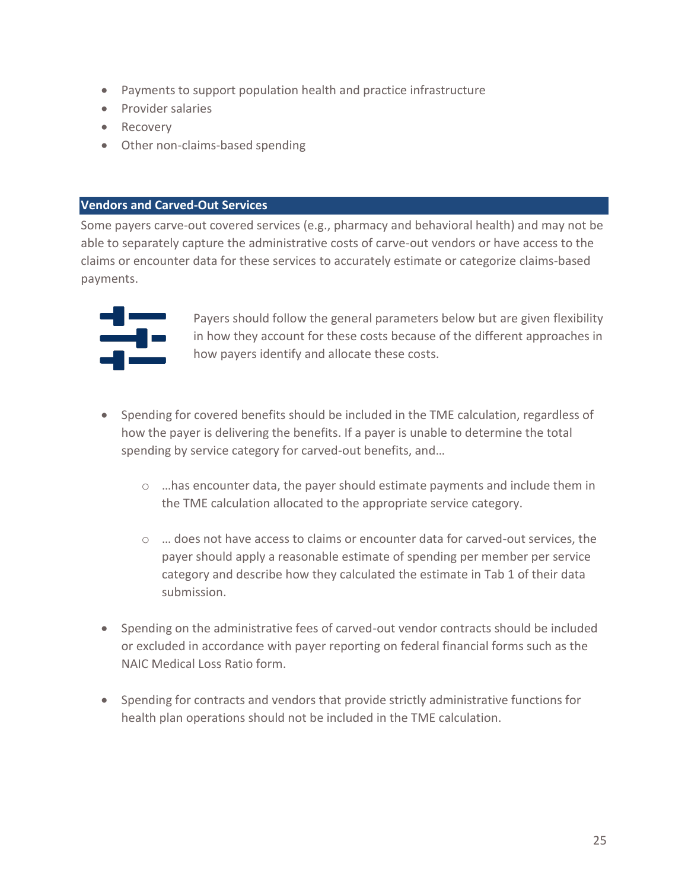- Payments to support population health and practice infrastructure
- Provider salaries
- Recovery
- Other non-claims-based spending

## Vendors and Carved-Out Services

Some payers carve-out covered services (e.g., pharmacy and behavioral health) and may not be able to separately capture the administrative costs of carve-out vendors or have access to the claims or encounter data for these services to accurately estimate or categorize claims-based payments.

Payers should follow the general parameters below but are given flexibility in how they account for these costs because of the different approaches in how payers identify and allocate these costs.

- Spending for covered benefits should be included in the TME calculation, regardless of how the payer is delivering the benefits. If a payer is unable to determine the total spending by service category for carved-out benefits, and…
    - …has encounter data, the payer should estimate payments and include them in the TME calculation allocated to the appropriate service category.
    - … does not have access to claims or encounter data for carved-out services, the payer should apply a reasonable estimate of spending per member per service category and describe how they calculated the estimate in Tab 1 of their data submission.
- Spending on the administrative fees of carved-out vendor contracts should be included or excluded in accordance with payer reporting on federal financial forms such as the NAIC Medical Loss Ratio form.
- Spending for contracts and vendors that provide strictly administrative functions for health plan operations should not be included in the TME calculation.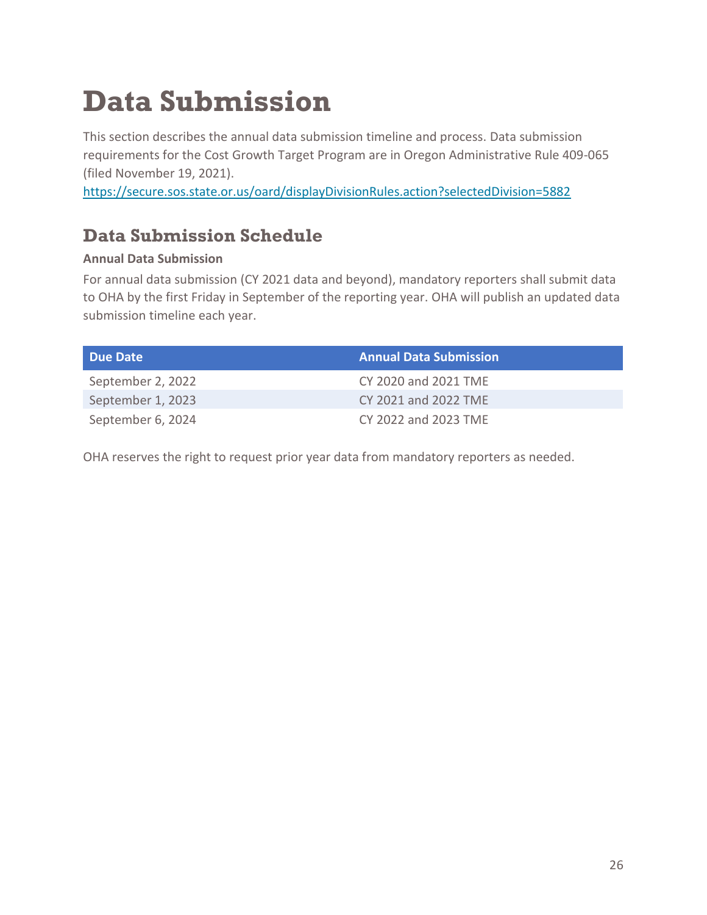# Data Submission

This section describes the annual data submission timeline and process. Data submission requirements for the Cost Growth Target Program are in Oregon Administrative Rule 409-065 (filed November 19, 2021).
https://secure.sos.state.or.us/oard/displayDivisionRules.action?selectedDivision=5882

## Data Submission Schedule

**Annual Data Submission**

For annual data submission (CY 2021 data and beyond), mandatory reporters shall submit data to OHA by the first Friday in September of the reporting year. OHA will publish an updated data submission timeline each year.

| Due Date | Annual Data Submission |
|---|---|
| September 2, 2022 | CY 2020 and 2021 TME |
| September 1, 2023 | CY 2021 and 2022 TME |
| September 6, 2024 | CY 2022 and 2023 TME |

OHA reserves the right to request prior year data from mandatory reporters as needed.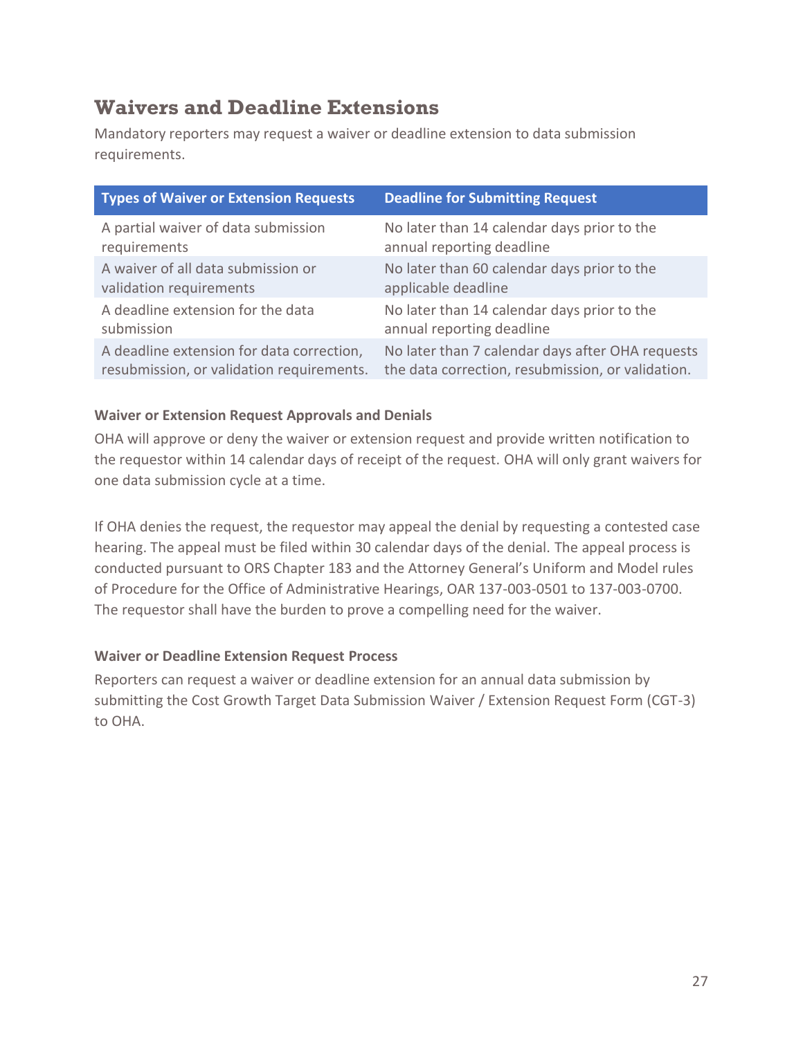## Waivers and Deadline Extensions

Mandatory reporters may request a waiver or deadline extension to data submission requirements.

| Types of Waiver or Extension Requests | Deadline for Submitting Request |
|---|---|
| A partial waiver of data submission requirements | No later than 14 calendar days prior to the annual reporting deadline |
| A waiver of all data submission or validation requirements | No later than 60 calendar days prior to the applicable deadline |
| A deadline extension for the data submission | No later than 14 calendar days prior to the annual reporting deadline |
| A deadline extension for data correction, resubmission, or validation requirements. | No later than 7 calendar days after OHA requests the data correction, resubmission, or validation. |

### Waiver or Extension Request Approvals and Denials

OHA will approve or deny the waiver or extension request and provide written notification to the requestor within 14 calendar days of receipt of the request. OHA will only grant waivers for one data submission cycle at a time.

If OHA denies the request, the requestor may appeal the denial by requesting a contested case hearing. The appeal must be filed within 30 calendar days of the denial. The appeal process is conducted pursuant to ORS Chapter 183 and the Attorney General's Uniform and Model rules of Procedure for the Office of Administrative Hearings, OAR 137-003-0501 to 137-003-0700. The requestor shall have the burden to prove a compelling need for the waiver.

### Waiver or Deadline Extension Request Process

Reporters can request a waiver or deadline extension for an annual data submission by submitting the Cost Growth Target Data Submission Waiver / Extension Request Form (CGT-3) to OHA.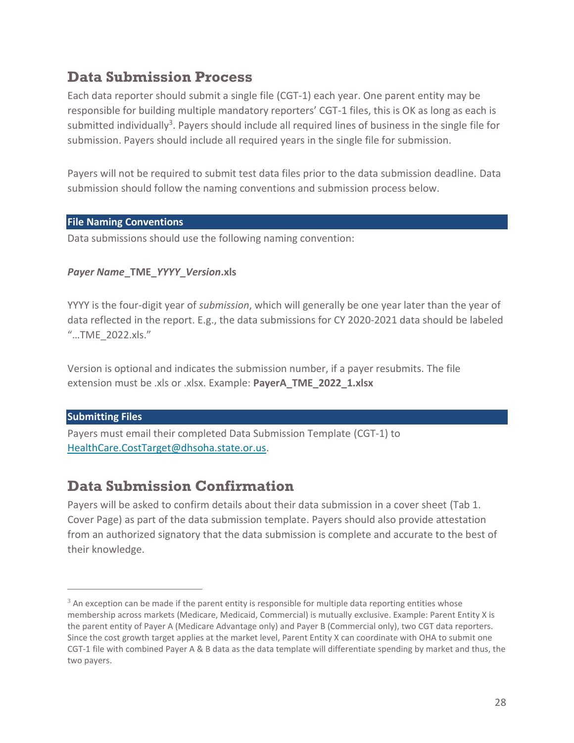## Data Submission Process

Each data reporter should submit a single file (CGT-1) each year. One parent entity may be responsible for building multiple mandatory reporters' CGT-1 files, this is OK as long as each is submitted individually[3]. Payers should include all required lines of business in the single file for submission. Payers should include all required years in the single file for submission.

Payers will not be required to submit test data files prior to the data submission deadline. Data submission should follow the naming conventions and submission process below.

### File Naming Conventions

Data submissions should use the following naming convention:

***Payer Name*****_TME_*****YYYY_Version*****.xls**

YYYY is the four-digit year of *submission*, which will generally be one year later than the year of data reflected in the report. E.g., the data submissions for CY 2020-2021 data should be labeled "…TME_2022.xls."

Version is optional and indicates the submission number, if a payer resubmits. The file extension must be .xls or .xlsx. Example: **PayerA_TME_2022_1.xlsx**

### Submitting Files

Payers must email their completed Data Submission Template (CGT-1) to HealthCare.CostTarget@dhsoha.state.or.us.

## Data Submission Confirmation

Payers will be asked to confirm details about their data submission in a cover sheet (Tab 1. Cover Page) as part of the data submission template. Payers should also provide attestation from an authorized signatory that the data submission is complete and accurate to the best of their knowledge.

---

[3] An exception can be made if the parent entity is responsible for multiple data reporting entities whose membership across markets (Medicare, Medicaid, Commercial) is mutually exclusive. Example: Parent Entity X is the parent entity of Payer A (Medicare Advantage only) and Payer B (Commercial only), two CGT data reporters. Since the cost growth target applies at the market level, Parent Entity X can coordinate with OHA to submit one CGT-1 file with combined Payer A & B data as the data template will differentiate spending by market and thus, the two payers.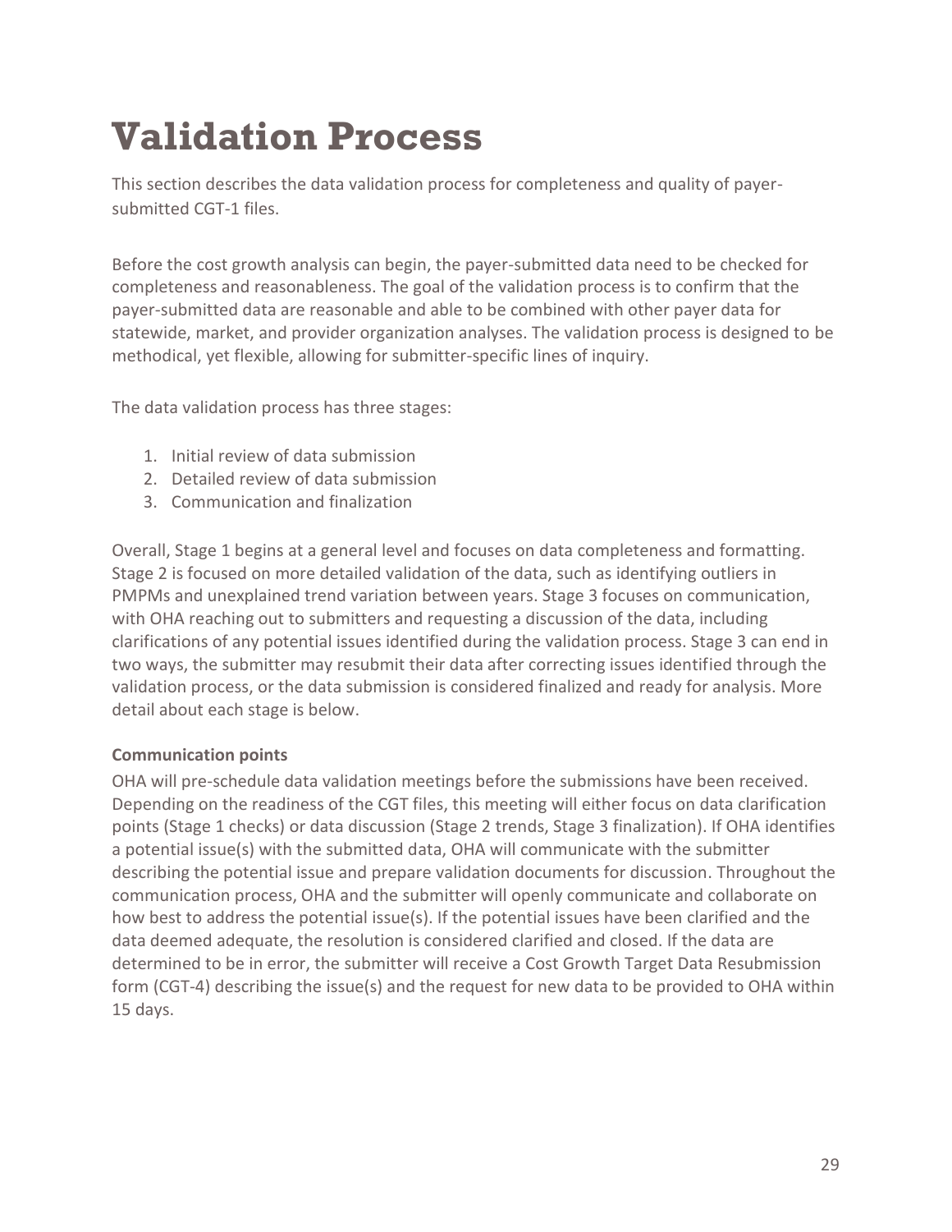# Validation Process

This section describes the data validation process for completeness and quality of payer-submitted CGT-1 files.

Before the cost growth analysis can begin, the payer-submitted data need to be checked for completeness and reasonableness. The goal of the validation process is to confirm that the payer-submitted data are reasonable and able to be combined with other payer data for statewide, market, and provider organization analyses. The validation process is designed to be methodical, yet flexible, allowing for submitter-specific lines of inquiry.

The data validation process has three stages:

1. Initial review of data submission
2. Detailed review of data submission
3. Communication and finalization

Overall, Stage 1 begins at a general level and focuses on data completeness and formatting. Stage 2 is focused on more detailed validation of the data, such as identifying outliers in PMPMs and unexplained trend variation between years. Stage 3 focuses on communication, with OHA reaching out to submitters and requesting a discussion of the data, including clarifications of any potential issues identified during the validation process. Stage 3 can end in two ways, the submitter may resubmit their data after correcting issues identified through the validation process, or the data submission is considered finalized and ready for analysis. More detail about each stage is below.

**Communication points**

OHA will pre-schedule data validation meetings before the submissions have been received. Depending on the readiness of the CGT files, this meeting will either focus on data clarification points (Stage 1 checks) or data discussion (Stage 2 trends, Stage 3 finalization). If OHA identifies a potential issue(s) with the submitted data, OHA will communicate with the submitter describing the potential issue and prepare validation documents for discussion. Throughout the communication process, OHA and the submitter will openly communicate and collaborate on how best to address the potential issue(s). If the potential issues have been clarified and the data deemed adequate, the resolution is considered clarified and closed. If the data are determined to be in error, the submitter will receive a Cost Growth Target Data Resubmission form (CGT-4) describing the issue(s) and the request for new data to be provided to OHA within 15 days.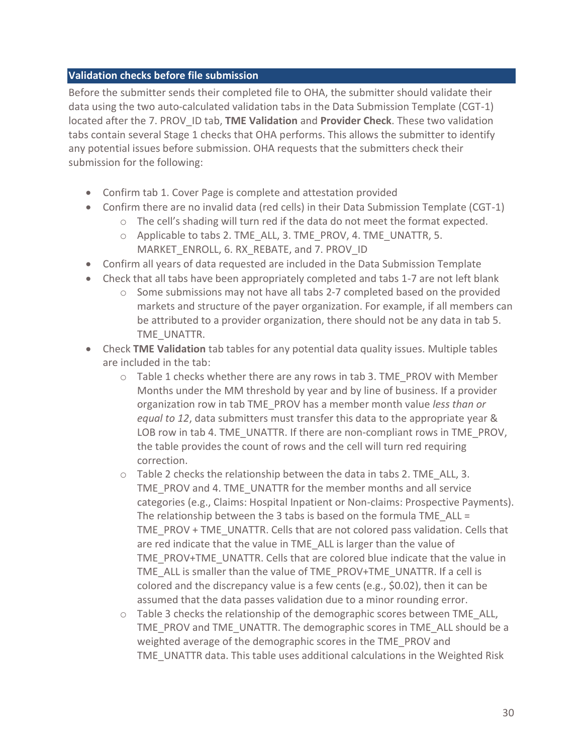## Validation checks before file submission

Before the submitter sends their completed file to OHA, the submitter should validate their data using the two auto-calculated validation tabs in the Data Submission Template (CGT-1) located after the 7. PROV_ID tab, **TME Validation** and **Provider Check**. These two validation tabs contain several Stage 1 checks that OHA performs. This allows the submitter to identify any potential issues before submission. OHA requests that the submitters check their submission for the following:

- Confirm tab 1. Cover Page is complete and attestation provided
- Confirm there are no invalid data (red cells) in their Data Submission Template (CGT-1)
  - The cell's shading will turn red if the data do not meet the format expected.
  - Applicable to tabs 2. TME_ALL, 3. TME_PROV, 4. TME_UNATTR, 5. MARKET_ENROLL, 6. RX_REBATE, and 7. PROV_ID
- Confirm all years of data requested are included in the Data Submission Template
- Check that all tabs have been appropriately completed and tabs 1-7 are not left blank
  - Some submissions may not have all tabs 2-7 completed based on the provided markets and structure of the payer organization. For example, if all members can be attributed to a provider organization, there should not be any data in tab 5. TME_UNATTR.
- Check **TME Validation** tab tables for any potential data quality issues. Multiple tables are included in the tab:
  - Table 1 checks whether there are any rows in tab 3. TME_PROV with Member Months under the MM threshold by year and by line of business. If a provider organization row in tab TME_PROV has a member month value *less than or equal to 12*, data submitters must transfer this data to the appropriate year & LOB row in tab 4. TME_UNATTR. If there are non-compliant rows in TME_PROV, the table provides the count of rows and the cell will turn red requiring correction.
  - Table 2 checks the relationship between the data in tabs 2. TME_ALL, 3. TME_PROV and 4. TME_UNATTR for the member months and all service categories (e.g., Claims: Hospital Inpatient or Non-claims: Prospective Payments). The relationship between the 3 tabs is based on the formula TME_ALL = TME_PROV + TME_UNATTR. Cells that are not colored pass validation. Cells that are red indicate that the value in TME_ALL is larger than the value of TME_PROV+TME_UNATTR. Cells that are colored blue indicate that the value in TME_ALL is smaller than the value of TME_PROV+TME_UNATTR. If a cell is colored and the discrepancy value is a few cents (e.g., $0.02), then it can be assumed that the data passes validation due to a minor rounding error.
  - Table 3 checks the relationship of the demographic scores between TME_ALL, TME_PROV and TME_UNATTR. The demographic scores in TME_ALL should be a weighted average of the demographic scores in the TME_PROV and TME_UNATTR data. This table uses additional calculations in the Weighted Risk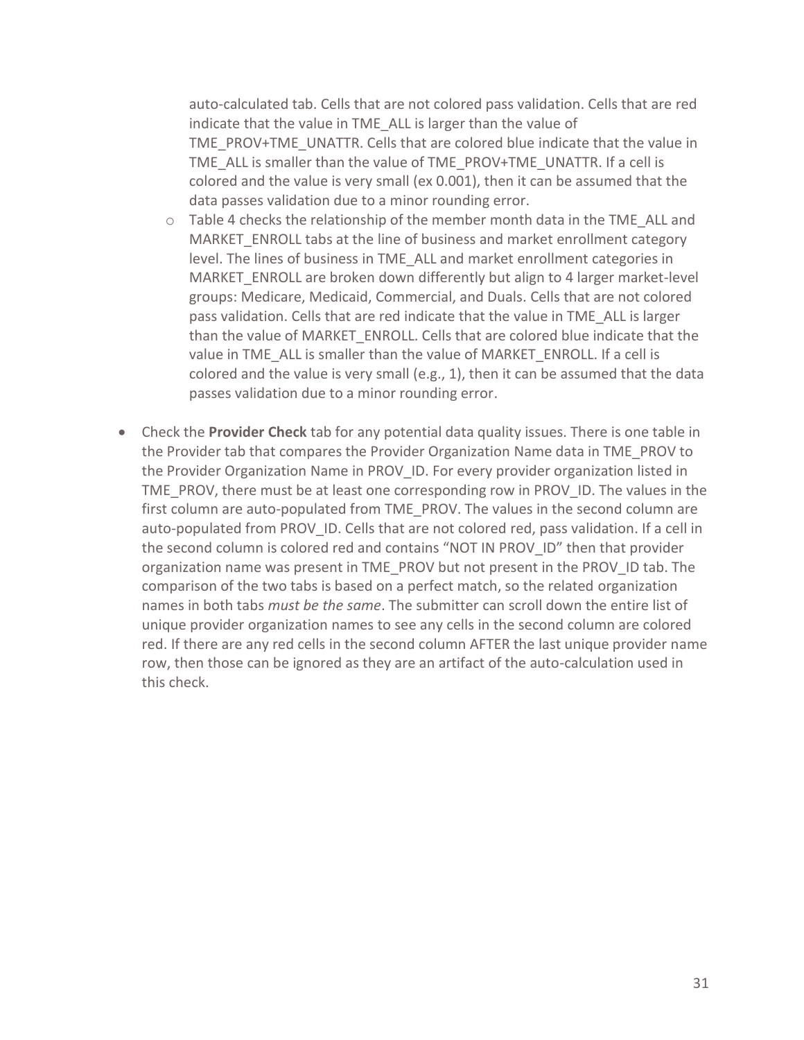auto-calculated tab. Cells that are not colored pass validation. Cells that are red indicate that the value in TME_ALL is larger than the value of TME_PROV+TME_UNATTR. Cells that are colored blue indicate that the value in TME_ALL is smaller than the value of TME_PROV+TME_UNATTR. If a cell is colored and the value is very small (ex 0.001), then it can be assumed that the data passes validation due to a minor rounding error.

  - Table 4 checks the relationship of the member month data in the TME_ALL and MARKET_ENROLL tabs at the line of business and market enrollment category level. The lines of business in TME_ALL and market enrollment categories in MARKET_ENROLL are broken down differently but align to 4 larger market-level groups: Medicare, Medicaid, Commercial, and Duals. Cells that are not colored pass validation. Cells that are red indicate that the value in TME_ALL is larger than the value of MARKET_ENROLL. Cells that are colored blue indicate that the value in TME_ALL is smaller than the value of MARKET_ENROLL. If a cell is colored and the value is very small (e.g., 1), then it can be assumed that the data passes validation due to a minor rounding error.

- Check the **Provider Check** tab for any potential data quality issues. There is one table in the Provider tab that compares the Provider Organization Name data in TME_PROV to the Provider Organization Name in PROV_ID. For every provider organization listed in TME_PROV, there must be at least one corresponding row in PROV_ID. The values in the first column are auto-populated from TME_PROV. The values in the second column are auto-populated from PROV_ID. Cells that are not colored red, pass validation. If a cell in the second column is colored red and contains "NOT IN PROV_ID" then that provider organization name was present in TME_PROV but not present in the PROV_ID tab. The comparison of the two tabs is based on a perfect match, so the related organization names in both tabs *must be the same*. The submitter can scroll down the entire list of unique provider organization names to see any cells in the second column are colored red. If there are any red cells in the second column AFTER the last unique provider name row, then those can be ignored as they are an artifact of the auto-calculation used in this check.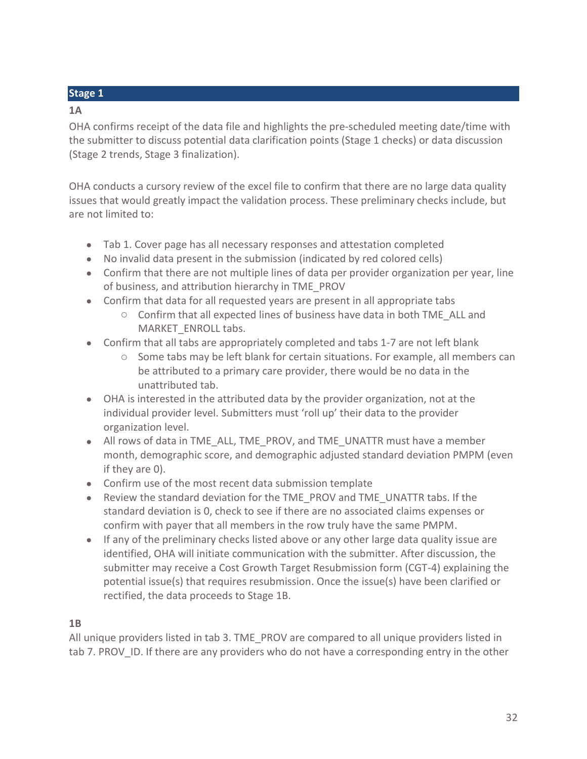## Stage 1

### 1A

OHA confirms receipt of the data file and highlights the pre-scheduled meeting date/time with the submitter to discuss potential data clarification points (Stage 1 checks) or data discussion (Stage 2 trends, Stage 3 finalization).

OHA conducts a cursory review of the excel file to confirm that there are no large data quality issues that would greatly impact the validation process. These preliminary checks include, but are not limited to:

- Tab 1. Cover page has all necessary responses and attestation completed
- No invalid data present in the submission (indicated by red colored cells)
- Confirm that there are not multiple lines of data per provider organization per year, line of business, and attribution hierarchy in TME_PROV
- Confirm that data for all requested years are present in all appropriate tabs
  - Confirm that all expected lines of business have data in both TME_ALL and MARKET_ENROLL tabs.
- Confirm that all tabs are appropriately completed and tabs 1-7 are not left blank
  - Some tabs may be left blank for certain situations. For example, all members can be attributed to a primary care provider, there would be no data in the unattributed tab.
- OHA is interested in the attributed data by the provider organization, not at the individual provider level. Submitters must 'roll up' their data to the provider organization level.
- All rows of data in TME_ALL, TME_PROV, and TME_UNATTR must have a member month, demographic score, and demographic adjusted standard deviation PMPM (even if they are 0).
- Confirm use of the most recent data submission template
- Review the standard deviation for the TME_PROV and TME_UNATTR tabs. If the standard deviation is 0, check to see if there are no associated claims expenses or confirm with payer that all members in the row truly have the same PMPM.
- If any of the preliminary checks listed above or any other large data quality issue are identified, OHA will initiate communication with the submitter. After discussion, the submitter may receive a Cost Growth Target Resubmission form (CGT-4) explaining the potential issue(s) that requires resubmission. Once the issue(s) have been clarified or rectified, the data proceeds to Stage 1B.

### 1B

All unique providers listed in tab 3. TME_PROV are compared to all unique providers listed in tab 7. PROV_ID. If there are any providers who do not have a corresponding entry in the other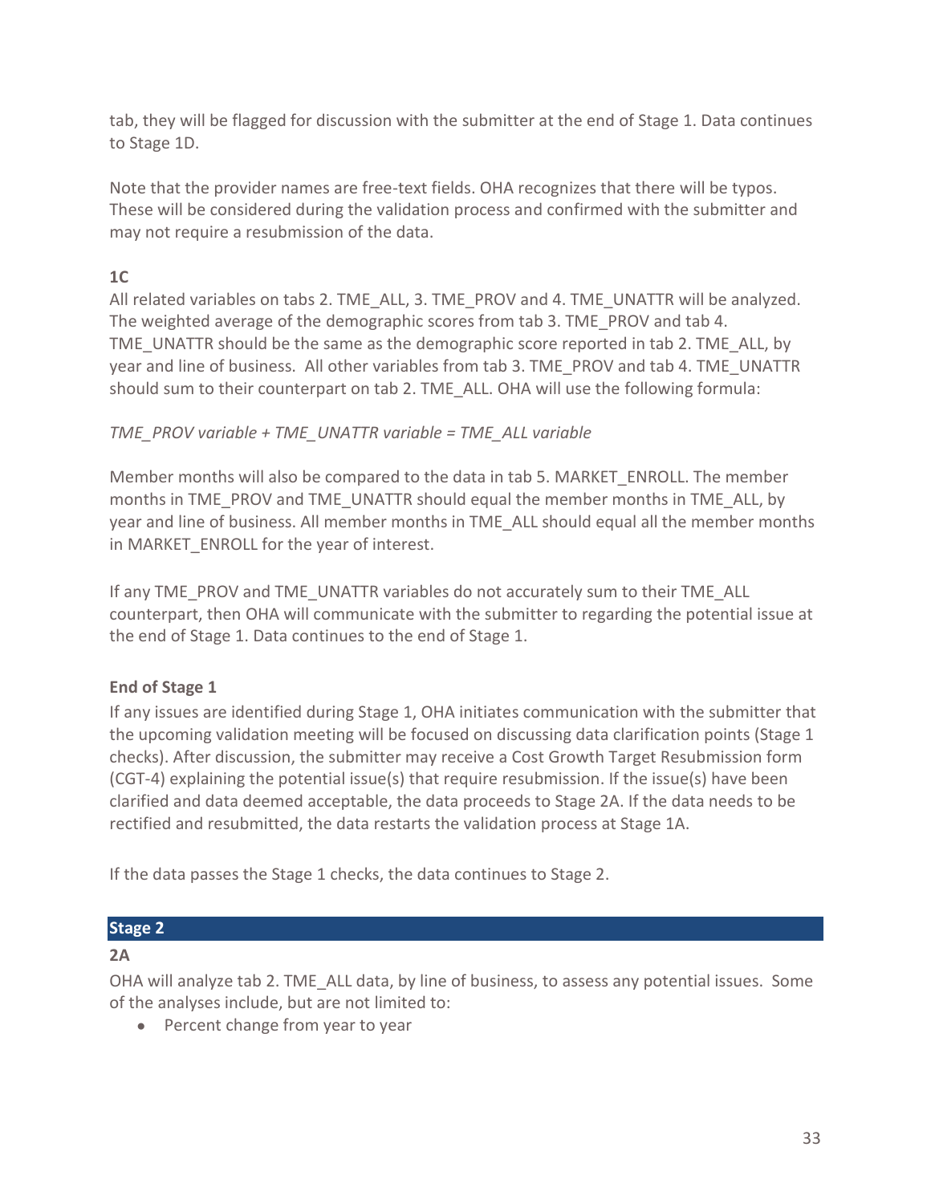tab, they will be flagged for discussion with the submitter at the end of Stage 1. Data continues to Stage 1D.

Note that the provider names are free-text fields. OHA recognizes that there will be typos. These will be considered during the validation process and confirmed with the submitter and may not require a resubmission of the data.

**1C**

All related variables on tabs 2. TME_ALL, 3. TME_PROV and 4. TME_UNATTR will be analyzed. The weighted average of the demographic scores from tab 3. TME_PROV and tab 4. TME_UNATTR should be the same as the demographic score reported in tab 2. TME_ALL, by year and line of business. All other variables from tab 3. TME_PROV and tab 4. TME_UNATTR should sum to their counterpart on tab 2. TME_ALL. OHA will use the following formula:

*TME_PROV variable + TME_UNATTR variable = TME_ALL variable*

Member months will also be compared to the data in tab 5. MARKET_ENROLL. The member months in TME_PROV and TME_UNATTR should equal the member months in TME_ALL, by year and line of business. All member months in TME_ALL should equal all the member months in MARKET_ENROLL for the year of interest.

If any TME_PROV and TME_UNATTR variables do not accurately sum to their TME_ALL counterpart, then OHA will communicate with the submitter to regarding the potential issue at the end of Stage 1. Data continues to the end of Stage 1.

**End of Stage 1**

If any issues are identified during Stage 1, OHA initiates communication with the submitter that the upcoming validation meeting will be focused on discussing data clarification points (Stage 1 checks). After discussion, the submitter may receive a Cost Growth Target Resubmission form (CGT-4) explaining the potential issue(s) that require resubmission. If the issue(s) have been clarified and data deemed acceptable, the data proceeds to Stage 2A. If the data needs to be rectified and resubmitted, the data restarts the validation process at Stage 1A.

If the data passes the Stage 1 checks, the data continues to Stage 2.

## Stage 2

**2A**

OHA will analyze tab 2. TME_ALL data, by line of business, to assess any potential issues. Some of the analyses include, but are not limited to:

- Percent change from year to year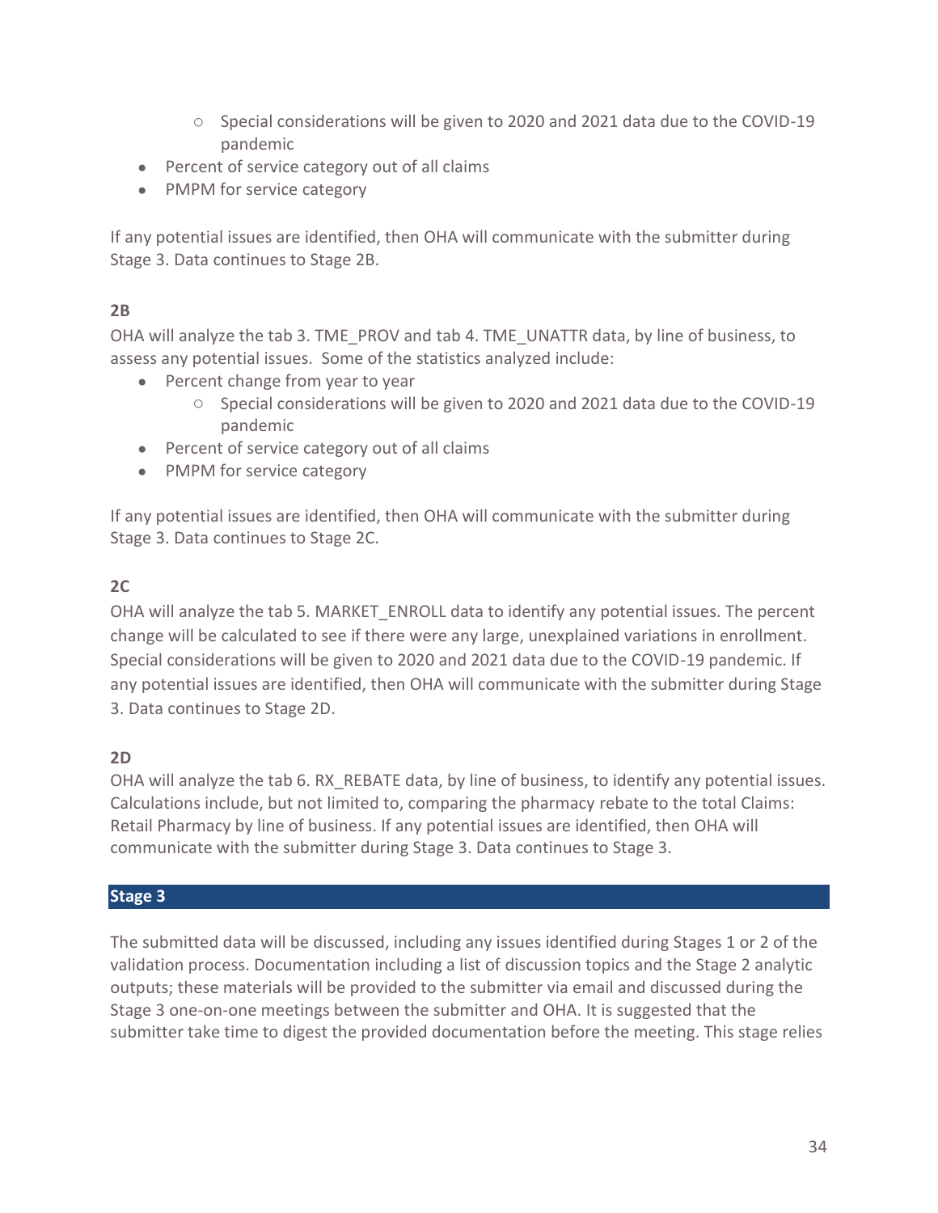- Special considerations will be given to 2020 and 2021 data due to the COVID-19 pandemic
- Percent of service category out of all claims
- PMPM for service category

If any potential issues are identified, then OHA will communicate with the submitter during Stage 3. Data continues to Stage 2B.

**2B**

OHA will analyze the tab 3. TME_PROV and tab 4. TME_UNATTR data, by line of business, to assess any potential issues. Some of the statistics analyzed include:

- Percent change from year to year
    - Special considerations will be given to 2020 and 2021 data due to the COVID-19 pandemic
- Percent of service category out of all claims
- PMPM for service category

If any potential issues are identified, then OHA will communicate with the submitter during Stage 3. Data continues to Stage 2C.

**2C**

OHA will analyze the tab 5. MARKET_ENROLL data to identify any potential issues. The percent change will be calculated to see if there were any large, unexplained variations in enrollment. Special considerations will be given to 2020 and 2021 data due to the COVID-19 pandemic. If any potential issues are identified, then OHA will communicate with the submitter during Stage 3. Data continues to Stage 2D.

**2D**

OHA will analyze the tab 6. RX_REBATE data, by line of business, to identify any potential issues. Calculations include, but not limited to, comparing the pharmacy rebate to the total Claims: Retail Pharmacy by line of business. If any potential issues are identified, then OHA will communicate with the submitter during Stage 3. Data continues to Stage 3.

## Stage 3

The submitted data will be discussed, including any issues identified during Stages 1 or 2 of the validation process. Documentation including a list of discussion topics and the Stage 2 analytic outputs; these materials will be provided to the submitter via email and discussed during the Stage 3 one-on-one meetings between the submitter and OHA. It is suggested that the submitter take time to digest the provided documentation before the meeting. This stage relies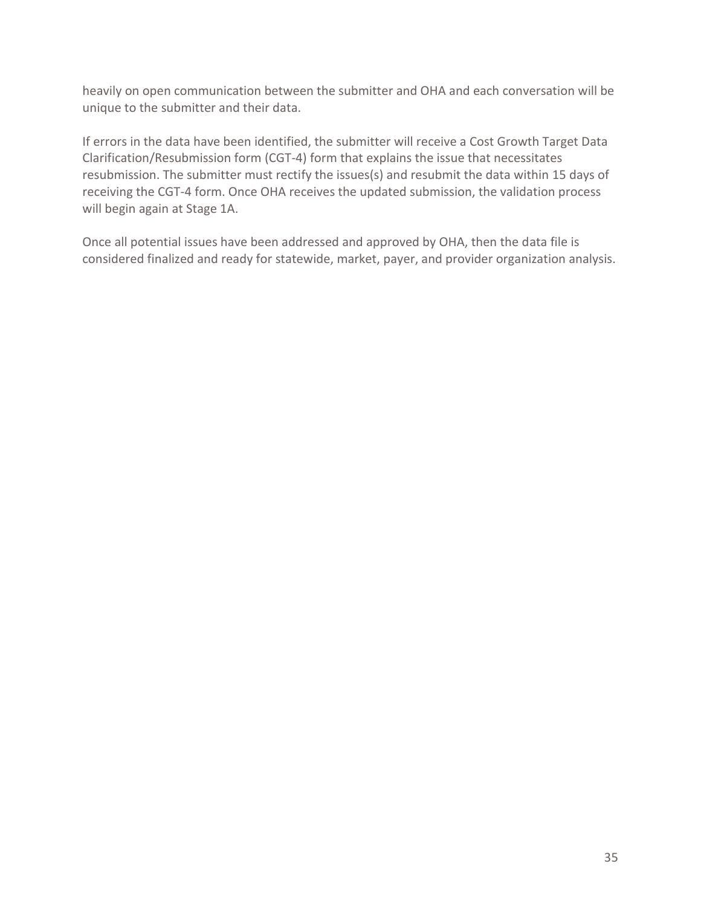heavily on open communication between the submitter and OHA and each conversation will be unique to the submitter and their data.

If errors in the data have been identified, the submitter will receive a Cost Growth Target Data Clarification/Resubmission form (CGT-4) form that explains the issue that necessitates resubmission. The submitter must rectify the issues(s) and resubmit the data within 15 days of receiving the CGT-4 form. Once OHA receives the updated submission, the validation process will begin again at Stage 1A.

Once all potential issues have been addressed and approved by OHA, then the data file is considered finalized and ready for statewide, market, payer, and provider organization analysis.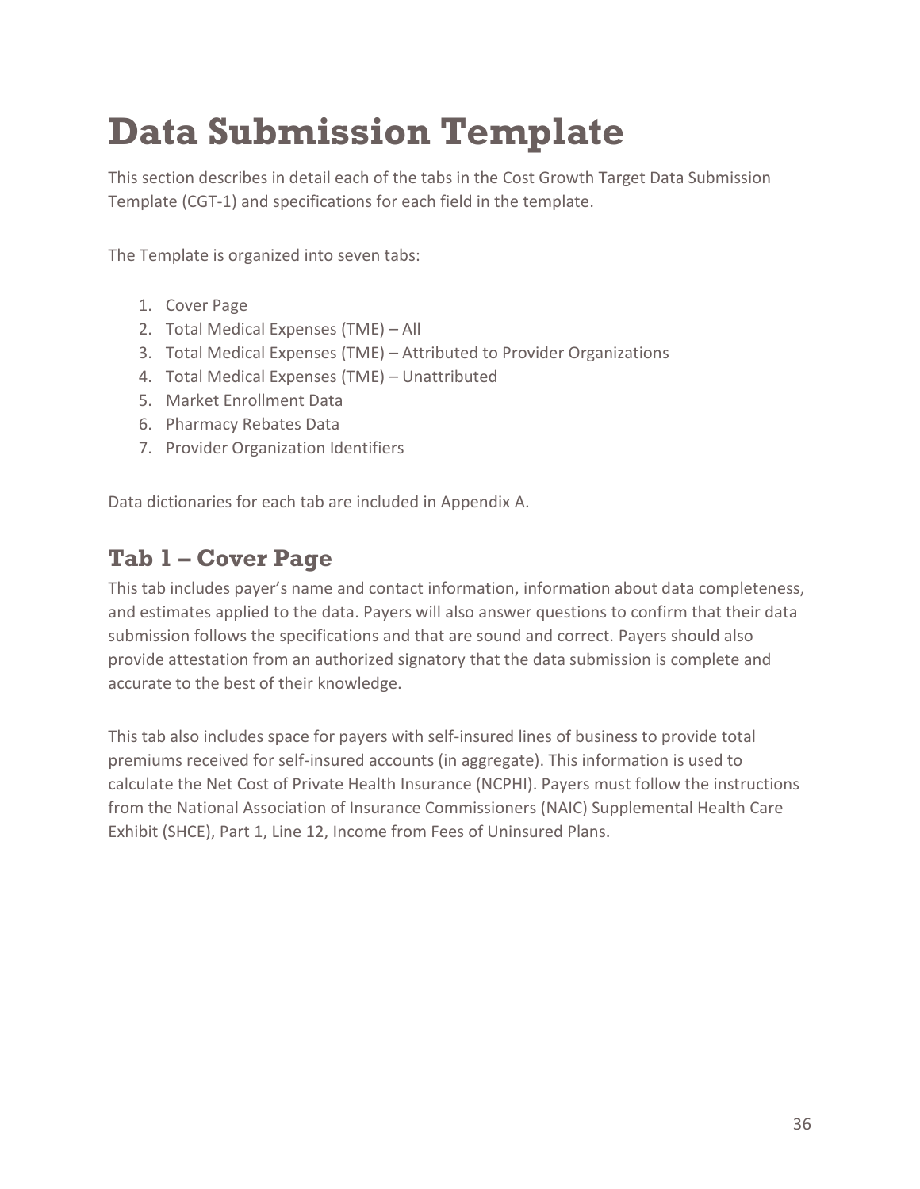# Data Submission Template

This section describes in detail each of the tabs in the Cost Growth Target Data Submission Template (CGT-1) and specifications for each field in the template.

The Template is organized into seven tabs:

1. Cover Page
2. Total Medical Expenses (TME) – All
3. Total Medical Expenses (TME) – Attributed to Provider Organizations
4. Total Medical Expenses (TME) – Unattributed
5. Market Enrollment Data
6. Pharmacy Rebates Data
7. Provider Organization Identifiers

Data dictionaries for each tab are included in Appendix A.

## Tab 1 – Cover Page

This tab includes payer's name and contact information, information about data completeness, and estimates applied to the data. Payers will also answer questions to confirm that their data submission follows the specifications and that are sound and correct. Payers should also provide attestation from an authorized signatory that the data submission is complete and accurate to the best of their knowledge.

This tab also includes space for payers with self-insured lines of business to provide total premiums received for self-insured accounts (in aggregate). This information is used to calculate the Net Cost of Private Health Insurance (NCPHI). Payers must follow the instructions from the National Association of Insurance Commissioners (NAIC) Supplemental Health Care Exhibit (SHCE), Part 1, Line 12, Income from Fees of Uninsured Plans.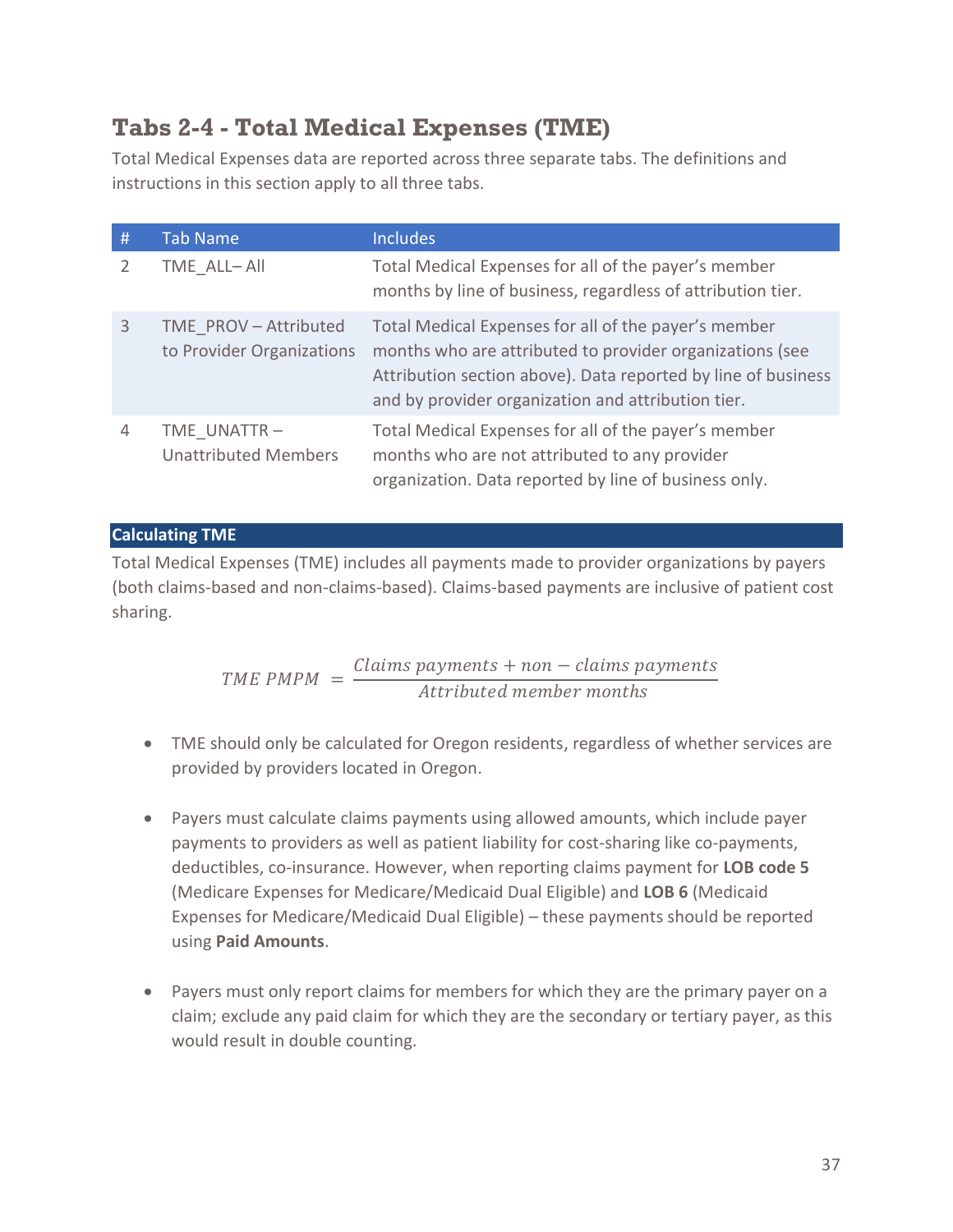## Tabs 2-4 - Total Medical Expenses (TME)

Total Medical Expenses data are reported across three separate tabs. The definitions and instructions in this section apply to all three tabs.

| # | Tab Name | Includes |
|---|---|---|
| 2 | TME_ALL– All | Total Medical Expenses for all of the payer's member months by line of business, regardless of attribution tier. |
| 3 | TME_PROV – Attributed to Provider Organizations | Total Medical Expenses for all of the payer's member months who are attributed to provider organizations (see Attribution section above). Data reported by line of business and by provider organization and attribution tier. |
| 4 | TME_UNATTR – Unattributed Members | Total Medical Expenses for all of the payer's member months who are not attributed to any provider organization. Data reported by line of business only. |

### Calculating TME

Total Medical Expenses (TME) includes all payments made to provider organizations by payers (both claims-based and non-claims-based). Claims-based payments are inclusive of patient cost sharing.

$$TME\ PMPM\ = \frac{Claims\ payments + non - claims\ payments}{Attributed\ member\ months}$$

- TME should only be calculated for Oregon residents, regardless of whether services are provided by providers located in Oregon.
- Payers must calculate claims payments using allowed amounts, which include payer payments to providers as well as patient liability for cost-sharing like co-payments, deductibles, co-insurance. However, when reporting claims payment for **LOB code 5** (Medicare Expenses for Medicare/Medicaid Dual Eligible) and **LOB 6** (Medicaid Expenses for Medicare/Medicaid Dual Eligible) – these payments should be reported using **Paid Amounts**.
- Payers must only report claims for members for which they are the primary payer on a claim; exclude any paid claim for which they are the secondary or tertiary payer, as this would result in double counting.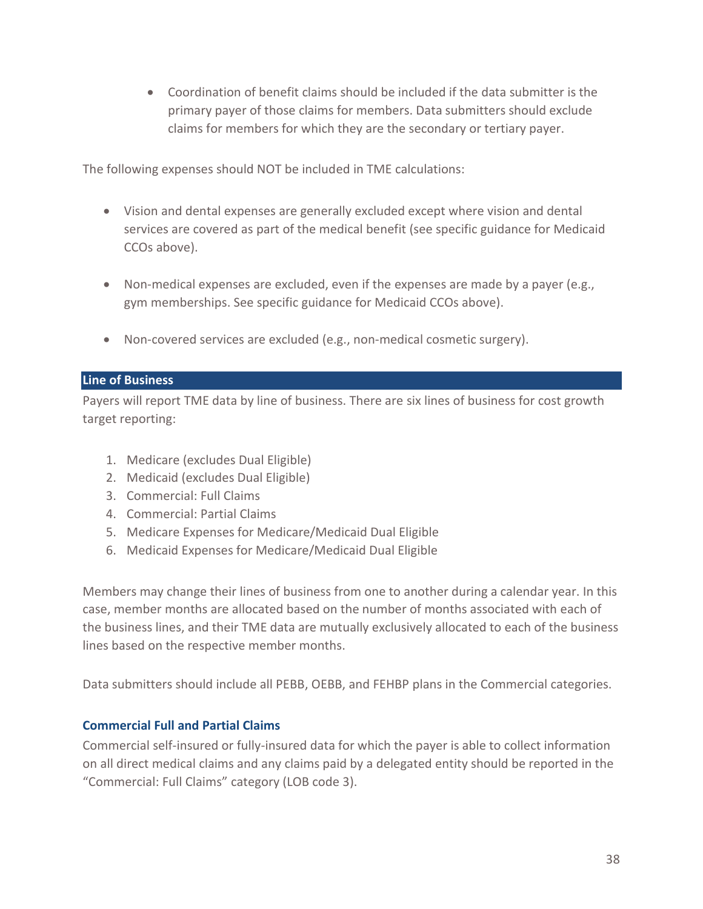- Coordination of benefit claims should be included if the data submitter is the primary payer of those claims for members. Data submitters should exclude claims for members for which they are the secondary or tertiary payer.

The following expenses should NOT be included in TME calculations:

- Vision and dental expenses are generally excluded except where vision and dental services are covered as part of the medical benefit (see specific guidance for Medicaid CCOs above).
- Non-medical expenses are excluded, even if the expenses are made by a payer (e.g., gym memberships. See specific guidance for Medicaid CCOs above).
- Non-covered services are excluded (e.g., non-medical cosmetic surgery).

## Line of Business

Payers will report TME data by line of business. There are six lines of business for cost growth target reporting:

1. Medicare (excludes Dual Eligible)
2. Medicaid (excludes Dual Eligible)
3. Commercial: Full Claims
4. Commercial: Partial Claims
5. Medicare Expenses for Medicare/Medicaid Dual Eligible
6. Medicaid Expenses for Medicare/Medicaid Dual Eligible

Members may change their lines of business from one to another during a calendar year. In this case, member months are allocated based on the number of months associated with each of the business lines, and their TME data are mutually exclusively allocated to each of the business lines based on the respective member months.

Data submitters should include all PEBB, OEBB, and FEHBP plans in the Commercial categories.

### Commercial Full and Partial Claims

Commercial self-insured or fully-insured data for which the payer is able to collect information on all direct medical claims and any claims paid by a delegated entity should be reported in the "Commercial: Full Claims" category (LOB code 3).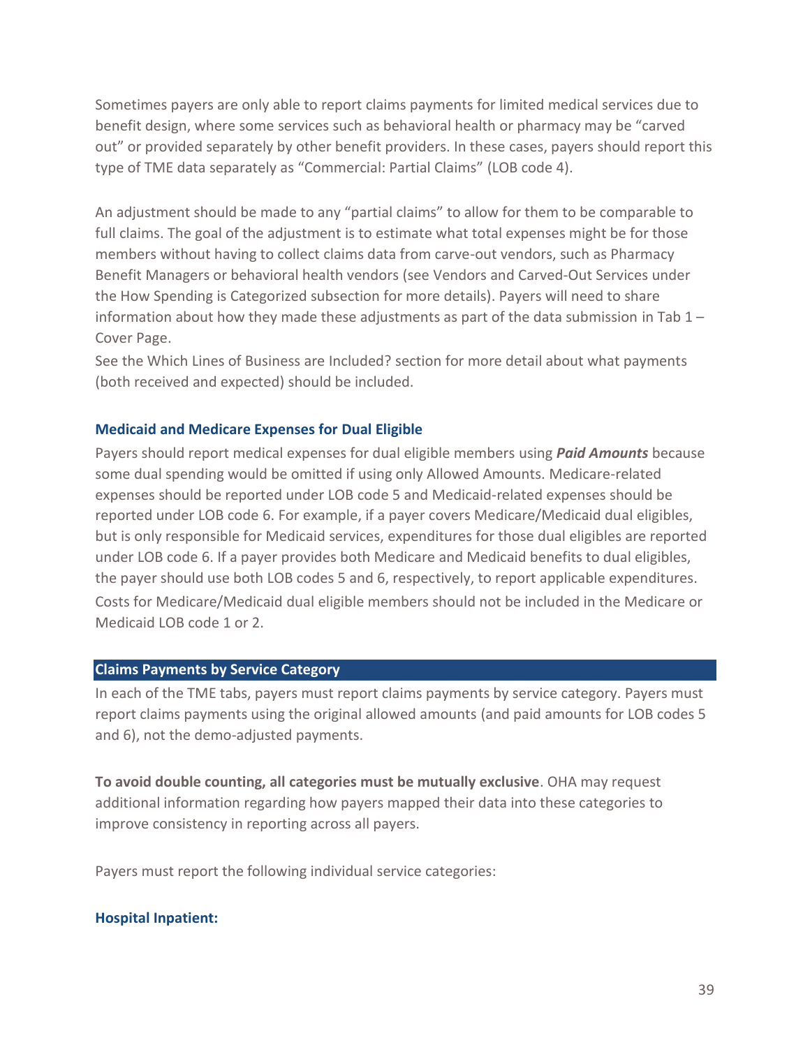Sometimes payers are only able to report claims payments for limited medical services due to benefit design, where some services such as behavioral health or pharmacy may be "carved out" or provided separately by other benefit providers. In these cases, payers should report this type of TME data separately as "Commercial: Partial Claims" (LOB code 4).

An adjustment should be made to any "partial claims" to allow for them to be comparable to full claims. The goal of the adjustment is to estimate what total expenses might be for those members without having to collect claims data from carve-out vendors, such as Pharmacy Benefit Managers or behavioral health vendors (see Vendors and Carved-Out Services under the How Spending is Categorized subsection for more details). Payers will need to share information about how they made these adjustments as part of the data submission in Tab 1 – Cover Page.
See the Which Lines of Business are Included? section for more detail about what payments (both received and expected) should be included.

### Medicaid and Medicare Expenses for Dual Eligible

Payers should report medical expenses for dual eligible members using ***Paid Amounts*** because some dual spending would be omitted if using only Allowed Amounts. Medicare-related expenses should be reported under LOB code 5 and Medicaid-related expenses should be reported under LOB code 6. For example, if a payer covers Medicare/Medicaid dual eligibles, but is only responsible for Medicaid services, expenditures for those dual eligibles are reported under LOB code 6. If a payer provides both Medicare and Medicaid benefits to dual eligibles, the payer should use both LOB codes 5 and 6, respectively, to report applicable expenditures. Costs for Medicare/Medicaid dual eligible members should not be included in the Medicare or Medicaid LOB code 1 or 2.

## Claims Payments by Service Category

In each of the TME tabs, payers must report claims payments by service category. Payers must report claims payments using the original allowed amounts (and paid amounts for LOB codes 5 and 6), not the demo-adjusted payments.

**To avoid double counting, all categories must be mutually exclusive**. OHA may request additional information regarding how payers mapped their data into these categories to improve consistency in reporting across all payers.

Payers must report the following individual service categories:

### Hospital Inpatient: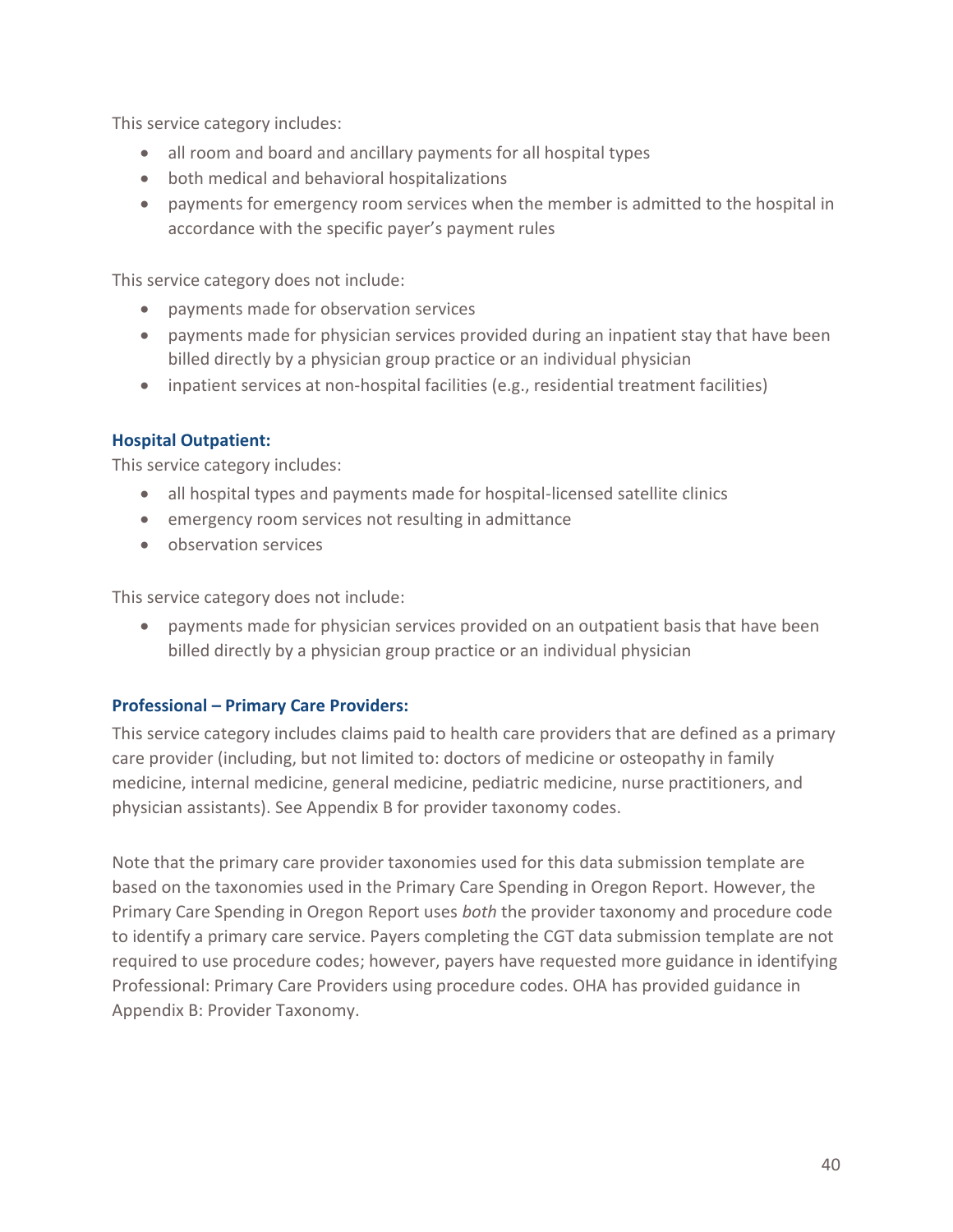This service category includes:

- all room and board and ancillary payments for all hospital types
- both medical and behavioral hospitalizations
- payments for emergency room services when the member is admitted to the hospital in accordance with the specific payer's payment rules

This service category does not include:

- payments made for observation services
- payments made for physician services provided during an inpatient stay that have been billed directly by a physician group practice or an individual physician
- inpatient services at non-hospital facilities (e.g., residential treatment facilities)

**Hospital Outpatient:**

This service category includes:

- all hospital types and payments made for hospital-licensed satellite clinics
- emergency room services not resulting in admittance
- observation services

This service category does not include:

- payments made for physician services provided on an outpatient basis that have been billed directly by a physician group practice or an individual physician

**Professional – Primary Care Providers:**

This service category includes claims paid to health care providers that are defined as a primary care provider (including, but not limited to: doctors of medicine or osteopathy in family medicine, internal medicine, general medicine, pediatric medicine, nurse practitioners, and physician assistants). See Appendix B for provider taxonomy codes.

Note that the primary care provider taxonomies used for this data submission template are based on the taxonomies used in the Primary Care Spending in Oregon Report. However, the Primary Care Spending in Oregon Report uses *both* the provider taxonomy and procedure code to identify a primary care service. Payers completing the CGT data submission template are not required to use procedure codes; however, payers have requested more guidance in identifying Professional: Primary Care Providers using procedure codes. OHA has provided guidance in Appendix B: Provider Taxonomy.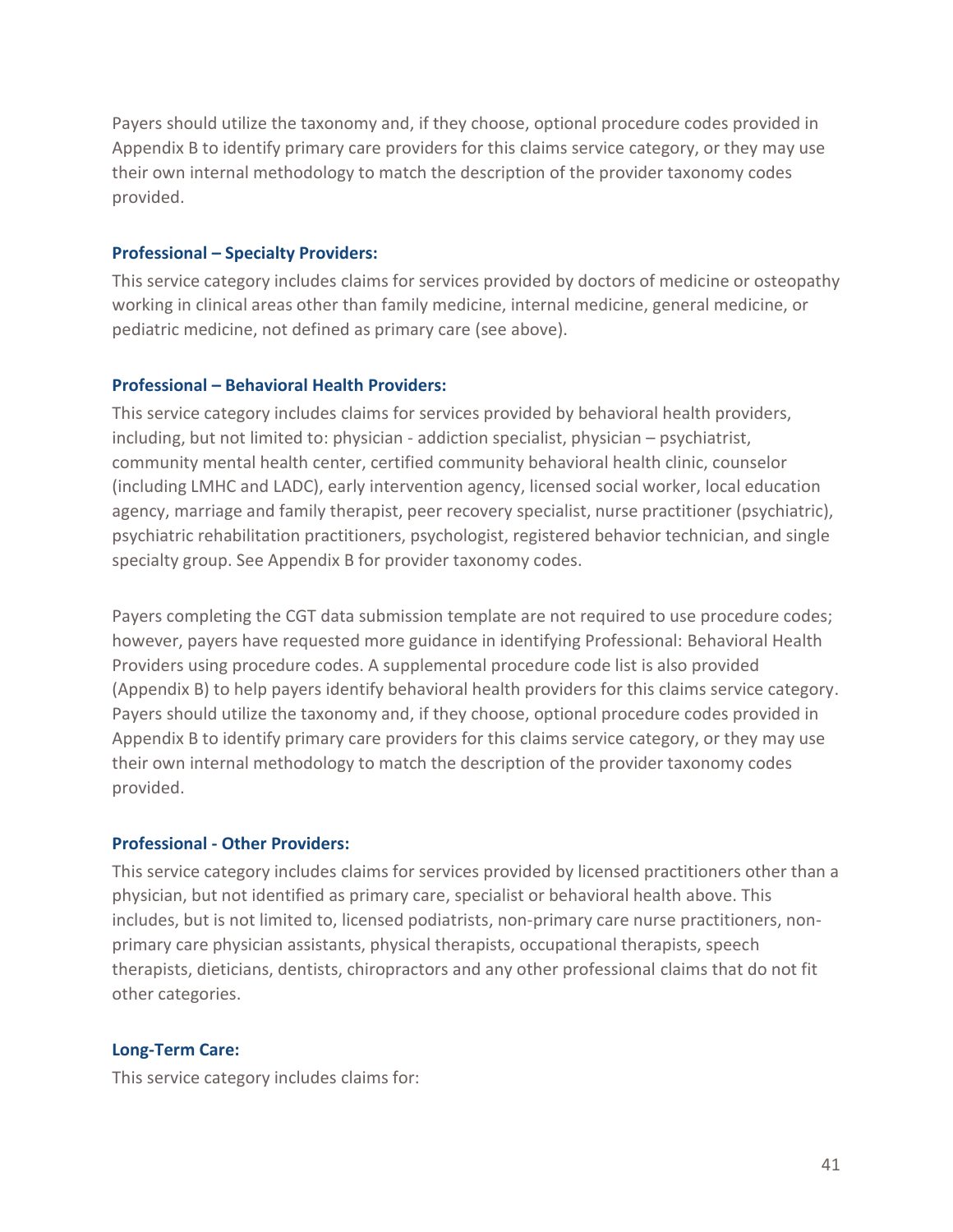Payers should utilize the taxonomy and, if they choose, optional procedure codes provided in Appendix B to identify primary care providers for this claims service category, or they may use their own internal methodology to match the description of the provider taxonomy codes provided.

### Professional – Specialty Providers:

This service category includes claims for services provided by doctors of medicine or osteopathy working in clinical areas other than family medicine, internal medicine, general medicine, or pediatric medicine, not defined as primary care (see above).

### Professional – Behavioral Health Providers:

This service category includes claims for services provided by behavioral health providers, including, but not limited to: physician - addiction specialist, physician – psychiatrist, community mental health center, certified community behavioral health clinic, counselor (including LMHC and LADC), early intervention agency, licensed social worker, local education agency, marriage and family therapist, peer recovery specialist, nurse practitioner (psychiatric), psychiatric rehabilitation practitioners, psychologist, registered behavior technician, and single specialty group. See Appendix B for provider taxonomy codes.

Payers completing the CGT data submission template are not required to use procedure codes; however, payers have requested more guidance in identifying Professional: Behavioral Health Providers using procedure codes. A supplemental procedure code list is also provided (Appendix B) to help payers identify behavioral health providers for this claims service category. Payers should utilize the taxonomy and, if they choose, optional procedure codes provided in Appendix B to identify primary care providers for this claims service category, or they may use their own internal methodology to match the description of the provider taxonomy codes provided.

### Professional - Other Providers:

This service category includes claims for services provided by licensed practitioners other than a physician, but not identified as primary care, specialist or behavioral health above. This includes, but is not limited to, licensed podiatrists, non-primary care nurse practitioners, non-primary care physician assistants, physical therapists, occupational therapists, speech therapists, dieticians, dentists, chiropractors and any other professional claims that do not fit other categories.

### Long-Term Care:

This service category includes claims for: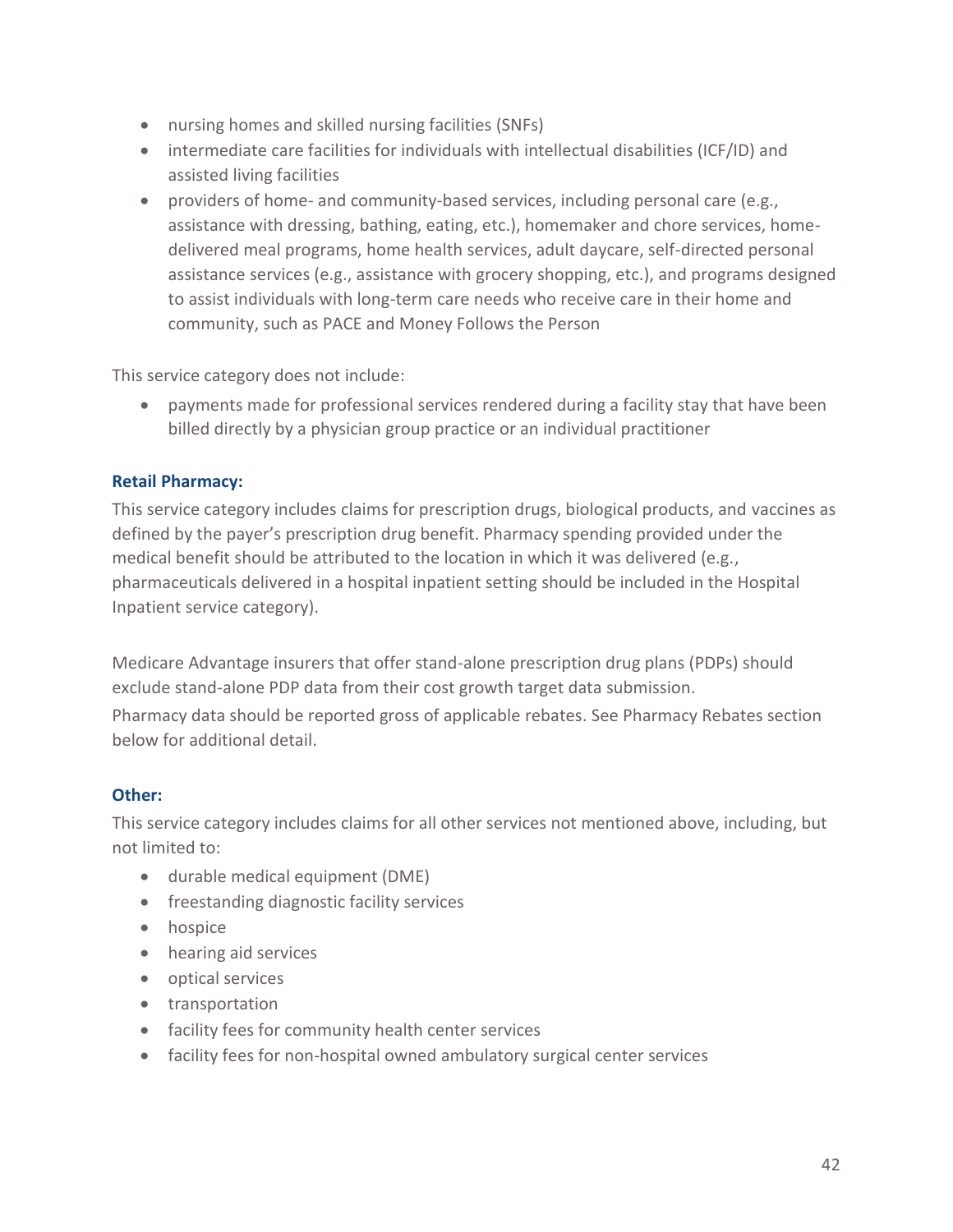- nursing homes and skilled nursing facilities (SNFs)
- intermediate care facilities for individuals with intellectual disabilities (ICF/ID) and assisted living facilities
- providers of home- and community-based services, including personal care (e.g., assistance with dressing, bathing, eating, etc.), homemaker and chore services, home-delivered meal programs, home health services, adult daycare, self-directed personal assistance services (e.g., assistance with grocery shopping, etc.), and programs designed to assist individuals with long-term care needs who receive care in their home and community, such as PACE and Money Follows the Person

This service category does not include:

- payments made for professional services rendered during a facility stay that have been billed directly by a physician group practice or an individual practitioner

### Retail Pharmacy:

This service category includes claims for prescription drugs, biological products, and vaccines as defined by the payer's prescription drug benefit. Pharmacy spending provided under the medical benefit should be attributed to the location in which it was delivered (e.g., pharmaceuticals delivered in a hospital inpatient setting should be included in the Hospital Inpatient service category).

Medicare Advantage insurers that offer stand-alone prescription drug plans (PDPs) should exclude stand-alone PDP data from their cost growth target data submission.

Pharmacy data should be reported gross of applicable rebates. See Pharmacy Rebates section below for additional detail.

### Other:

This service category includes claims for all other services not mentioned above, including, but not limited to:

- durable medical equipment (DME)
- freestanding diagnostic facility services
- hospice
- hearing aid services
- optical services
- transportation
- facility fees for community health center services
- facility fees for non-hospital owned ambulatory surgical center services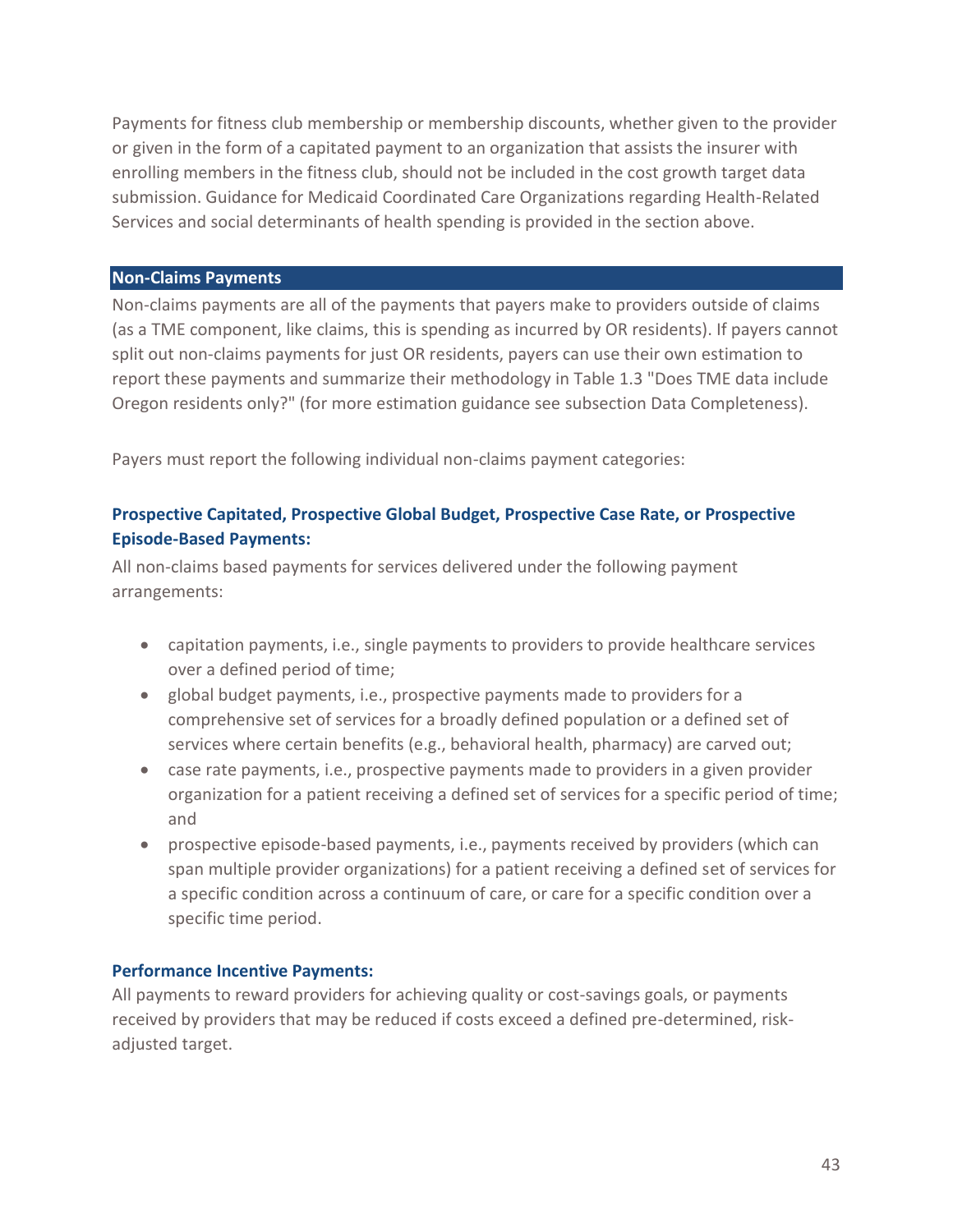Payments for fitness club membership or membership discounts, whether given to the provider or given in the form of a capitated payment to an organization that assists the insurer with enrolling members in the fitness club, should not be included in the cost growth target data submission. Guidance for Medicaid Coordinated Care Organizations regarding Health-Related Services and social determinants of health spending is provided in the section above.

## Non-Claims Payments

Non-claims payments are all of the payments that payers make to providers outside of claims (as a TME component, like claims, this is spending as incurred by OR residents). If payers cannot split out non-claims payments for just OR residents, payers can use their own estimation to report these payments and summarize their methodology in Table 1.3 "Does TME data include Oregon residents only?" (for more estimation guidance see subsection Data Completeness).

Payers must report the following individual non-claims payment categories:

### Prospective Capitated, Prospective Global Budget, Prospective Case Rate, or Prospective Episode-Based Payments:

All non-claims based payments for services delivered under the following payment arrangements:

- capitation payments, i.e., single payments to providers to provide healthcare services over a defined period of time;
- global budget payments, i.e., prospective payments made to providers for a comprehensive set of services for a broadly defined population or a defined set of services where certain benefits (e.g., behavioral health, pharmacy) are carved out;
- case rate payments, i.e., prospective payments made to providers in a given provider organization for a patient receiving a defined set of services for a specific period of time; and
- prospective episode-based payments, i.e., payments received by providers (which can span multiple provider organizations) for a patient receiving a defined set of services for a specific condition across a continuum of care, or care for a specific condition over a specific time period.

### Performance Incentive Payments:

All payments to reward providers for achieving quality or cost-savings goals, or payments received by providers that may be reduced if costs exceed a defined pre-determined, risk-adjusted target.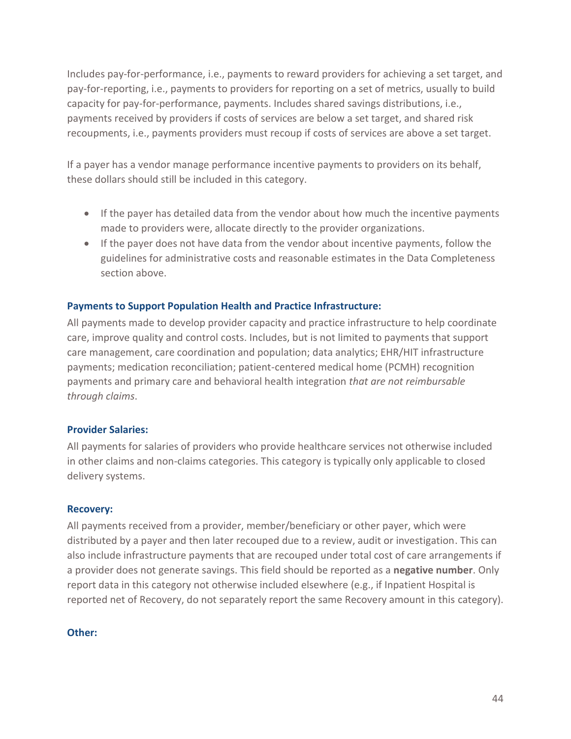Includes pay-for-performance, i.e., payments to reward providers for achieving a set target, and pay-for-reporting, i.e., payments to providers for reporting on a set of metrics, usually to build capacity for pay-for-performance, payments. Includes shared savings distributions, i.e., payments received by providers if costs of services are below a set target, and shared risk recoupments, i.e., payments providers must recoup if costs of services are above a set target.

If a payer has a vendor manage performance incentive payments to providers on its behalf, these dollars should still be included in this category.

- If the payer has detailed data from the vendor about how much the incentive payments made to providers were, allocate directly to the provider organizations.
- If the payer does not have data from the vendor about incentive payments, follow the guidelines for administrative costs and reasonable estimates in the Data Completeness section above.

#### Payments to Support Population Health and Practice Infrastructure:

All payments made to develop provider capacity and practice infrastructure to help coordinate care, improve quality and control costs. Includes, but is not limited to payments that support care management, care coordination and population; data analytics; EHR/HIT infrastructure payments; medication reconciliation; patient-centered medical home (PCMH) recognition payments and primary care and behavioral health integration *that are not reimbursable through claims*.

#### Provider Salaries:

All payments for salaries of providers who provide healthcare services not otherwise included in other claims and non-claims categories. This category is typically only applicable to closed delivery systems.

#### Recovery:

All payments received from a provider, member/beneficiary or other payer, which were distributed by a payer and then later recouped due to a review, audit or investigation. This can also include infrastructure payments that are recouped under total cost of care arrangements if a provider does not generate savings. This field should be reported as a **negative number**. Only report data in this category not otherwise included elsewhere (e.g., if Inpatient Hospital is reported net of Recovery, do not separately report the same Recovery amount in this category).

#### Other: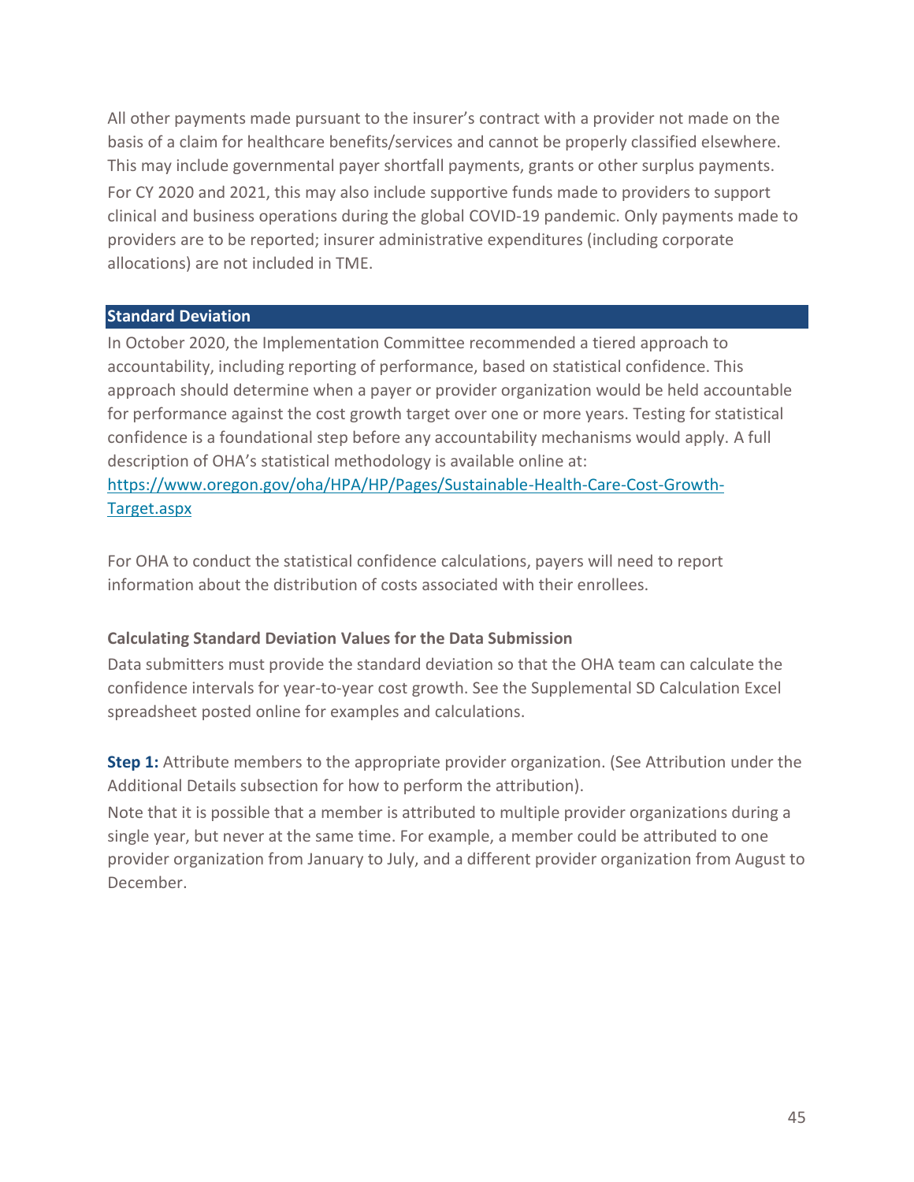All other payments made pursuant to the insurer's contract with a provider not made on the basis of a claim for healthcare benefits/services and cannot be properly classified elsewhere. This may include governmental payer shortfall payments, grants or other surplus payments. For CY 2020 and 2021, this may also include supportive funds made to providers to support clinical and business operations during the global COVID-19 pandemic. Only payments made to providers are to be reported; insurer administrative expenditures (including corporate allocations) are not included in TME.

## Standard Deviation

In October 2020, the Implementation Committee recommended a tiered approach to accountability, including reporting of performance, based on statistical confidence. This approach should determine when a payer or provider organization would be held accountable for performance against the cost growth target over one or more years. Testing for statistical confidence is a foundational step before any accountability mechanisms would apply. A full description of OHA's statistical methodology is available online at: [https://www.oregon.gov/oha/HPA/HP/Pages/Sustainable-Health-Care-Cost-Growth-Target.aspx](https://www.oregon.gov/oha/HPA/HP/Pages/Sustainable-Health-Care-Cost-Growth-Target.aspx)

For OHA to conduct the statistical confidence calculations, payers will need to report information about the distribution of costs associated with their enrollees.

### Calculating Standard Deviation Values for the Data Submission

Data submitters must provide the standard deviation so that the OHA team can calculate the confidence intervals for year-to-year cost growth. See the Supplemental SD Calculation Excel spreadsheet posted online for examples and calculations.

**Step 1:** Attribute members to the appropriate provider organization. (See Attribution under the Additional Details subsection for how to perform the attribution).

Note that it is possible that a member is attributed to multiple provider organizations during a single year, but never at the same time. For example, a member could be attributed to one provider organization from January to July, and a different provider organization from August to December.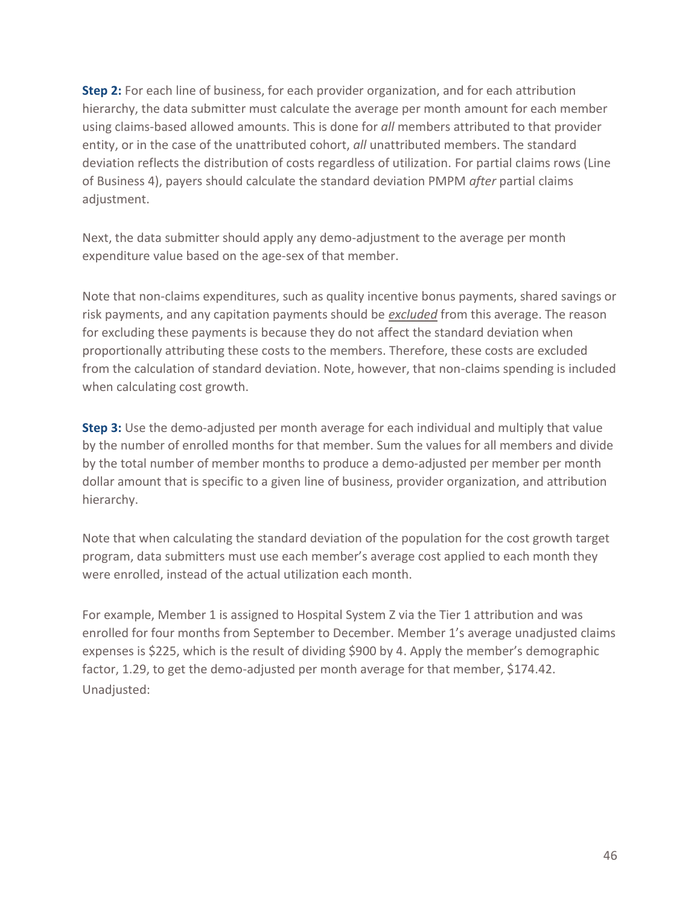**Step 2:** For each line of business, for each provider organization, and for each attribution hierarchy, the data submitter must calculate the average per month amount for each member using claims-based allowed amounts. This is done for *all* members attributed to that provider entity, or in the case of the unattributed cohort, *all* unattributed members. The standard deviation reflects the distribution of costs regardless of utilization. For partial claims rows (Line of Business 4), payers should calculate the standard deviation PMPM *after* partial claims adjustment.

Next, the data submitter should apply any demo-adjustment to the average per month expenditure value based on the age-sex of that member.

Note that non-claims expenditures, such as quality incentive bonus payments, shared savings or risk payments, and any capitation payments should be ***excluded*** from this average. The reason for excluding these payments is because they do not affect the standard deviation when proportionally attributing these costs to the members. Therefore, these costs are excluded from the calculation of standard deviation. Note, however, that non-claims spending is included when calculating cost growth.

**Step 3:** Use the demo-adjusted per month average for each individual and multiply that value by the number of enrolled months for that member. Sum the values for all members and divide by the total number of member months to produce a demo-adjusted per member per month dollar amount that is specific to a given line of business, provider organization, and attribution hierarchy.

Note that when calculating the standard deviation of the population for the cost growth target program, data submitters must use each member's average cost applied to each month they were enrolled, instead of the actual utilization each month.

For example, Member 1 is assigned to Hospital System Z via the Tier 1 attribution and was enrolled for four months from September to December. Member 1's average unadjusted claims expenses is $225, which is the result of dividing $900 by 4. Apply the member's demographic factor, 1.29, to get the demo-adjusted per month average for that member, $174.42.

Unadjusted: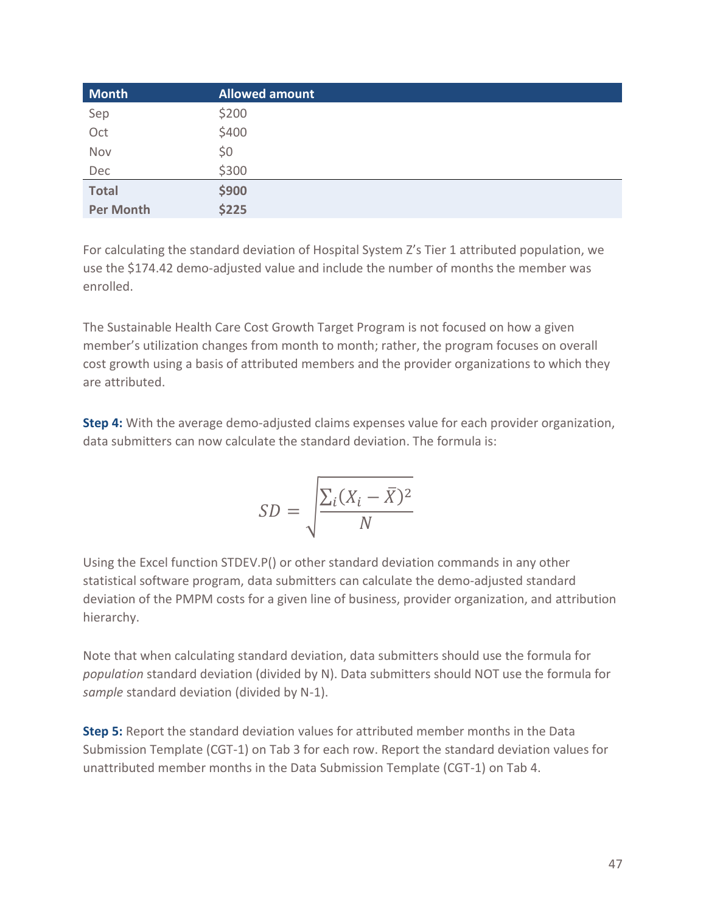| Month | Allowed amount |
|---|---|
| Sep | $200 |
| Oct | $400 |
| Nov | $0 |
| Dec | $300 |
| **Total** | **$900** |
| **Per Month** | **$225** |

For calculating the standard deviation of Hospital System Z's Tier 1 attributed population, we use the $174.42 demo-adjusted value and include the number of months the member was enrolled.

The Sustainable Health Care Cost Growth Target Program is not focused on how a given member's utilization changes from month to month; rather, the program focuses on overall cost growth using a basis of attributed members and the provider organizations to which they are attributed.

**Step 4:** With the average demo-adjusted claims expenses value for each provider organization, data submitters can now calculate the standard deviation. The formula is:

$$SD = \sqrt{\frac{\sum_i (X_i - \bar{X})^2}{N}}$$

Using the Excel function STDEV.P() or other standard deviation commands in any other statistical software program, data submitters can calculate the demo-adjusted standard deviation of the PMPM costs for a given line of business, provider organization, and attribution hierarchy.

Note that when calculating standard deviation, data submitters should use the formula for *population* standard deviation (divided by N). Data submitters should NOT use the formula for *sample* standard deviation (divided by N-1).

**Step 5:** Report the standard deviation values for attributed member months in the Data Submission Template (CGT-1) on Tab 3 for each row. Report the standard deviation values for unattributed member months in the Data Submission Template (CGT-1) on Tab 4.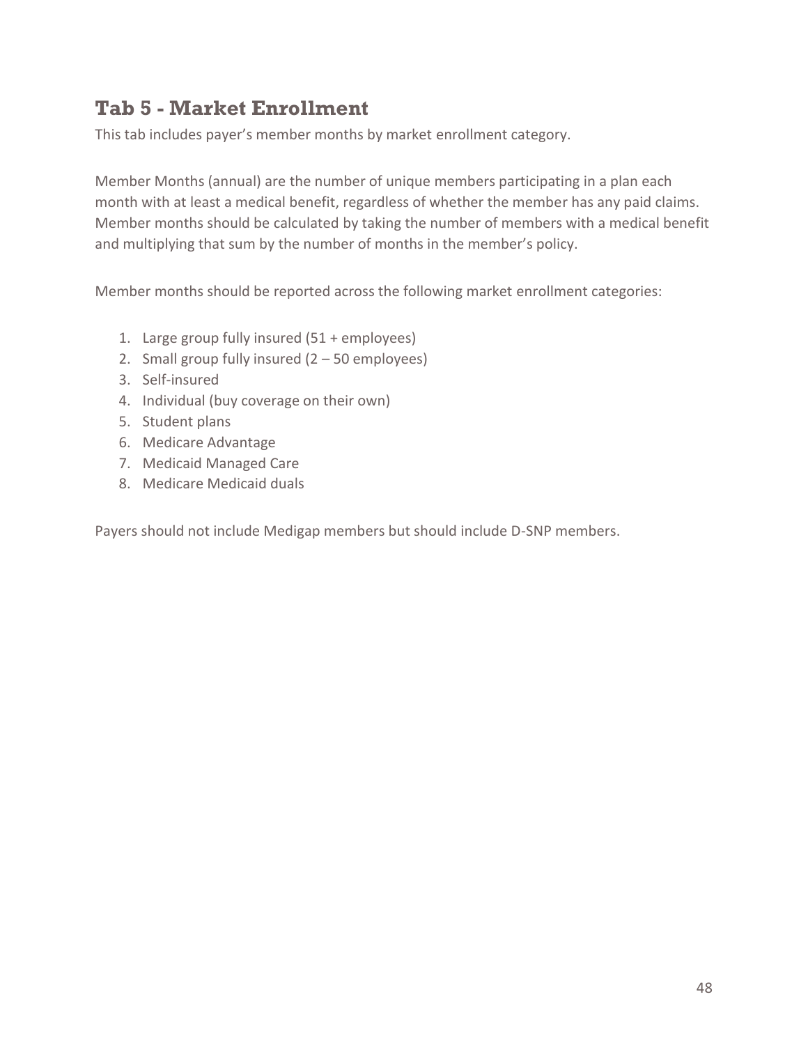## Tab 5 - Market Enrollment

This tab includes payer's member months by market enrollment category.

Member Months (annual) are the number of unique members participating in a plan each month with at least a medical benefit, regardless of whether the member has any paid claims. Member months should be calculated by taking the number of members with a medical benefit and multiplying that sum by the number of months in the member's policy.

Member months should be reported across the following market enrollment categories:

1. Large group fully insured (51 + employees)
2. Small group fully insured (2 – 50 employees)
3. Self-insured
4. Individual (buy coverage on their own)
5. Student plans
6. Medicare Advantage
7. Medicaid Managed Care
8. Medicare Medicaid duals

Payers should not include Medigap members but should include D-SNP members.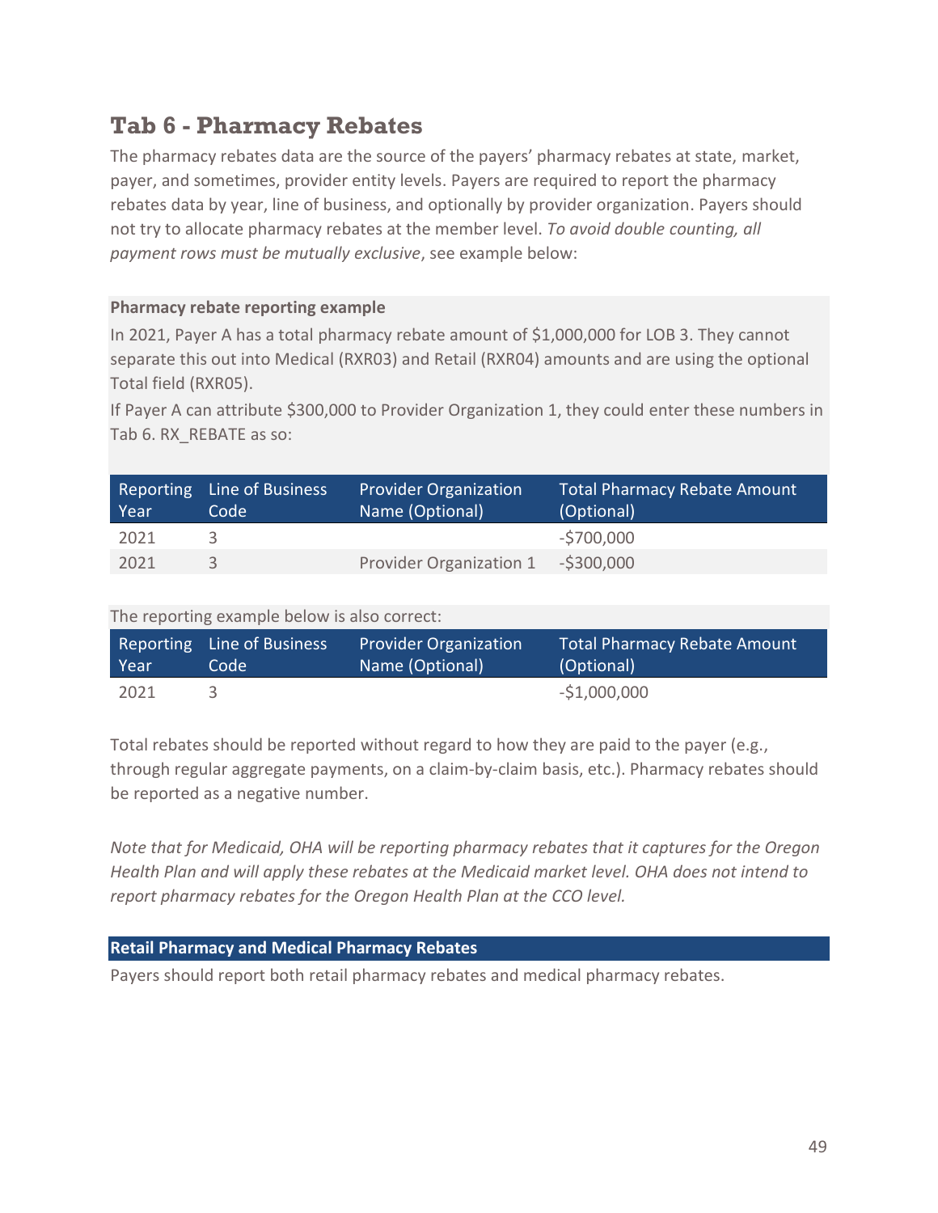## Tab 6 - Pharmacy Rebates

The pharmacy rebates data are the source of the payers' pharmacy rebates at state, market, payer, and sometimes, provider entity levels. Payers are required to report the pharmacy rebates data by year, line of business, and optionally by provider organization. Payers should not try to allocate pharmacy rebates at the member level. *To avoid double counting, all payment rows must be mutually exclusive*, see example below:

**Pharmacy rebate reporting example**

In 2021, Payer A has a total pharmacy rebate amount of $1,000,000 for LOB 3. They cannot separate this out into Medical (RXR03) and Retail (RXR04) amounts and are using the optional Total field (RXR05).

If Payer A can attribute $300,000 to Provider Organization 1, they could enter these numbers in Tab 6. RX_REBATE as so:

| Reporting Year | Line of Business Code | Provider Organization Name (Optional) | Total Pharmacy Rebate Amount (Optional) |
|---|---|---|---|
| 2021 | 3 | | -$700,000 |
| 2021 | 3 | Provider Organization 1 | -$300,000 |

The reporting example below is also correct:

| Reporting Year | Line of Business Code | Provider Organization Name (Optional) | Total Pharmacy Rebate Amount (Optional) |
|---|---|---|---|
| 2021 | 3 | | -$1,000,000 |

Total rebates should be reported without regard to how they are paid to the payer (e.g., through regular aggregate payments, on a claim-by-claim basis, etc.). Pharmacy rebates should be reported as a negative number.

*Note that for Medicaid, OHA will be reporting pharmacy rebates that it captures for the Oregon Health Plan and will apply these rebates at the Medicaid market level. OHA does not intend to report pharmacy rebates for the Oregon Health Plan at the CCO level.*

**Retail Pharmacy and Medical Pharmacy Rebates**

Payers should report both retail pharmacy rebates and medical pharmacy rebates.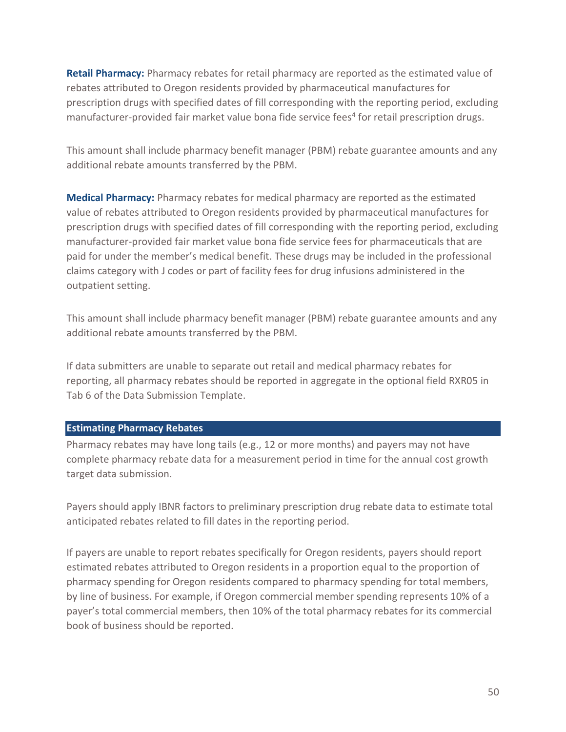**Retail Pharmacy:** Pharmacy rebates for retail pharmacy are reported as the estimated value of rebates attributed to Oregon residents provided by pharmaceutical manufactures for prescription drugs with specified dates of fill corresponding with the reporting period, excluding manufacturer-provided fair market value bona fide service fees[4] for retail prescription drugs.

This amount shall include pharmacy benefit manager (PBM) rebate guarantee amounts and any additional rebate amounts transferred by the PBM.

**Medical Pharmacy:** Pharmacy rebates for medical pharmacy are reported as the estimated value of rebates attributed to Oregon residents provided by pharmaceutical manufactures for prescription drugs with specified dates of fill corresponding with the reporting period, excluding manufacturer-provided fair market value bona fide service fees for pharmaceuticals that are paid for under the member's medical benefit. These drugs may be included in the professional claims category with J codes or part of facility fees for drug infusions administered in the outpatient setting.

This amount shall include pharmacy benefit manager (PBM) rebate guarantee amounts and any additional rebate amounts transferred by the PBM.

If data submitters are unable to separate out retail and medical pharmacy rebates for reporting, all pharmacy rebates should be reported in aggregate in the optional field RXR05 in Tab 6 of the Data Submission Template.

## Estimating Pharmacy Rebates

Pharmacy rebates may have long tails (e.g., 12 or more months) and payers may not have complete pharmacy rebate data for a measurement period in time for the annual cost growth target data submission.

Payers should apply IBNR factors to preliminary prescription drug rebate data to estimate total anticipated rebates related to fill dates in the reporting period.

If payers are unable to report rebates specifically for Oregon residents, payers should report estimated rebates attributed to Oregon residents in a proportion equal to the proportion of pharmacy spending for Oregon residents compared to pharmacy spending for total members, by line of business. For example, if Oregon commercial member spending represents 10% of a payer's total commercial members, then 10% of the total pharmacy rebates for its commercial book of business should be reported.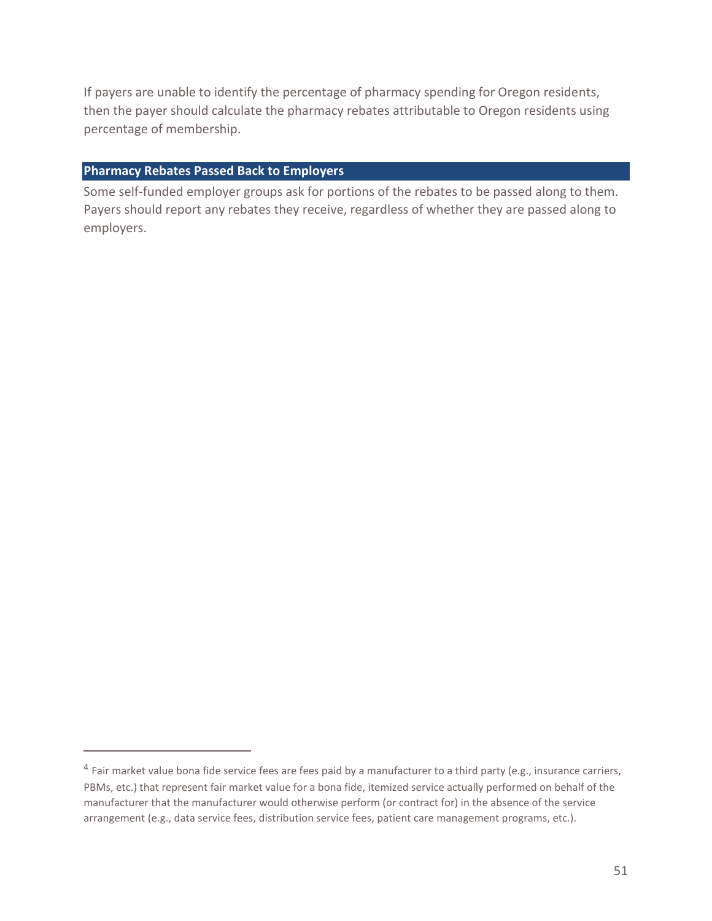If payers are unable to identify the percentage of pharmacy spending for Oregon residents, then the payer should calculate the pharmacy rebates attributable to Oregon residents using percentage of membership.

### Pharmacy Rebates Passed Back to Employers

Some self-funded employer groups ask for portions of the rebates to be passed along to them. Payers should report any rebates they receive, regardless of whether they are passed along to employers.

---

[4] Fair market value bona fide service fees are fees paid by a manufacturer to a third party (e.g., insurance carriers, PBMs, etc.) that represent fair market value for a bona fide, itemized service actually performed on behalf of the manufacturer that the manufacturer would otherwise perform (or contract for) in the absence of the service arrangement (e.g., data service fees, distribution service fees, patient care management programs, etc.).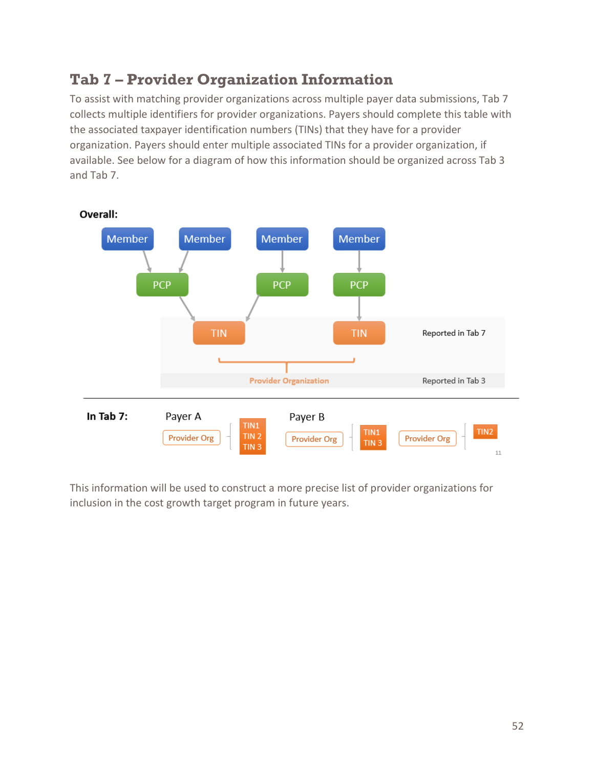## Tab 7 – Provider Organization Information

To assist with matching provider organizations across multiple payer data submissions, Tab 7 collects multiple identifiers for provider organizations. Payers should complete this table with the associated taxpayer identification numbers (TINs) that they have for a provider organization. Payers should enter multiple associated TINs for a provider organization, if available. See below for a diagram of how this information should be organized across Tab 3 and Tab 7.

**Overall:**

Member Member Member Member

PCP PCP PCP

TIN TIN Reported in Tab 7

Provider Organization Reported in Tab 3

**In Tab 7:** Payer A: Provider Org – TIN1, TIN 2, TIN 3. Payer B: Provider Org – TIN1, TIN 3; Provider Org – TIN2

This information will be used to construct a more precise list of provider organizations for inclusion in the cost growth target program in future years.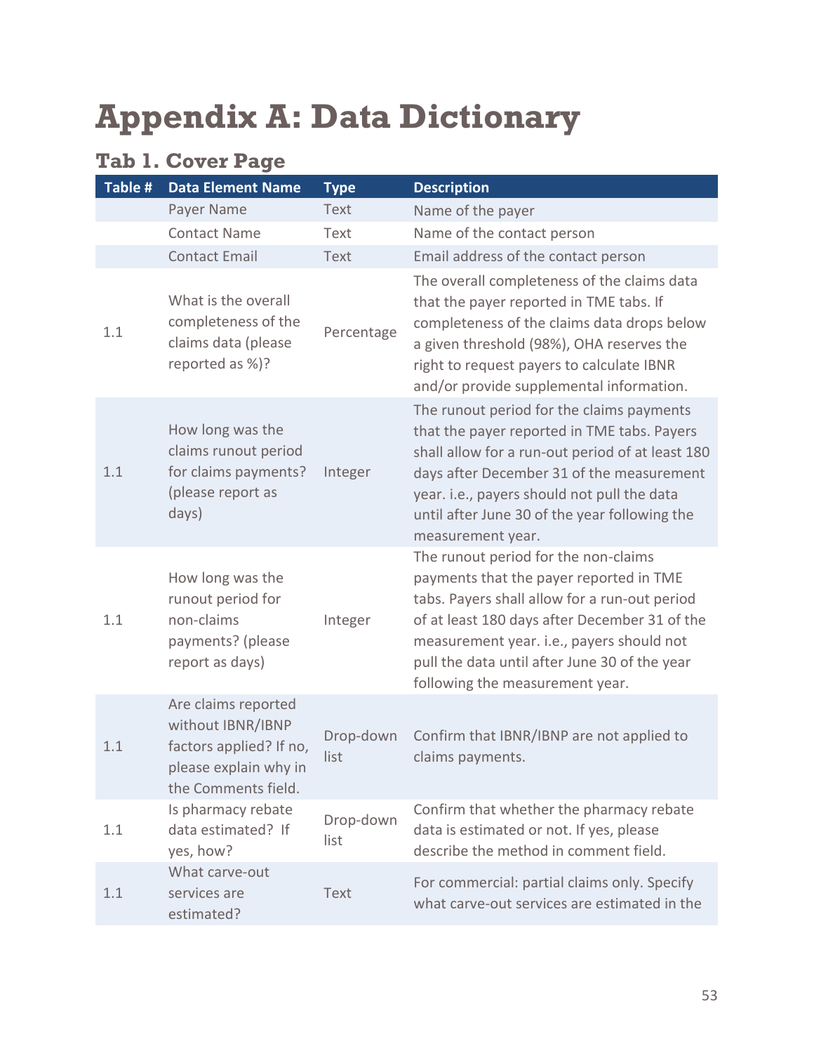# Appendix A: Data Dictionary

## Tab 1. Cover Page

| Table # | Data Element Name | Type | Description |
|---|---|---|---|
| | Payer Name | Text | Name of the payer |
| | Contact Name | Text | Name of the contact person |
| | Contact Email | Text | Email address of the contact person |
| 1.1 | What is the overall completeness of the claims data (please reported as %)? | Percentage | The overall completeness of the claims data that the payer reported in TME tabs. If completeness of the claims data drops below a given threshold (98%), OHA reserves the right to request payers to calculate IBNR and/or provide supplemental information. |
| 1.1 | How long was the claims runout period for claims payments? (please report as days) | Integer | The runout period for the claims payments that the payer reported in TME tabs. Payers shall allow for a run-out period of at least 180 days after December 31 of the measurement year. i.e., payers should not pull the data until after June 30 of the year following the measurement year. |
| 1.1 | How long was the runout period for non-claims payments? (please report as days) | Integer | The runout period for the non-claims payments that the payer reported in TME tabs. Payers shall allow for a run-out period of at least 180 days after December 31 of the measurement year. i.e., payers should not pull the data until after June 30 of the year following the measurement year. |
| 1.1 | Are claims reported without IBNR/IBNP factors applied? If no, please explain why in the Comments field. | Drop-down list | Confirm that IBNR/IBNP are not applied to claims payments. |
| 1.1 | Is pharmacy rebate data estimated? If yes, how? | Drop-down list | Confirm that whether the pharmacy rebate data is estimated or not. If yes, please describe the method in comment field. |
| 1.1 | What carve-out services are estimated? | Text | For commercial: partial claims only. Specify what carve-out services are estimated in the |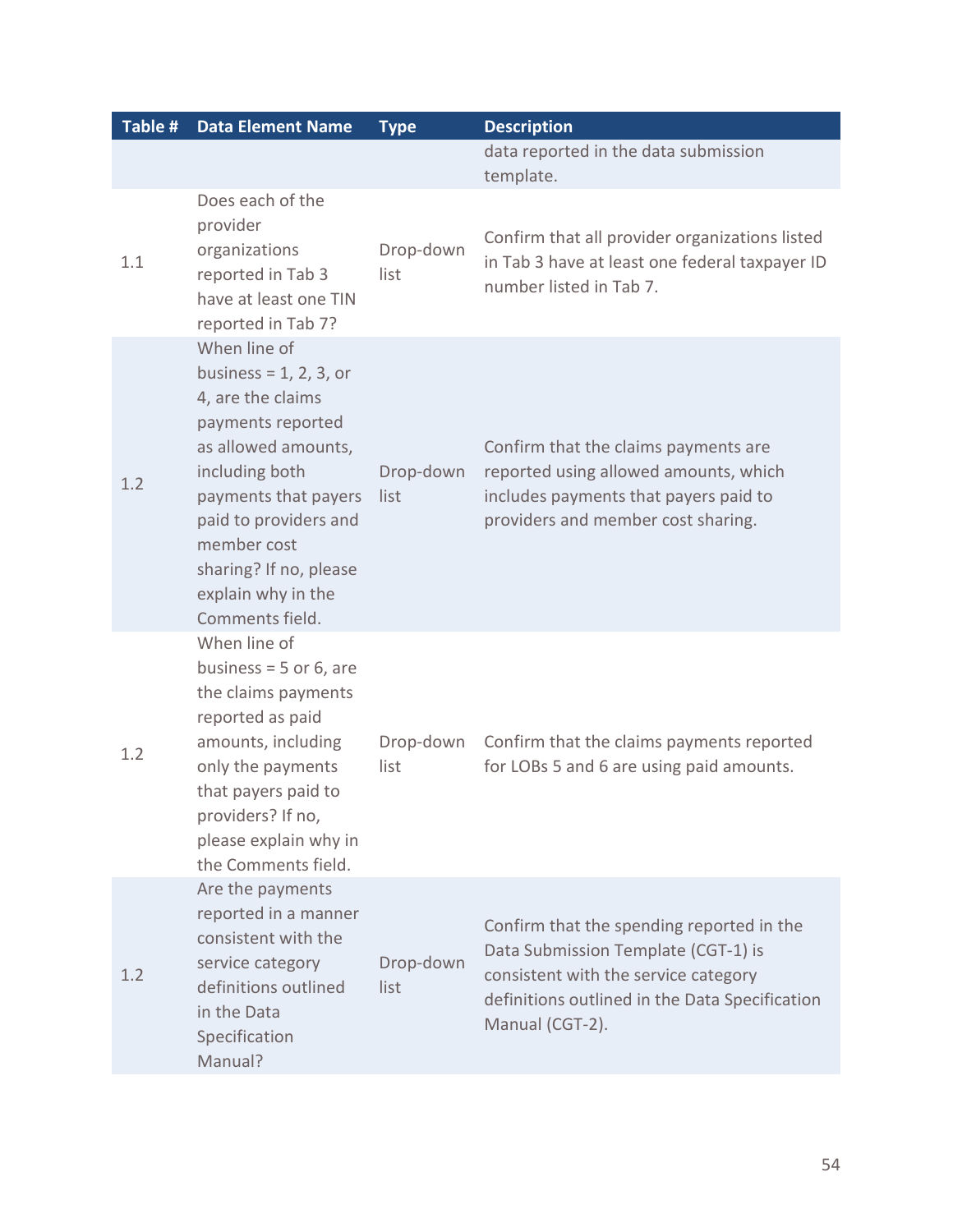| Table # | Data Element Name | Type | Description |
|---|---|---|---|
| | | | data reported in the data submission template. |
| 1.1 | Does each of the provider organizations reported in Tab 3 have at least one TIN reported in Tab 7? | Drop-down list | Confirm that all provider organizations listed in Tab 3 have at least one federal taxpayer ID number listed in Tab 7. |
| 1.2 | When line of business = 1, 2, 3, or 4, are the claims payments reported as allowed amounts, including both payments that payers paid to providers and member cost sharing? If no, please explain why in the Comments field. | Drop-down list | Confirm that the claims payments are reported using allowed amounts, which includes payments that payers paid to providers and member cost sharing. |
| 1.2 | When line of business = 5 or 6, are the claims payments reported as paid amounts, including only the payments that payers paid to providers? If no, please explain why in the Comments field. | Drop-down list | Confirm that the claims payments reported for LOBs 5 and 6 are using paid amounts. |
| 1.2 | Are the payments reported in a manner consistent with the service category definitions outlined in the Data Specification Manual? | Drop-down list | Confirm that the spending reported in the Data Submission Template (CGT-1) is consistent with the service category definitions outlined in the Data Specification Manual (CGT-2). |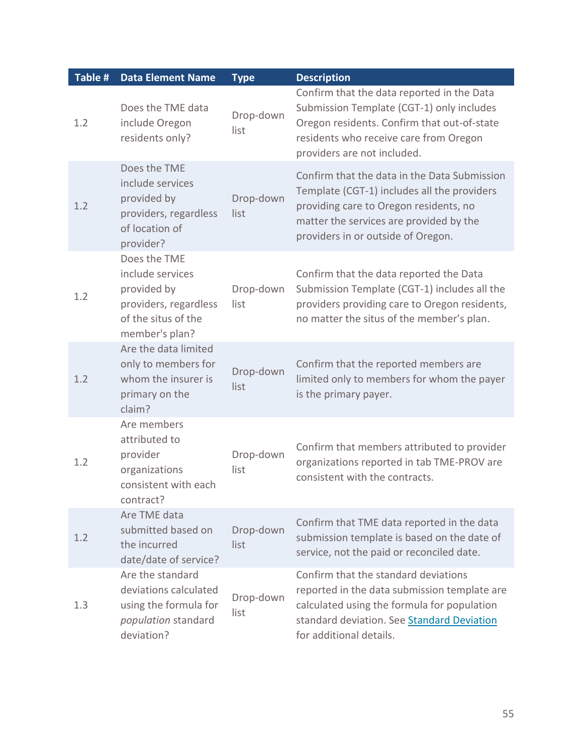| Table # | Data Element Name | Type | Description |
|---|---|---|---|
| 1.2 | Does the TME data include Oregon residents only? | Drop-down list | Confirm that the data reported in the Data Submission Template (CGT-1) only includes Oregon residents. Confirm that out-of-state residents who receive care from Oregon providers are not included. |
| 1.2 | Does the TME include services provided by providers, regardless of location of provider? | Drop-down list | Confirm that the data in the Data Submission Template (CGT-1) includes all the providers providing care to Oregon residents, no matter the services are provided by the providers in or outside of Oregon. |
| 1.2 | Does the TME include services provided by providers, regardless of the situs of the member's plan? | Drop-down list | Confirm that the data reported the Data Submission Template (CGT-1) includes all the providers providing care to Oregon residents, no matter the situs of the member's plan. |
| 1.2 | Are the data limited only to members for whom the insurer is primary on the claim? | Drop-down list | Confirm that the reported members are limited only to members for whom the payer is the primary payer. |
| 1.2 | Are members attributed to provider organizations consistent with each contract? | Drop-down list | Confirm that members attributed to provider organizations reported in tab TME-PROV are consistent with the contracts. |
| 1.2 | Are TME data submitted based on the incurred date/date of service? | Drop-down list | Confirm that TME data reported in the data submission template is based on the date of service, not the paid or reconciled date. |
| 1.3 | Are the standard deviations calculated using the formula for *population* standard deviation? | Drop-down list | Confirm that the standard deviations reported in the data submission template are calculated using the formula for population standard deviation. See Standard Deviation for additional details. |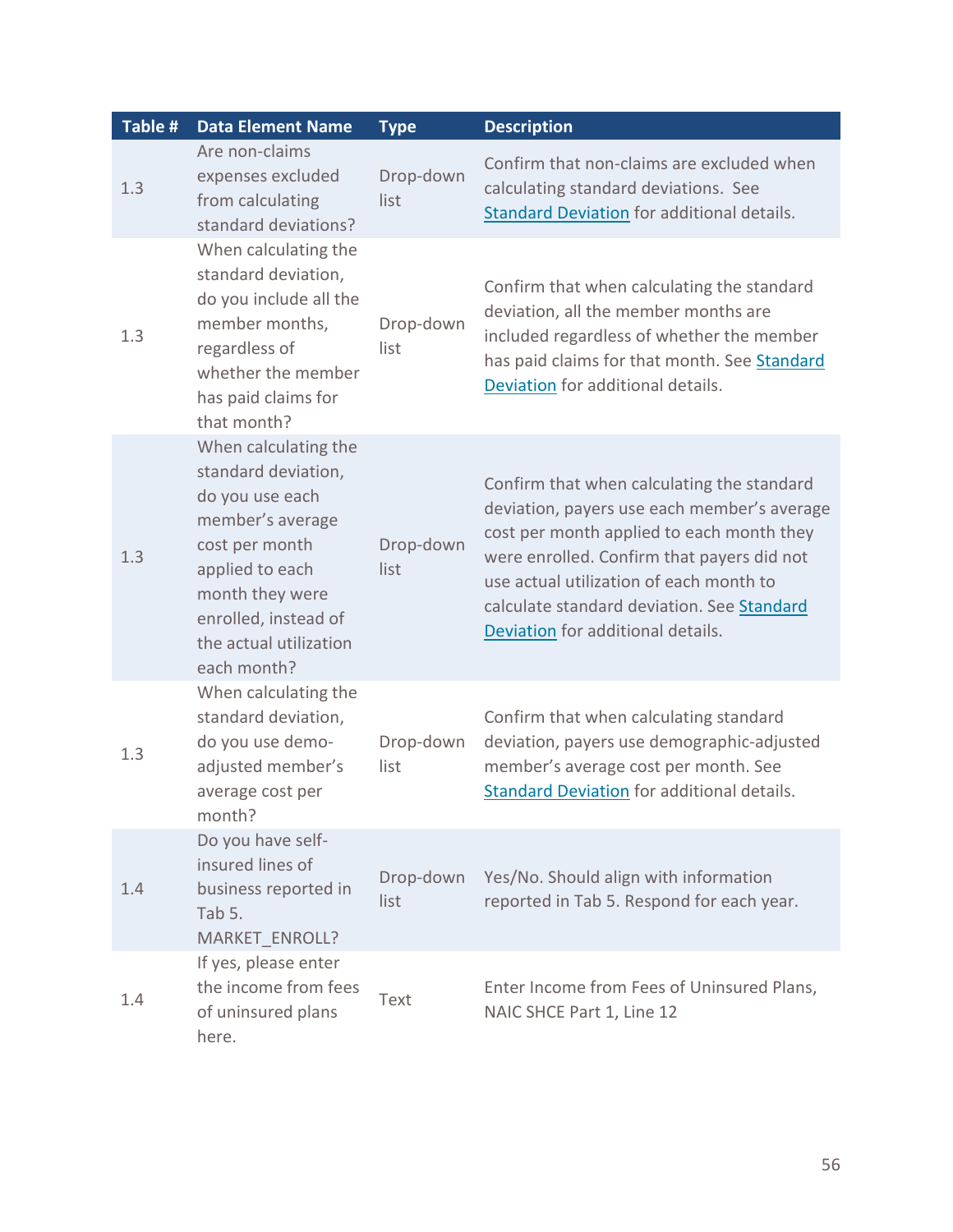| Table # | Data Element Name | Type | Description |
|---|---|---|---|
| 1.3 | Are non-claims expenses excluded from calculating standard deviations? | Drop-down list | Confirm that non-claims are excluded when calculating standard deviations. See Standard Deviation for additional details. |
| 1.3 | When calculating the standard deviation, do you include all the member months, regardless of whether the member has paid claims for that month? | Drop-down list | Confirm that when calculating the standard deviation, all the member months are included regardless of whether the member has paid claims for that month. See Standard Deviation for additional details. |
| 1.3 | When calculating the standard deviation, do you use each member's average cost per month applied to each month they were enrolled, instead of the actual utilization each month? | Drop-down list | Confirm that when calculating the standard deviation, payers use each member's average cost per month applied to each month they were enrolled. Confirm that payers did not use actual utilization of each month to calculate standard deviation. See Standard Deviation for additional details. |
| 1.3 | When calculating the standard deviation, do you use demo-adjusted member's average cost per month? | Drop-down list | Confirm that when calculating standard deviation, payers use demographic-adjusted member's average cost per month. See Standard Deviation for additional details. |
| 1.4 | Do you have self-insured lines of business reported in Tab 5. MARKET_ENROLL? | Drop-down list | Yes/No. Should align with information reported in Tab 5. Respond for each year. |
| 1.4 | If yes, please enter the income from fees of uninsured plans here. | Text | Enter Income from Fees of Uninsured Plans, NAIC SHCE Part 1, Line 12 |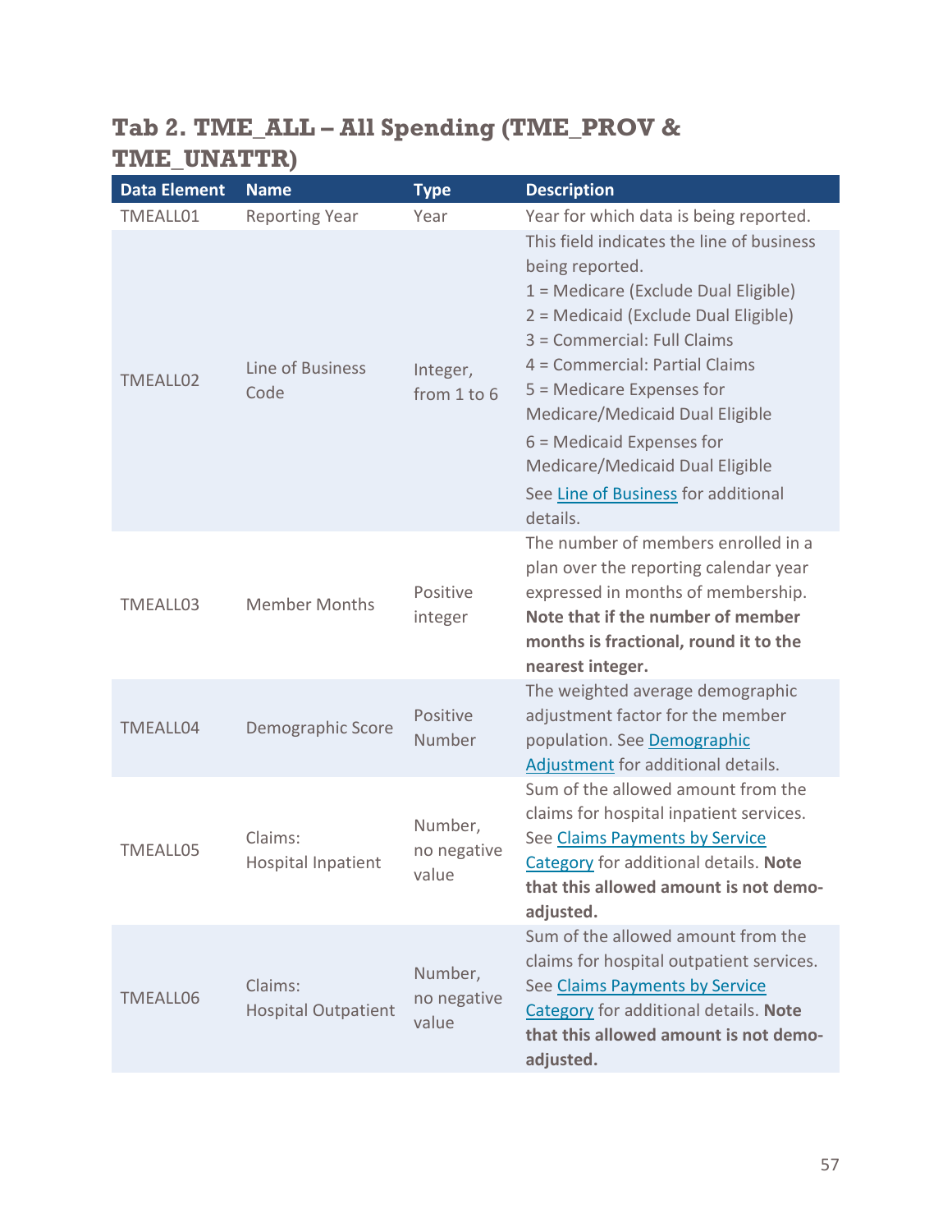## Tab 2. TME_ALL – All Spending (TME_PROV & TME_UNATTR)

| Data Element | Name | Type | Description |
|---|---|---|---|
| TMEALL01 | Reporting Year | Year | Year for which data is being reported. |
| TMEALL02 | Line of Business Code | Integer, from 1 to 6 | This field indicates the line of business being reported.<br>1 = Medicare (Exclude Dual Eligible)<br>2 = Medicaid (Exclude Dual Eligible)<br>3 = Commercial: Full Claims<br>4 = Commercial: Partial Claims<br>5 = Medicare Expenses for Medicare/Medicaid Dual Eligible<br>6 = Medicaid Expenses for Medicare/Medicaid Dual Eligible<br>See Line of Business for additional details. |
| TMEALL03 | Member Months | Positive integer | The number of members enrolled in a plan over the reporting calendar year expressed in months of membership. **Note that if the number of member months is fractional, round it to the nearest integer.** |
| TMEALL04 | Demographic Score | Positive Number | The weighted average demographic adjustment factor for the member population. See Demographic Adjustment for additional details. |
| TMEALL05 | Claims: Hospital Inpatient | Number, no negative value | Sum of the allowed amount from the claims for hospital inpatient services. See Claims Payments by Service Category for additional details. **Note that this allowed amount is not demo-adjusted.** |
| TMEALL06 | Claims: Hospital Outpatient | Number, no negative value | Sum of the allowed amount from the claims for hospital outpatient services. See Claims Payments by Service Category for additional details. **Note that this allowed amount is not demo-adjusted.** |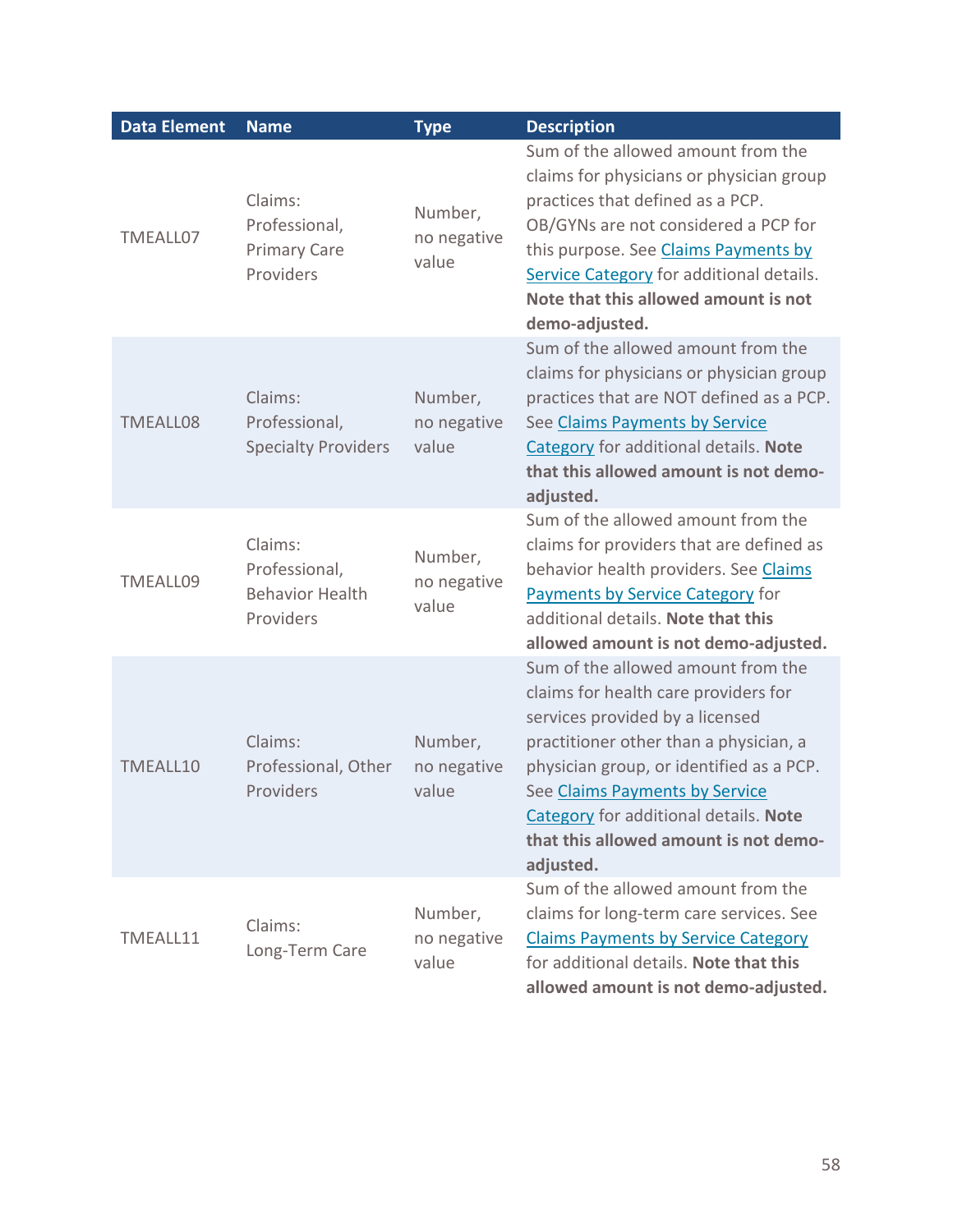| Data Element | Name | Type | Description |
|---|---|---|---|
| TMEALL07 | Claims: Professional, Primary Care Providers | Number, no negative value | Sum of the allowed amount from the claims for physicians or physician group practices that defined as a PCP. OB/GYNs are not considered a PCP for this purpose. See Claims Payments by Service Category for additional details. **Note that this allowed amount is not demo-adjusted.** |
| TMEALL08 | Claims: Professional, Specialty Providers | Number, no negative value | Sum of the allowed amount from the claims for physicians or physician group practices that are NOT defined as a PCP. See Claims Payments by Service Category for additional details. **Note that this allowed amount is not demo-adjusted.** |
| TMEALL09 | Claims: Professional, Behavior Health Providers | Number, no negative value | Sum of the allowed amount from the claims for providers that are defined as behavior health providers. See Claims Payments by Service Category for additional details. **Note that this allowed amount is not demo-adjusted.** |
| TMEALL10 | Claims: Professional, Other Providers | Number, no negative value | Sum of the allowed amount from the claims for health care providers for services provided by a licensed practitioner other than a physician, a physician group, or identified as a PCP. See Claims Payments by Service Category for additional details. **Note that this allowed amount is not demo-adjusted.** |
| TMEALL11 | Claims: Long-Term Care | Number, no negative value | Sum of the allowed amount from the claims for long-term care services. See Claims Payments by Service Category for additional details. **Note that this allowed amount is not demo-adjusted.** |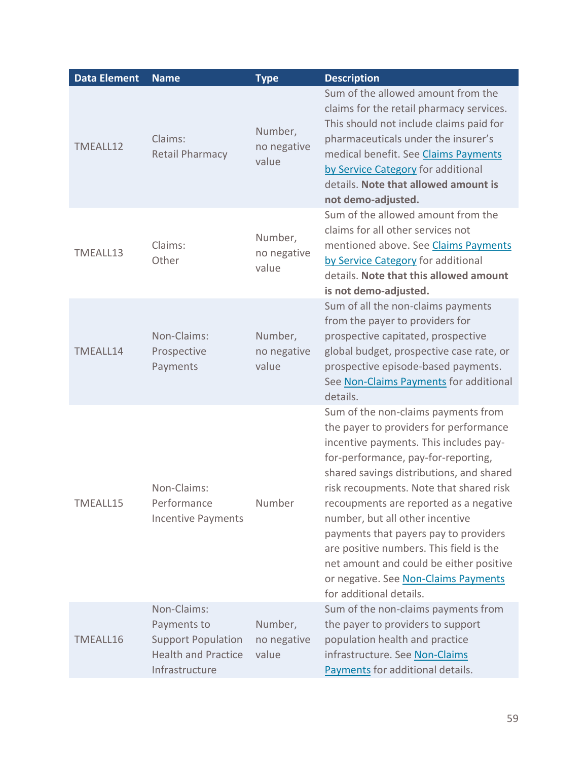| Data Element | Name | Type | Description |
| --- | --- | --- | --- |
| TMEALL12 | Claims: Retail Pharmacy | Number, no negative value | Sum of the allowed amount from the claims for the retail pharmacy services. This should not include claims paid for pharmaceuticals under the insurer's medical benefit. See Claims Payments by Service Category for additional details. **Note that allowed amount is not demo-adjusted.** |
| TMEALL13 | Claims: Other | Number, no negative value | Sum of the allowed amount from the claims for all other services not mentioned above. See Claims Payments by Service Category for additional details. **Note that this allowed amount is not demo-adjusted.** |
| TMEALL14 | Non-Claims: Prospective Payments | Number, no negative value | Sum of all the non-claims payments from the payer to providers for prospective capitated, prospective global budget, prospective case rate, or prospective episode-based payments. See Non-Claims Payments for additional details. |
| TMEALL15 | Non-Claims: Performance Incentive Payments | Number | Sum of the non-claims payments from the payer to providers for performance incentive payments. This includes pay-for-performance, pay-for-reporting, shared savings distributions, and shared risk recoupments. Note that shared risk recoupments are reported as a negative number, but all other incentive payments that payers pay to providers are positive numbers. This field is the net amount and could be either positive or negative. See Non-Claims Payments for additional details. |
| TMEALL16 | Non-Claims: Payments to Support Population Health and Practice Infrastructure | Number, no negative value | Sum of the non-claims payments from the payer to providers to support population health and practice infrastructure. See Non-Claims Payments for additional details. |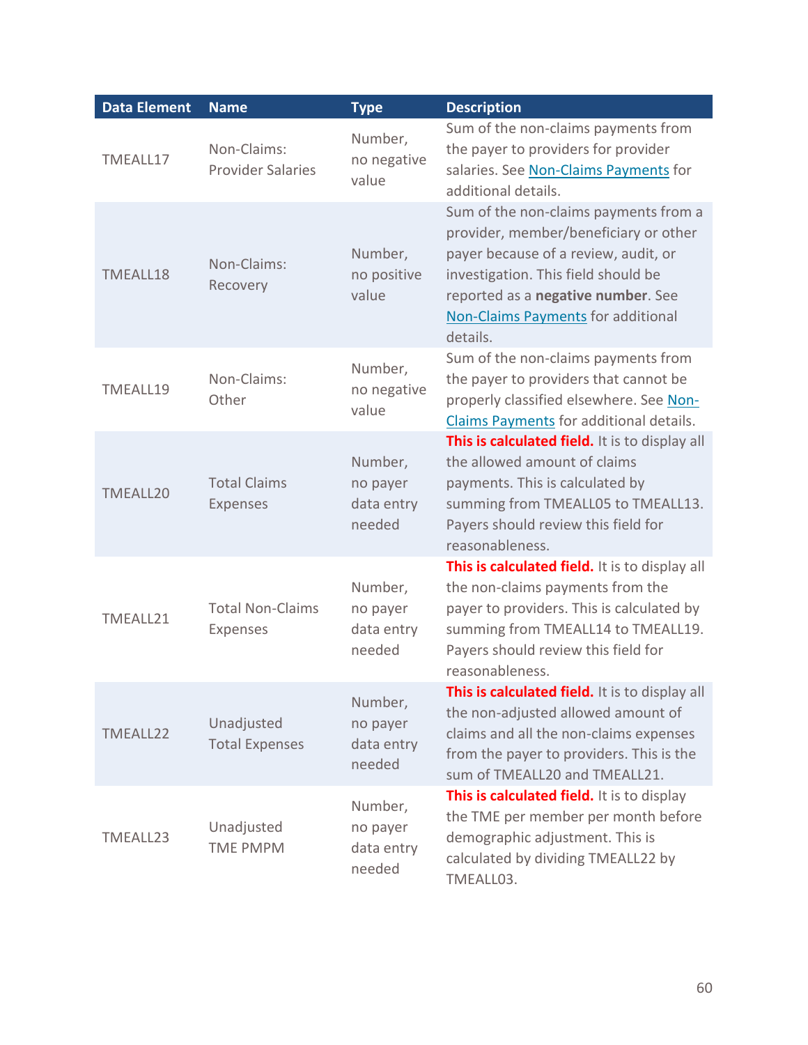| Data Element | Name | Type | Description |
|---|---|---|---|
| TMEALL17 | Non-Claims: Provider Salaries | Number, no negative value | Sum of the non-claims payments from the payer to providers for provider salaries. See Non-Claims Payments for additional details. |
| TMEALL18 | Non-Claims: Recovery | Number, no positive value | Sum of the non-claims payments from a provider, member/beneficiary or other payer because of a review, audit, or investigation. This field should be reported as a **negative number**. See Non-Claims Payments for additional details. |
| TMEALL19 | Non-Claims: Other | Number, no negative value | Sum of the non-claims payments from the payer to providers that cannot be properly classified elsewhere. See Non-Claims Payments for additional details. |
| TMEALL20 | Total Claims Expenses | Number, no payer data entry needed | **This is calculated field.** It is to display all the allowed amount of claims payments. This is calculated by summing from TMEALL05 to TMEALL13. Payers should review this field for reasonableness. |
| TMEALL21 | Total Non-Claims Expenses | Number, no payer data entry needed | **This is calculated field.** It is to display all the non-claims payments from the payer to providers. This is calculated by summing from TMEALL14 to TMEALL19. Payers should review this field for reasonableness. |
| TMEALL22 | Unadjusted Total Expenses | Number, no payer data entry needed | **This is calculated field.** It is to display all the non-adjusted allowed amount of claims and all the non-claims expenses from the payer to providers. This is the sum of TMEALL20 and TMEALL21. |
| TMEALL23 | Unadjusted TME PMPM | Number, no payer data entry needed | **This is calculated field.** It is to display the TME per member per month before demographic adjustment. This is calculated by dividing TMEALL22 by TMEALL03. |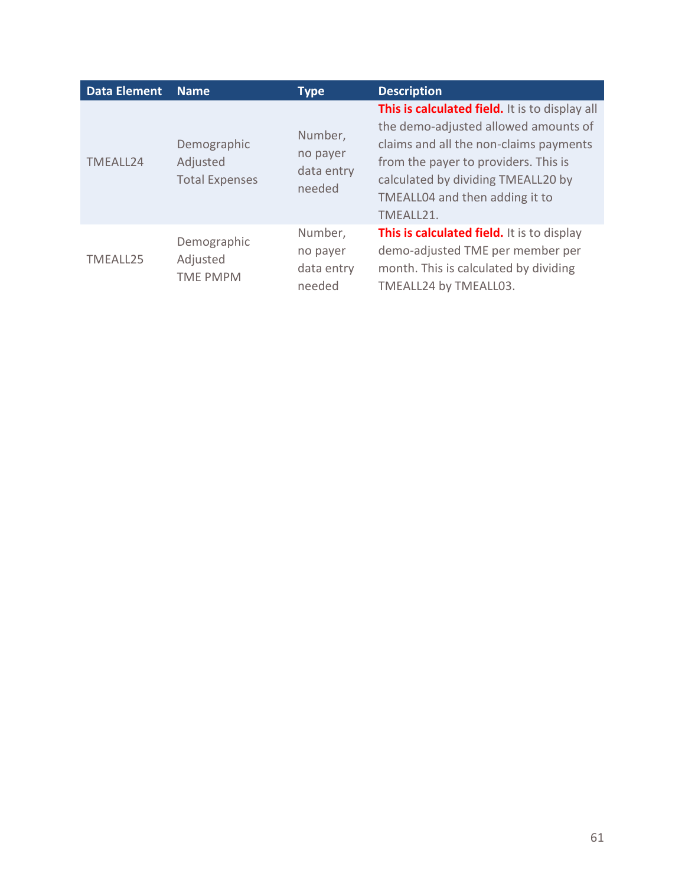| Data Element | Name | Type | Description |
|---|---|---|---|
| TMEALL24 | Demographic Adjusted Total Expenses | Number, no payer data entry needed | **This is calculated field.** It is to display all the demo-adjusted allowed amounts of claims and all the non-claims payments from the payer to providers. This is calculated by dividing TMEALL20 by TMEALL04 and then adding it to TMEALL21. |
| TMEALL25 | Demographic Adjusted TME PMPM | Number, no payer data entry needed | **This is calculated field.** It is to display demo-adjusted TME per member per month. This is calculated by dividing TMEALL24 by TMEALL03. |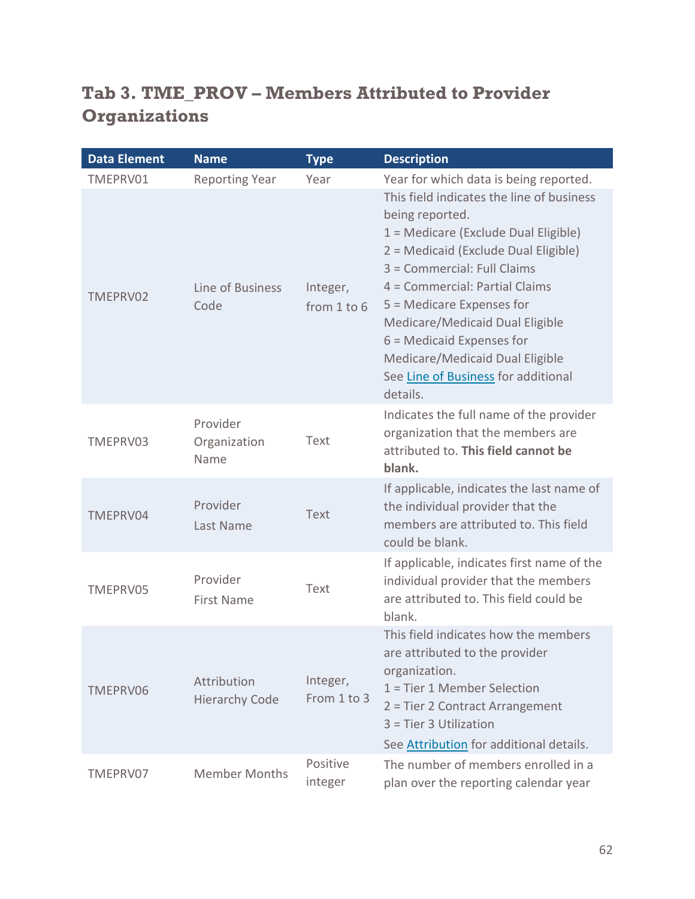## Tab 3. TME_PROV – Members Attributed to Provider Organizations

| Data Element | Name | Type | Description |
|---|---|---|---|
| TMEPRV01 | Reporting Year | Year | Year for which data is being reported. |
| TMEPRV02 | Line of Business Code | Integer, from 1 to 6 | This field indicates the line of business being reported.<br>1 = Medicare (Exclude Dual Eligible)<br>2 = Medicaid (Exclude Dual Eligible)<br>3 = Commercial: Full Claims<br>4 = Commercial: Partial Claims<br>5 = Medicare Expenses for Medicare/Medicaid Dual Eligible<br>6 = Medicaid Expenses for Medicare/Medicaid Dual Eligible<br>See Line of Business for additional details. |
| TMEPRV03 | Provider Organization Name | Text | Indicates the full name of the provider organization that the members are attributed to. **This field cannot be blank.** |
| TMEPRV04 | Provider Last Name | Text | If applicable, indicates the last name of the individual provider that the members are attributed to. This field could be blank. |
| TMEPRV05 | Provider First Name | Text | If applicable, indicates first name of the individual provider that the members are attributed to. This field could be blank. |
| TMEPRV06 | Attribution Hierarchy Code | Integer, From 1 to 3 | This field indicates how the members are attributed to the provider organization.<br>1 = Tier 1 Member Selection<br>2 = Tier 2 Contract Arrangement<br>3 = Tier 3 Utilization<br>See Attribution for additional details. |
| TMEPRV07 | Member Months | Positive integer | The number of members enrolled in a plan over the reporting calendar year |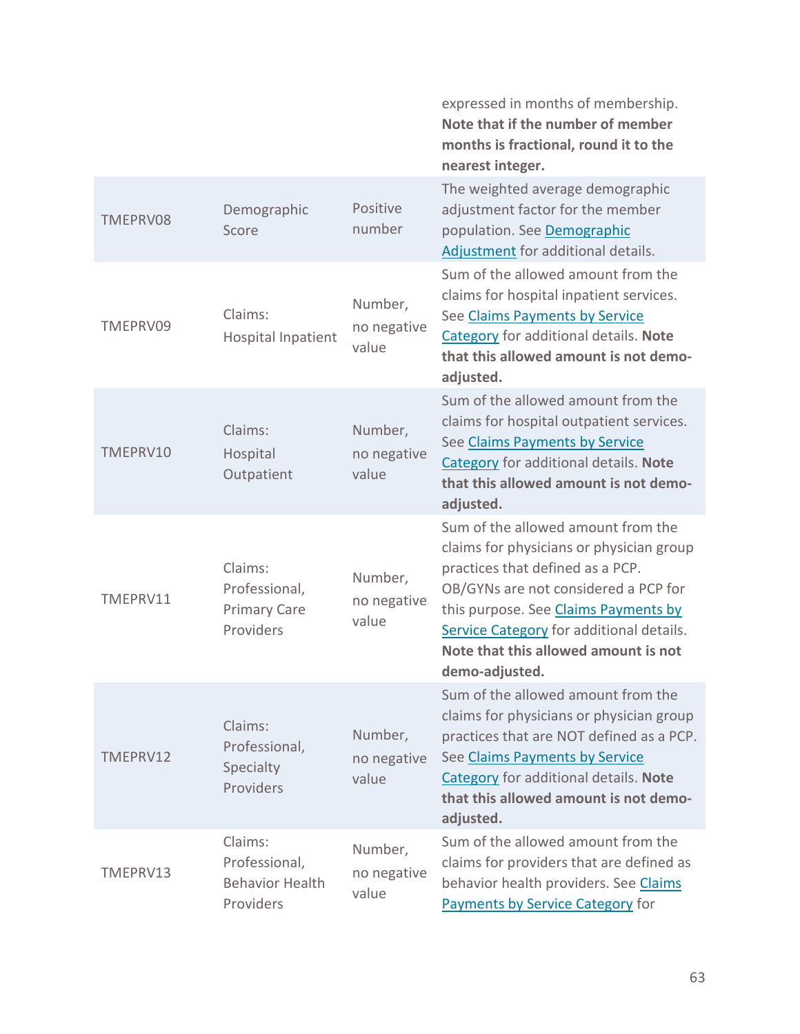| | | | |
|---|---|---|---|
| | | | expressed in months of membership. **Note that if the number of member months is fractional, round it to the nearest integer.** |
| TMEPRV08 | Demographic Score | Positive number | The weighted average demographic adjustment factor for the member population. See Demographic Adjustment for additional details. |
| TMEPRV09 | Claims: Hospital Inpatient | Number, no negative value | Sum of the allowed amount from the claims for hospital inpatient services. See Claims Payments by Service Category for additional details. **Note that this allowed amount is not demo-adjusted.** |
| TMEPRV10 | Claims: Hospital Outpatient | Number, no negative value | Sum of the allowed amount from the claims for hospital outpatient services. See Claims Payments by Service Category for additional details. **Note that this allowed amount is not demo-adjusted.** |
| TMEPRV11 | Claims: Professional, Primary Care Providers | Number, no negative value | Sum of the allowed amount from the claims for physicians or physician group practices that defined as a PCP. OB/GYNs are not considered a PCP for this purpose. See Claims Payments by Service Category for additional details. **Note that this allowed amount is not demo-adjusted.** |
| TMEPRV12 | Claims: Professional, Specialty Providers | Number, no negative value | Sum of the allowed amount from the claims for physicians or physician group practices that are NOT defined as a PCP. See Claims Payments by Service Category for additional details. **Note that this allowed amount is not demo-adjusted.** |
| TMEPRV13 | Claims: Professional, Behavior Health Providers | Number, no negative value | Sum of the allowed amount from the claims for providers that are defined as behavior health providers. See Claims Payments by Service Category for |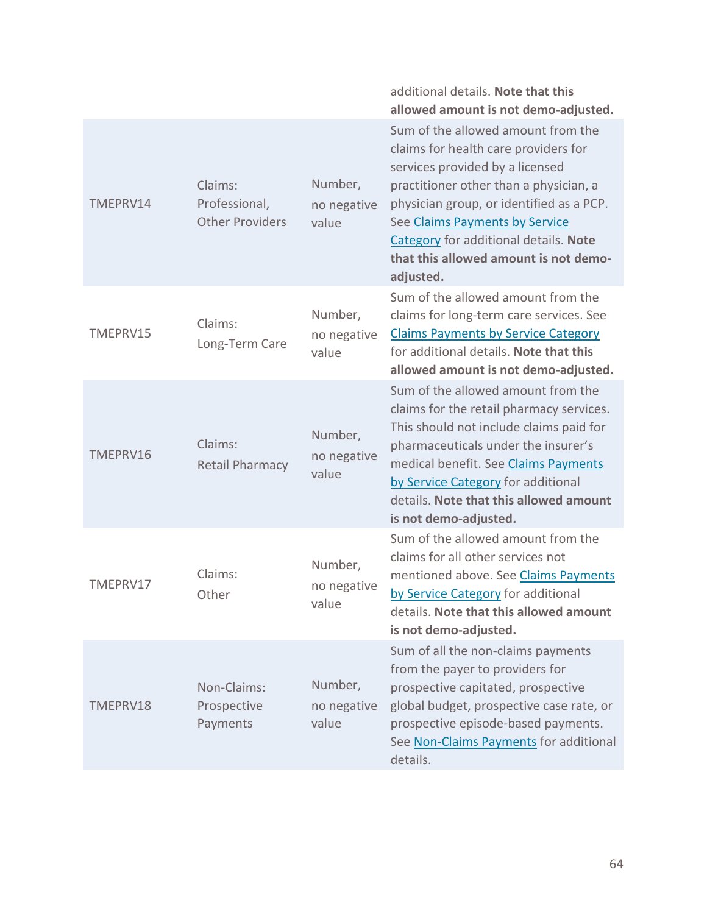| | | | additional details. **Note that this allowed amount is not demo-adjusted.** |
|---|---|---|---|
| TMEPRV14 | Claims: Professional, Other Providers | Number, no negative value | Sum of the allowed amount from the claims for health care providers for services provided by a licensed practitioner other than a physician, a physician group, or identified as a PCP. See Claims Payments by Service Category for additional details. **Note that this allowed amount is not demo-adjusted.** |
| TMEPRV15 | Claims: Long-Term Care | Number, no negative value | Sum of the allowed amount from the claims for long-term care services. See Claims Payments by Service Category for additional details. **Note that this allowed amount is not demo-adjusted.** |
| TMEPRV16 | Claims: Retail Pharmacy | Number, no negative value | Sum of the allowed amount from the claims for the retail pharmacy services. This should not include claims paid for pharmaceuticals under the insurer's medical benefit. See Claims Payments by Service Category for additional details. **Note that this allowed amount is not demo-adjusted.** |
| TMEPRV17 | Claims: Other | Number, no negative value | Sum of the allowed amount from the claims for all other services not mentioned above. See Claims Payments by Service Category for additional details. **Note that this allowed amount is not demo-adjusted.** |
| TMEPRV18 | Non-Claims: Prospective Payments | Number, no negative value | Sum of all the non-claims payments from the payer to providers for prospective capitated, prospective global budget, prospective case rate, or prospective episode-based payments. See Non-Claims Payments for additional details. |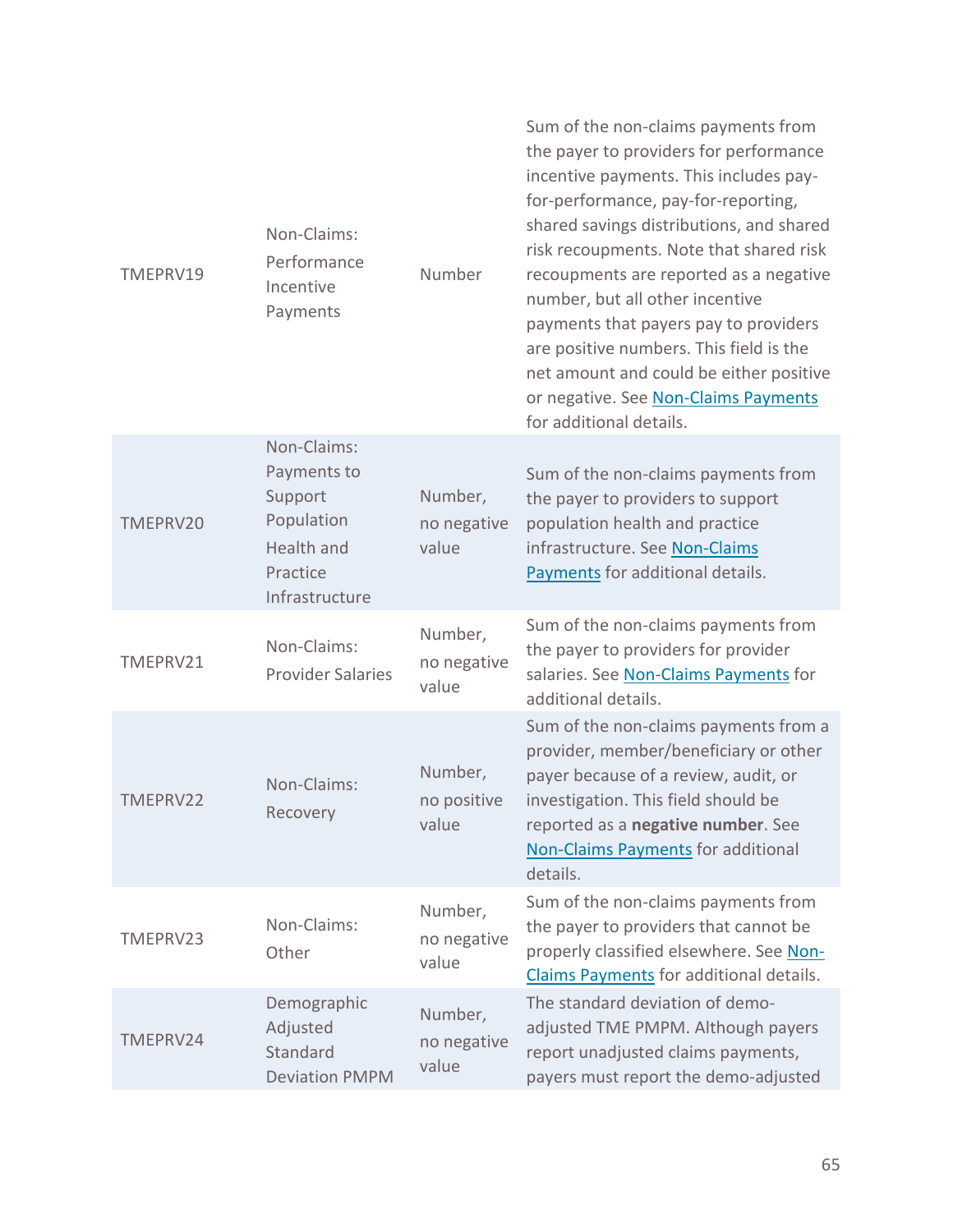| | | | |
|---|---|---|---|
| TMEPRV19 | Non-Claims: Performance Incentive Payments | Number | Sum of the non-claims payments from the payer to providers for performance incentive payments. This includes pay-for-performance, pay-for-reporting, shared savings distributions, and shared risk recoupments. Note that shared risk recoupments are reported as a negative number, but all other incentive payments that payers pay to providers are positive numbers. This field is the net amount and could be either positive or negative. See Non-Claims Payments for additional details. |
| TMEPRV20 | Non-Claims: Payments to Support Population Health and Practice Infrastructure | Number, no negative value | Sum of the non-claims payments from the payer to providers to support population health and practice infrastructure. See Non-Claims Payments for additional details. |
| TMEPRV21 | Non-Claims: Provider Salaries | Number, no negative value | Sum of the non-claims payments from the payer to providers for provider salaries. See Non-Claims Payments for additional details. |
| TMEPRV22 | Non-Claims: Recovery | Number, no positive value | Sum of the non-claims payments from a provider, member/beneficiary or other payer because of a review, audit, or investigation. This field should be reported as a **negative number**. See Non-Claims Payments for additional details. |
| TMEPRV23 | Non-Claims: Other | Number, no negative value | Sum of the non-claims payments from the payer to providers that cannot be properly classified elsewhere. See Non-Claims Payments for additional details. |
| TMEPRV24 | Demographic Adjusted Standard Deviation PMPM | Number, no negative value | The standard deviation of demo-adjusted TME PMPM. Although payers report unadjusted claims payments, payers must report the demo-adjusted |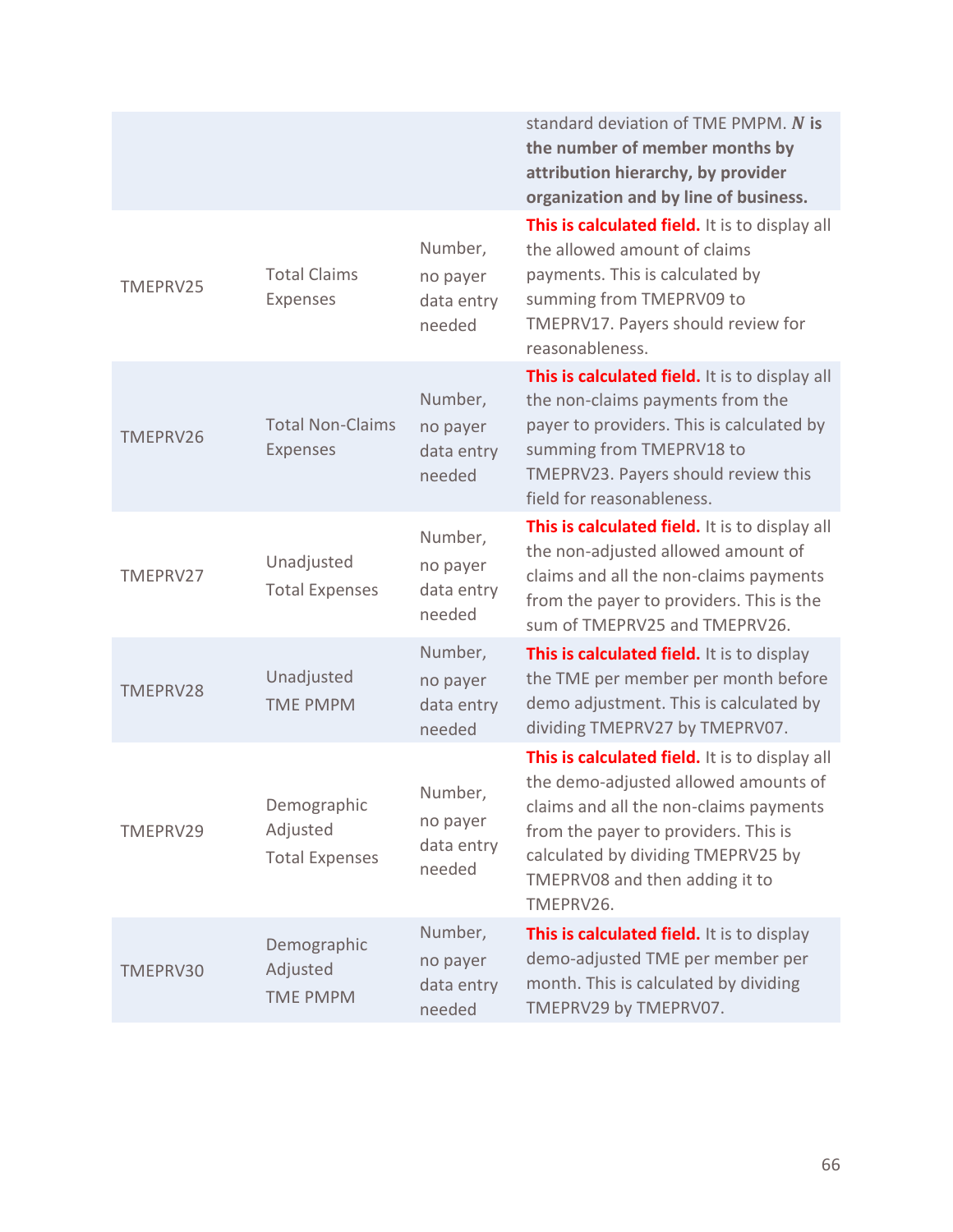| | | | |
|---|---|---|---|
| | | | standard deviation of TME PMPM. ***N* is the number of member months by attribution hierarchy, by provider organization and by line of business.** |
| TMEPRV25 | Total Claims Expenses | Number, no payer data entry needed | **This is calculated field.** It is to display all the allowed amount of claims payments. This is calculated by summing from TMEPRV09 to TMEPRV17. Payers should review for reasonableness. |
| TMEPRV26 | Total Non-Claims Expenses | Number, no payer data entry needed | **This is calculated field.** It is to display all the non-claims payments from the payer to providers. This is calculated by summing from TMEPRV18 to TMEPRV23. Payers should review this field for reasonableness. |
| TMEPRV27 | Unadjusted Total Expenses | Number, no payer data entry needed | **This is calculated field.** It is to display all the non-adjusted allowed amount of claims and all the non-claims payments from the payer to providers. This is the sum of TMEPRV25 and TMEPRV26. |
| TMEPRV28 | Unadjusted TME PMPM | Number, no payer data entry needed | **This is calculated field.** It is to display the TME per member per month before demo adjustment. This is calculated by dividing TMEPRV27 by TMEPRV07. |
| TMEPRV29 | Demographic Adjusted Total Expenses | Number, no payer data entry needed | **This is calculated field.** It is to display all the demo-adjusted allowed amounts of claims and all the non-claims payments from the payer to providers. This is calculated by dividing TMEPRV25 by TMEPRV08 and then adding it to TMEPRV26. |
| TMEPRV30 | Demographic Adjusted TME PMPM | Number, no payer data entry needed | **This is calculated field.** It is to display demo-adjusted TME per member per month. This is calculated by dividing TMEPRV29 by TMEPRV07. |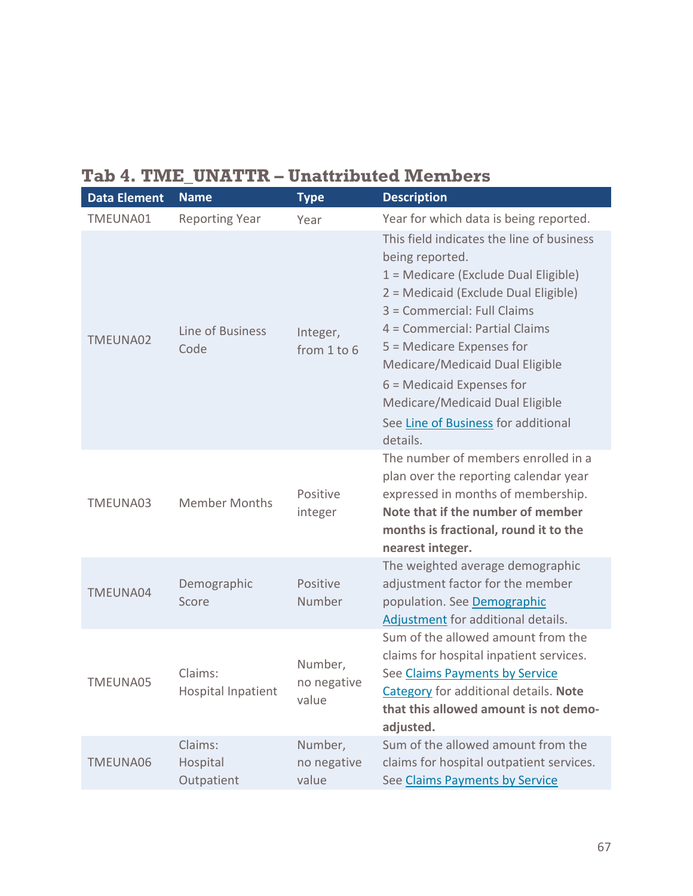### Tab 4. TME_UNATTR – Unattributed Members

| Data Element | Name | Type | Description |
|---|---|---|---|
| TMEUNA01 | Reporting Year | Year | Year for which data is being reported. |
| TMEUNA02 | Line of Business Code | Integer, from 1 to 6 | This field indicates the line of business being reported.<br>1 = Medicare (Exclude Dual Eligible)<br>2 = Medicaid (Exclude Dual Eligible)<br>3 = Commercial: Full Claims<br>4 = Commercial: Partial Claims<br>5 = Medicare Expenses for Medicare/Medicaid Dual Eligible<br>6 = Medicaid Expenses for Medicare/Medicaid Dual Eligible<br>See Line of Business for additional details. |
| TMEUNA03 | Member Months | Positive integer | The number of members enrolled in a plan over the reporting calendar year expressed in months of membership. **Note that if the number of member months is fractional, round it to the nearest integer.** |
| TMEUNA04 | Demographic Score | Positive Number | The weighted average demographic adjustment factor for the member population. See Demographic Adjustment for additional details. |
| TMEUNA05 | Claims: Hospital Inpatient | Number, no negative value | Sum of the allowed amount from the claims for hospital inpatient services. See Claims Payments by Service Category for additional details. **Note that this allowed amount is not demo-adjusted.** |
| TMEUNA06 | Claims: Hospital Outpatient | Number, no negative value | Sum of the allowed amount from the claims for hospital outpatient services. See Claims Payments by Service |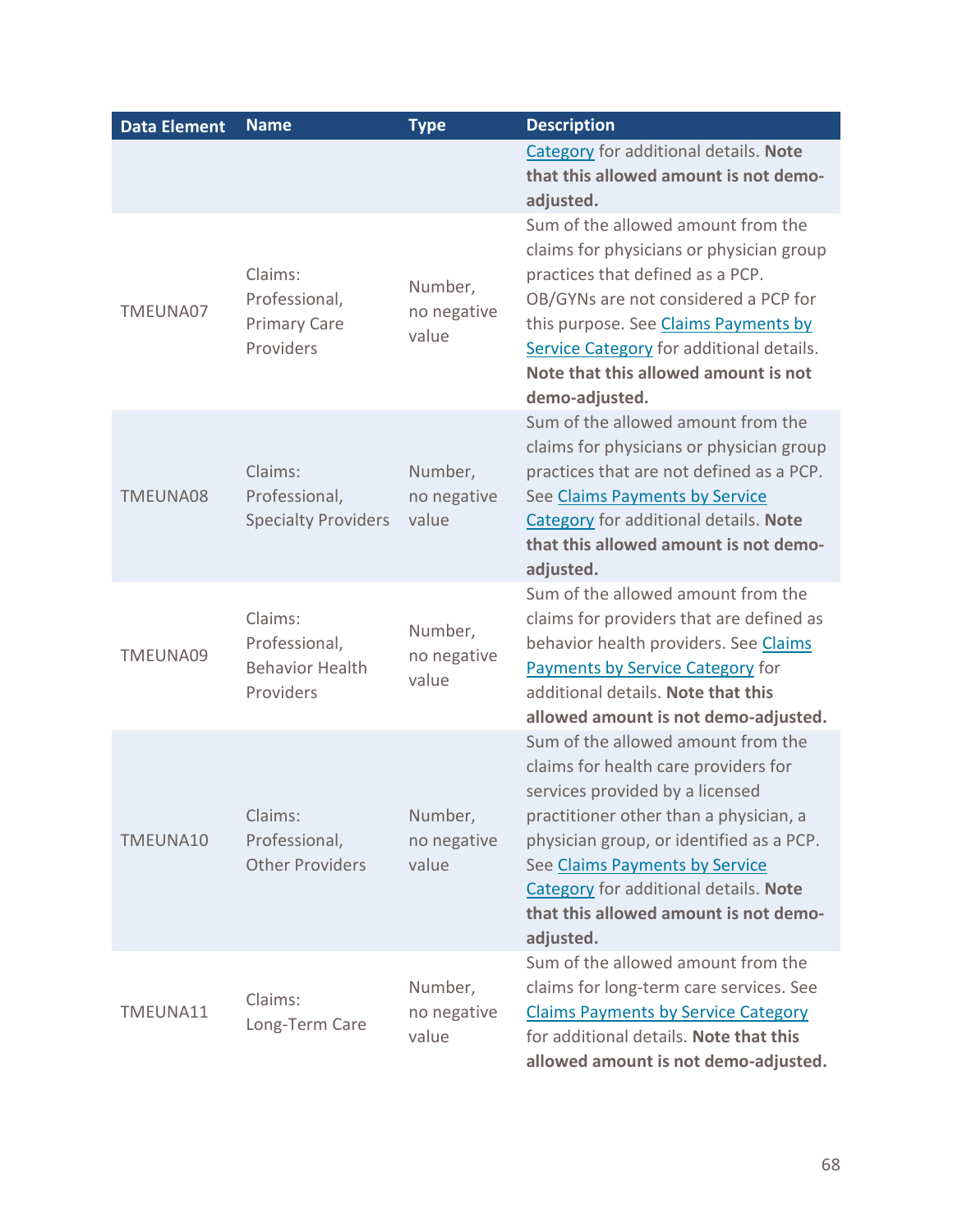| Data Element | Name | Type | Description |
|---|---|---|---|
| | | | Category for additional details. **Note that this allowed amount is not demo-adjusted.** |
| TMEUNA07 | Claims: Professional, Primary Care Providers | Number, no negative value | Sum of the allowed amount from the claims for physicians or physician group practices that defined as a PCP. OB/GYNs are not considered a PCP for this purpose. See Claims Payments by Service Category for additional details. **Note that this allowed amount is not demo-adjusted.** |
| TMEUNA08 | Claims: Professional, Specialty Providers | Number, no negative value | Sum of the allowed amount from the claims for physicians or physician group practices that are not defined as a PCP. See Claims Payments by Service Category for additional details. **Note that this allowed amount is not demo-adjusted.** |
| TMEUNA09 | Claims: Professional, Behavior Health Providers | Number, no negative value | Sum of the allowed amount from the claims for providers that are defined as behavior health providers. See Claims Payments by Service Category for additional details. **Note that this allowed amount is not demo-adjusted.** |
| TMEUNA10 | Claims: Professional, Other Providers | Number, no negative value | Sum of the allowed amount from the claims for health care providers for services provided by a licensed practitioner other than a physician, a physician group, or identified as a PCP. See Claims Payments by Service Category for additional details. **Note that this allowed amount is not demo-adjusted.** |
| TMEUNA11 | Claims: Long-Term Care | Number, no negative value | Sum of the allowed amount from the claims for long-term care services. See Claims Payments by Service Category for additional details. **Note that this allowed amount is not demo-adjusted.** |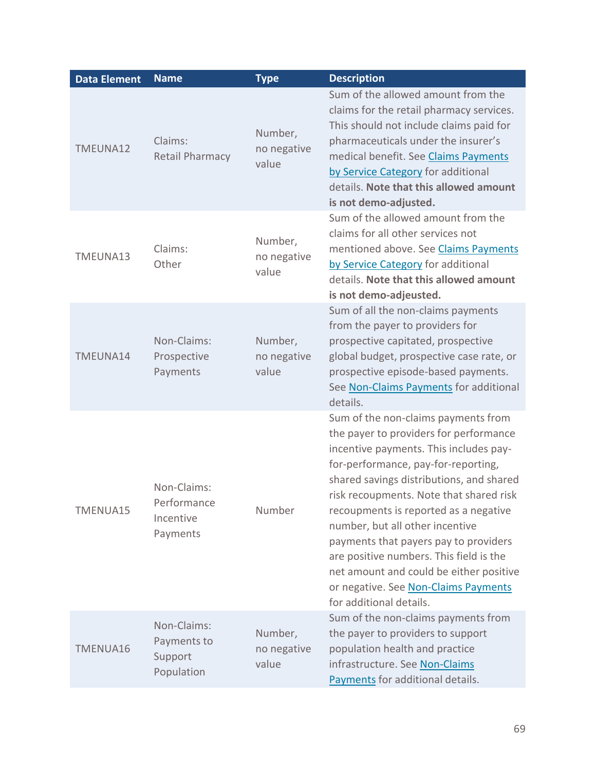| Data Element | Name | Type | Description |
|---|---|---|---|
| TMEUNA12 | Claims: Retail Pharmacy | Number, no negative value | Sum of the allowed amount from the claims for the retail pharmacy services. This should not include claims paid for pharmaceuticals under the insurer's medical benefit. See [Claims Payments by Service Category]() for additional details. **Note that this allowed amount is not demo-adjusted.** |
| TMEUNA13 | Claims: Other | Number, no negative value | Sum of the allowed amount from the claims for all other services not mentioned above. See [Claims Payments by Service Category]() for additional details. **Note that this allowed amount is not demo-adjeusted.** |
| TMEUNA14 | Non-Claims: Prospective Payments | Number, no negative value | Sum of all the non-claims payments from the payer to providers for prospective capitated, prospective global budget, prospective case rate, or prospective episode-based payments. See [Non-Claims Payments]() for additional details. |
| TMENUA15 | Non-Claims: Performance Incentive Payments | Number | Sum of the non-claims payments from the payer to providers for performance incentive payments. This includes pay-for-performance, pay-for-reporting, shared savings distributions, and shared risk recoupments. Note that shared risk recoupments is reported as a negative number, but all other incentive payments that payers pay to providers are positive numbers. This field is the net amount and could be either positive or negative. See [Non-Claims Payments]() for additional details. |
| TMENUA16 | Non-Claims: Payments to Support Population | Number, no negative value | Sum of the non-claims payments from the payer to providers to support population health and practice infrastructure. See [Non-Claims Payments]() for additional details. |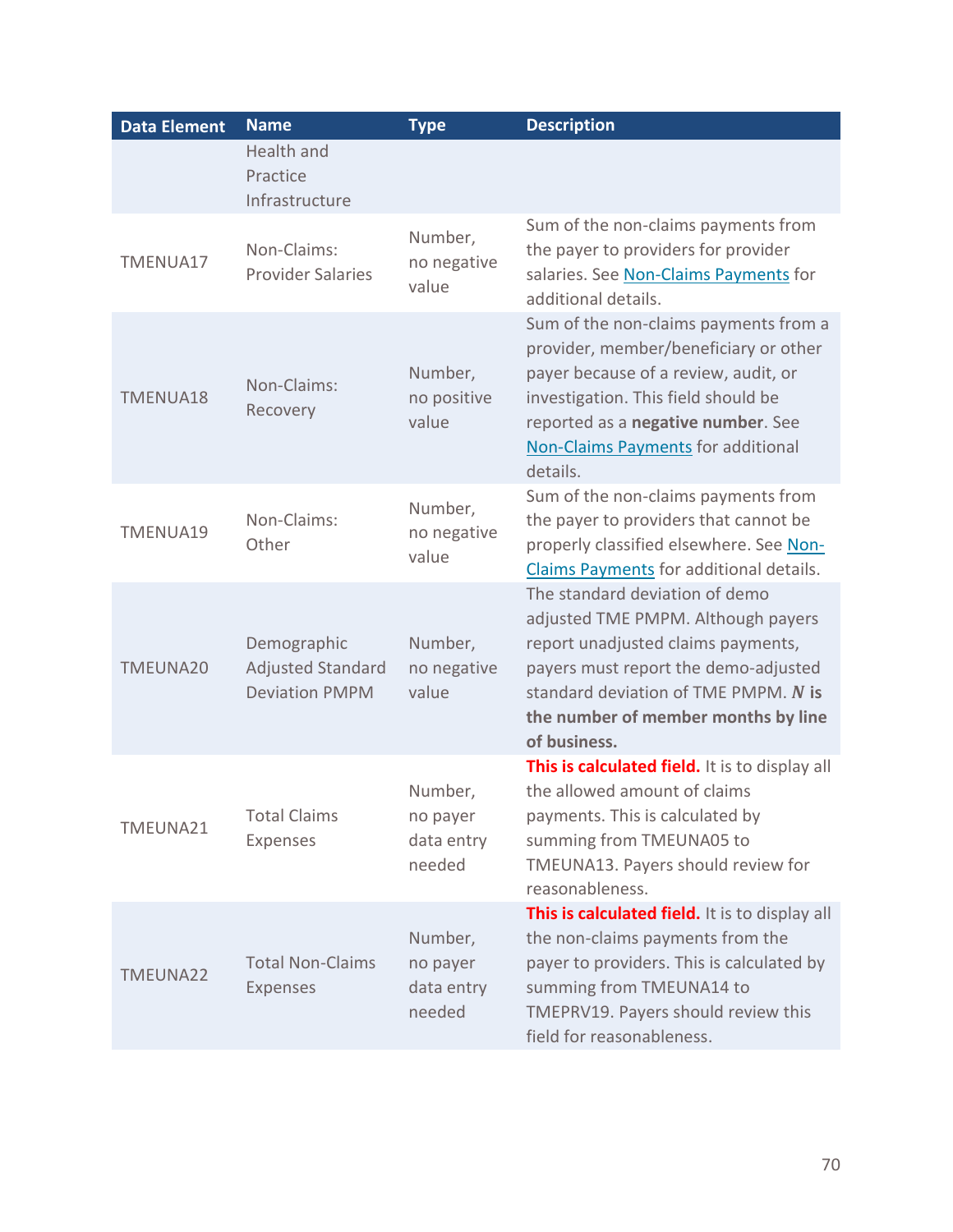| Data Element | Name | Type | Description |
|---|---|---|---|
| | Health and Practice Infrastructure | | |
| TMENUA17 | Non-Claims: Provider Salaries | Number, no negative value | Sum of the non-claims payments from the payer to providers for provider salaries. See Non-Claims Payments for additional details. |
| TMENUA18 | Non-Claims: Recovery | Number, no positive value | Sum of the non-claims payments from a provider, member/beneficiary or other payer because of a review, audit, or investigation. This field should be reported as a **negative number**. See Non-Claims Payments for additional details. |
| TMENUA19 | Non-Claims: Other | Number, no negative value | Sum of the non-claims payments from the payer to providers that cannot be properly classified elsewhere. See Non-Claims Payments for additional details. |
| TMEUNA20 | Demographic Adjusted Standard Deviation PMPM | Number, no negative value | The standard deviation of demo adjusted TME PMPM. Although payers report unadjusted claims payments, payers must report the demo-adjusted standard deviation of TME PMPM. ***N* is the number of member months by line of business.** |
| TMEUNA21 | Total Claims Expenses | Number, no payer data entry needed | **This is calculated field.** It is to display all the allowed amount of claims payments. This is calculated by summing from TMEUNA05 to TMEUNA13. Payers should review for reasonableness. |
| TMEUNA22 | Total Non-Claims Expenses | Number, no payer data entry needed | **This is calculated field.** It is to display all the non-claims payments from the payer to providers. This is calculated by summing from TMEUNA14 to TMEPRV19. Payers should review this field for reasonableness. |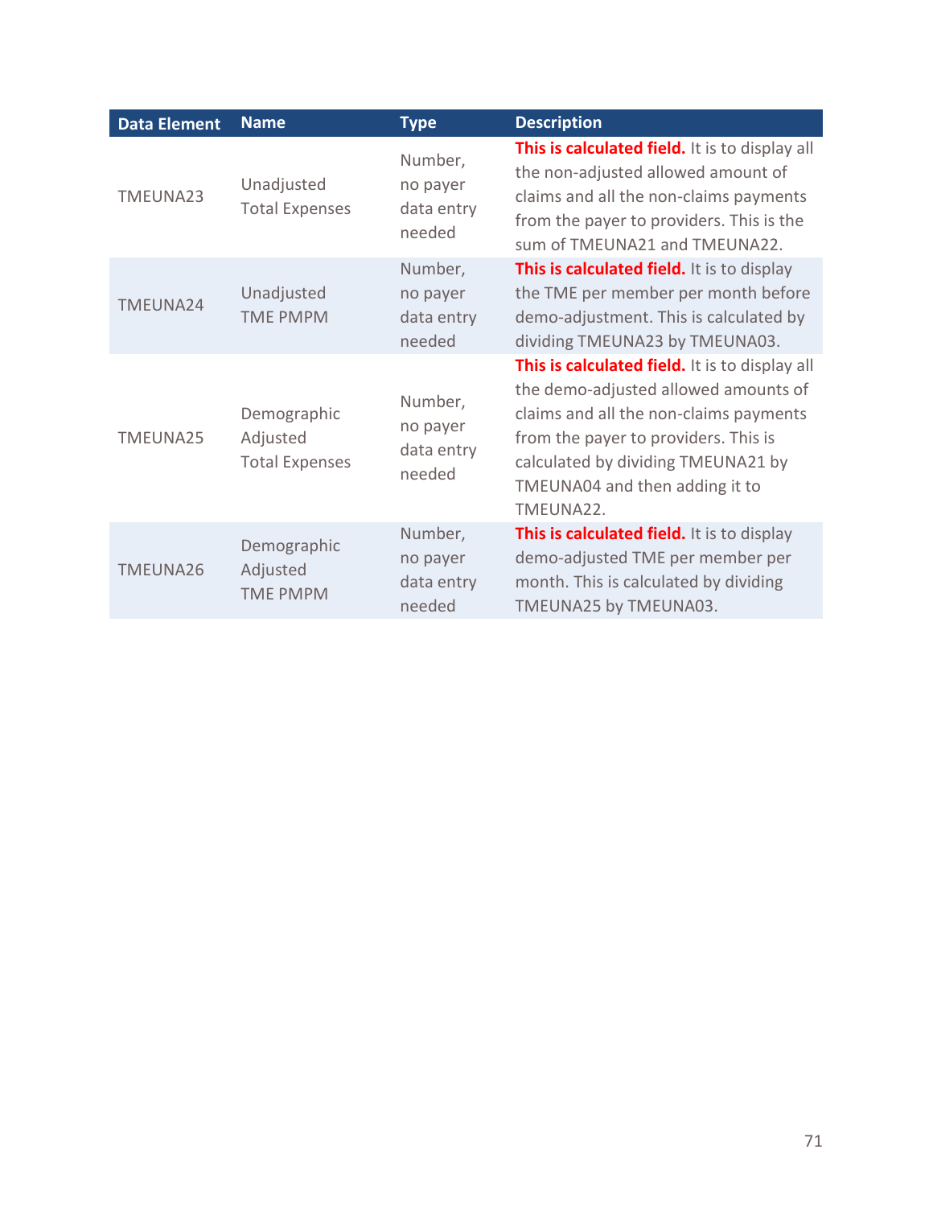| Data Element | Name | Type | Description |
|---|---|---|---|
| TMEUNA23 | Unadjusted Total Expenses | Number, no payer data entry needed | **This is calculated field.** It is to display all the non-adjusted allowed amount of claims and all the non-claims payments from the payer to providers. This is the sum of TMEUNA21 and TMEUNA22. |
| TMEUNA24 | Unadjusted TME PMPM | Number, no payer data entry needed | **This is calculated field.** It is to display the TME per member per month before demo-adjustment. This is calculated by dividing TMEUNA23 by TMEUNA03. |
| TMEUNA25 | Demographic Adjusted Total Expenses | Number, no payer data entry needed | **This is calculated field.** It is to display all the demo-adjusted allowed amounts of claims and all the non-claims payments from the payer to providers. This is calculated by dividing TMEUNA21 by TMEUNA04 and then adding it to TMEUNA22. |
| TMEUNA26 | Demographic Adjusted TME PMPM | Number, no payer data entry needed | **This is calculated field.** It is to display demo-adjusted TME per member per month. This is calculated by dividing TMEUNA25 by TMEUNA03. |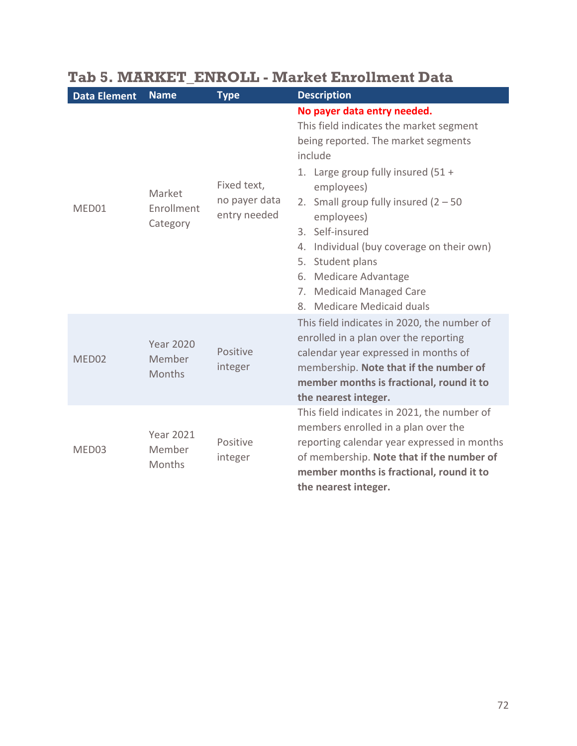## Tab 5. MARKET_ENROLL - Market Enrollment Data

| Data Element | Name | Type | Description |
|---|---|---|---|
| MED01 | Market Enrollment Category | Fixed text, no payer data entry needed | **No payer data entry needed.** This field indicates the market segment being reported. The market segments include<br>1. Large group fully insured (51 + employees)<br>2. Small group fully insured (2 – 50 employees)<br>3. Self-insured<br>4. Individual (buy coverage on their own)<br>5. Student plans<br>6. Medicare Advantage<br>7. Medicaid Managed Care<br>8. Medicare Medicaid duals |
| MED02 | Year 2020 Member Months | Positive integer | This field indicates in 2020, the number of enrolled in a plan over the reporting calendar year expressed in months of membership. **Note that if the number of member months is fractional, round it to the nearest integer.** |
| MED03 | Year 2021 Member Months | Positive integer | This field indicates in 2021, the number of members enrolled in a plan over the reporting calendar year expressed in months of membership. **Note that if the number of member months is fractional, round it to the nearest integer.** |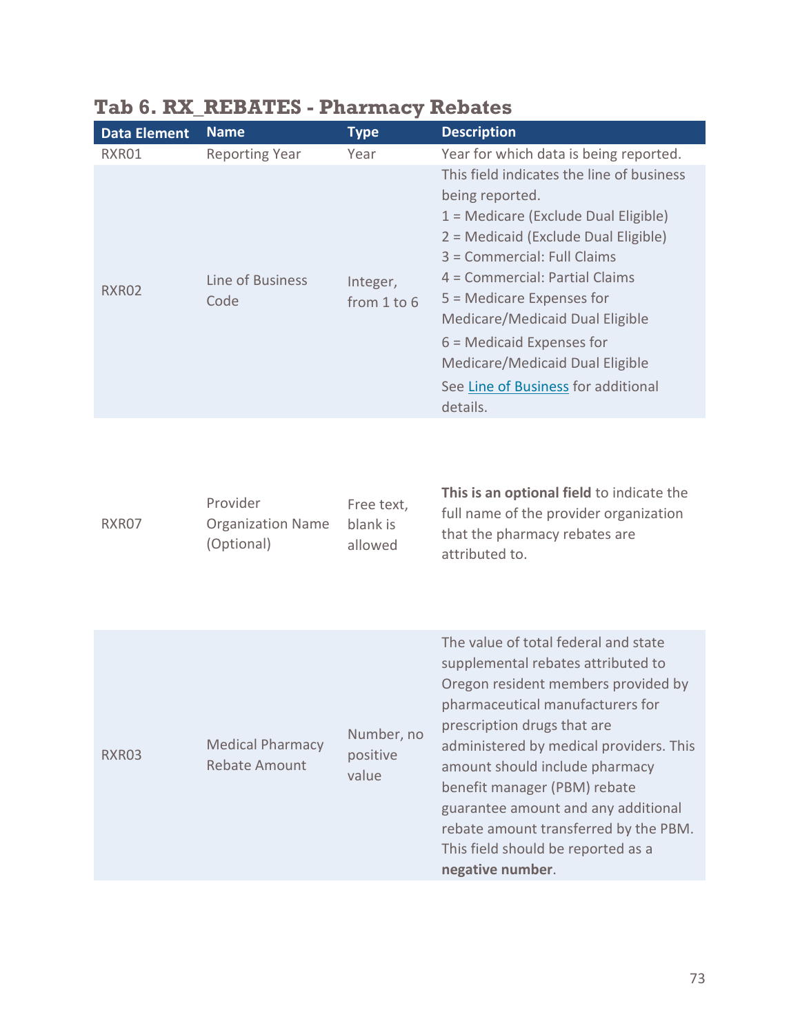## Tab 6. RX_REBATES - Pharmacy Rebates

| Data Element | Name | Type | Description |
|---|---|---|---|
| RXR01 | Reporting Year | Year | Year for which data is being reported. |
| RXR02 | Line of Business Code | Integer, from 1 to 6 | This field indicates the line of business being reported.<br>1 = Medicare (Exclude Dual Eligible)<br>2 = Medicaid (Exclude Dual Eligible)<br>3 = Commercial: Full Claims<br>4 = Commercial: Partial Claims<br>5 = Medicare Expenses for Medicare/Medicaid Dual Eligible<br>6 = Medicaid Expenses for Medicare/Medicaid Dual Eligible<br>See Line of Business for additional details. |
| RXR07 | Provider Organization Name (Optional) | Free text, blank is allowed | **This is an optional field** to indicate the full name of the provider organization that the pharmacy rebates are attributed to. |
| RXR03 | Medical Pharmacy Rebate Amount | Number, no positive value | The value of total federal and state supplemental rebates attributed to Oregon resident members provided by pharmaceutical manufacturers for prescription drugs that are administered by medical providers. This amount should include pharmacy benefit manager (PBM) rebate guarantee amount and any additional rebate amount transferred by the PBM. This field should be reported as a **negative number**. |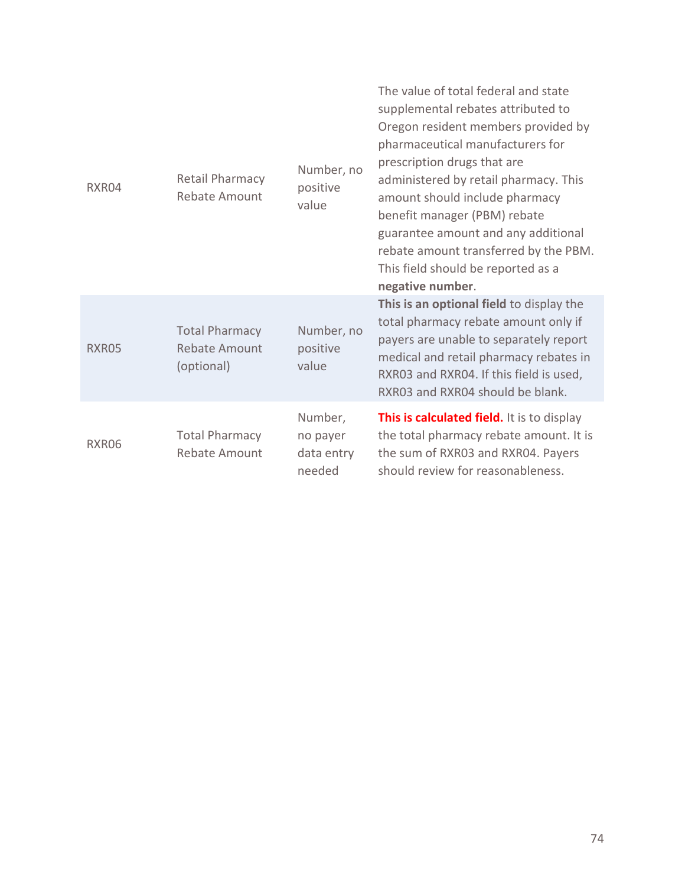| | | | |
|---|---|---|---|
| RXR04 | Retail Pharmacy Rebate Amount | Number, no positive value | The value of total federal and state supplemental rebates attributed to Oregon resident members provided by pharmaceutical manufacturers for prescription drugs that are administered by retail pharmacy. This amount should include pharmacy benefit manager (PBM) rebate guarantee amount and any additional rebate amount transferred by the PBM. This field should be reported as a **negative number**. |
| RXR05 | Total Pharmacy Rebate Amount (optional) | Number, no positive value | **This is an optional field** to display the total pharmacy rebate amount only if payers are unable to separately report medical and retail pharmacy rebates in RXR03 and RXR04. If this field is used, RXR03 and RXR04 should be blank. |
| RXR06 | Total Pharmacy Rebate Amount | Number, no payer data entry needed | **This is calculated field.** It is to display the total pharmacy rebate amount. It is the sum of RXR03 and RXR04. Payers should review for reasonableness. |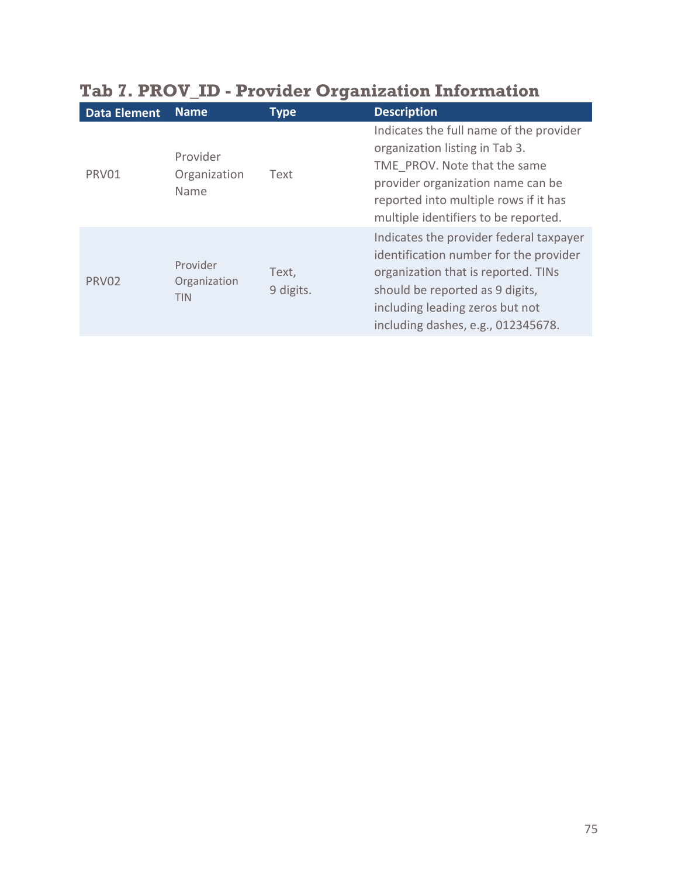## Tab 7. PROV_ID - Provider Organization Information

| Data Element | Name | Type | Description |
|---|---|---|---|
| PRV01 | Provider Organization Name | Text | Indicates the full name of the provider organization listing in Tab 3. TME_PROV. Note that the same provider organization name can be reported into multiple rows if it has multiple identifiers to be reported. |
| PRV02 | Provider Organization TIN | Text, 9 digits. | Indicates the provider federal taxpayer identification number for the provider organization that is reported. TINs should be reported as 9 digits, including leading zeros but not including dashes, e.g., 012345678. |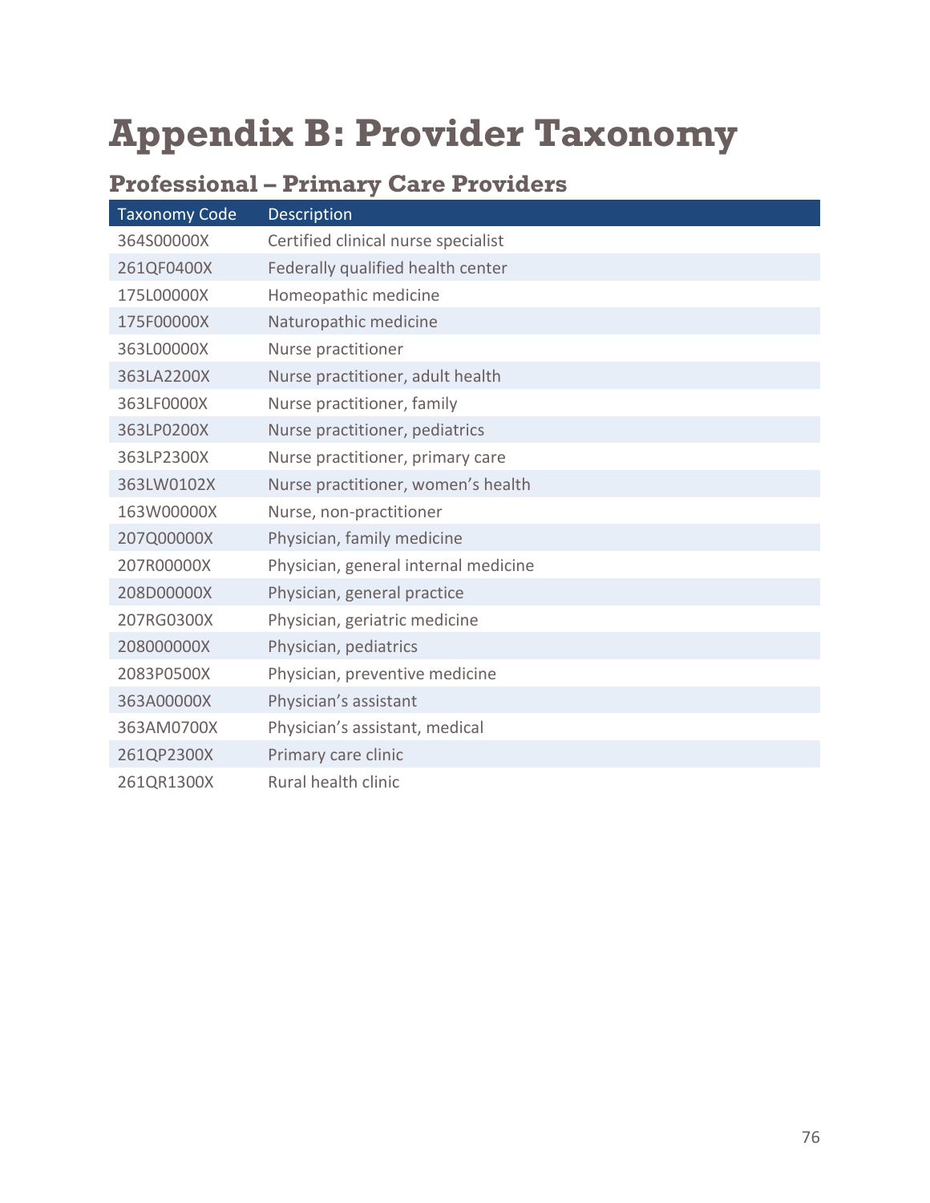# Appendix B: Provider Taxonomy

## Professional – Primary Care Providers

| Taxonomy Code | Description |
|---|---|
| 364S00000X | Certified clinical nurse specialist |
| 261QF0400X | Federally qualified health center |
| 175L00000X | Homeopathic medicine |
| 175F00000X | Naturopathic medicine |
| 363L00000X | Nurse practitioner |
| 363LA2200X | Nurse practitioner, adult health |
| 363LF0000X | Nurse practitioner, family |
| 363LP0200X | Nurse practitioner, pediatrics |
| 363LP2300X | Nurse practitioner, primary care |
| 363LW0102X | Nurse practitioner, women's health |
| 163W00000X | Nurse, non-practitioner |
| 207Q00000X | Physician, family medicine |
| 207R00000X | Physician, general internal medicine |
| 208D00000X | Physician, general practice |
| 207RG0300X | Physician, geriatric medicine |
| 208000000X | Physician, pediatrics |
| 2083P0500X | Physician, preventive medicine |
| 363A00000X | Physician's assistant |
| 363AM0700X | Physician's assistant, medical |
| 261QP2300X | Primary care clinic |
| 261QR1300X | Rural health clinic |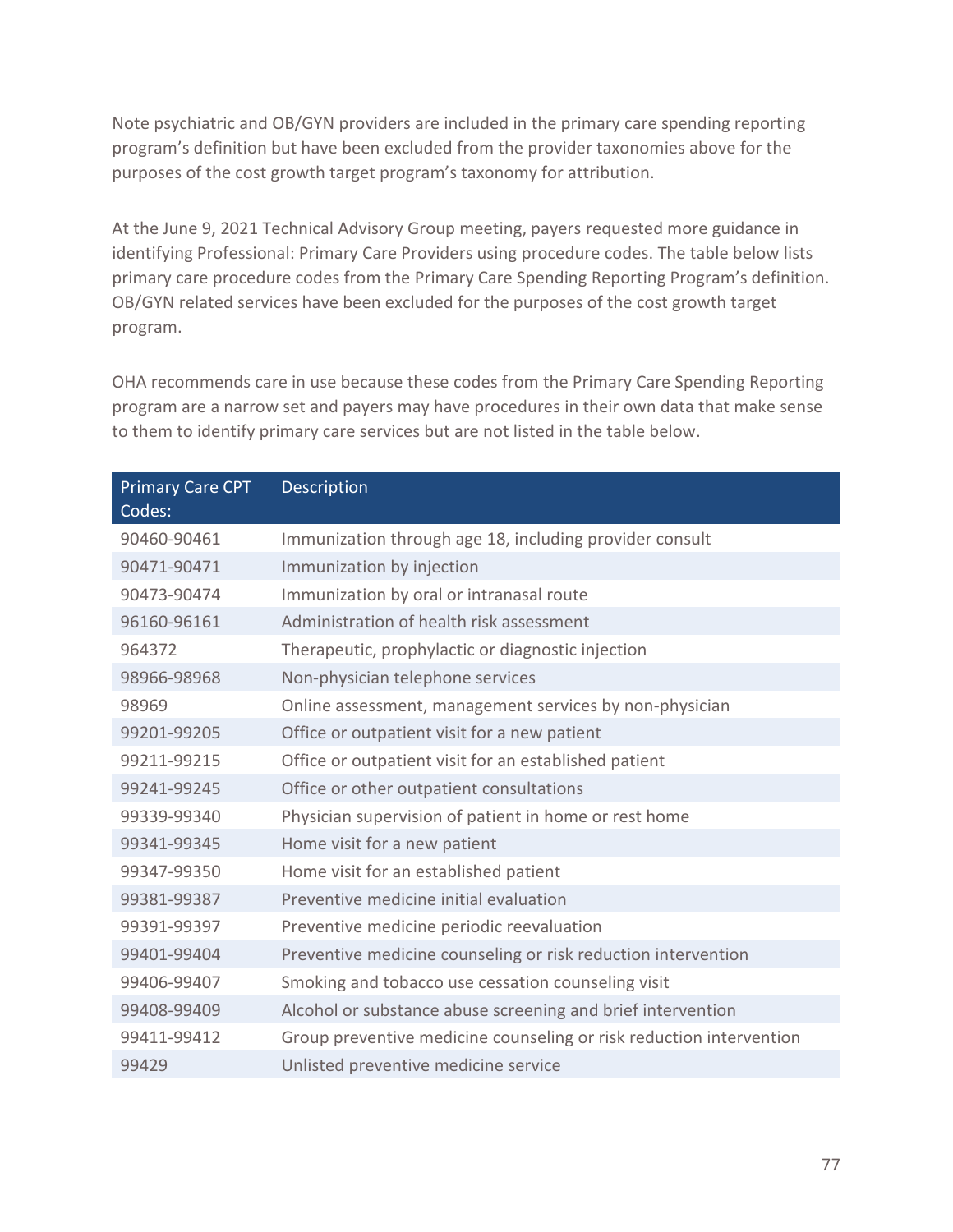Note psychiatric and OB/GYN providers are included in the primary care spending reporting program's definition but have been excluded from the provider taxonomies above for the purposes of the cost growth target program's taxonomy for attribution.

At the June 9, 2021 Technical Advisory Group meeting, payers requested more guidance in identifying Professional: Primary Care Providers using procedure codes. The table below lists primary care procedure codes from the Primary Care Spending Reporting Program's definition. OB/GYN related services have been excluded for the purposes of the cost growth target program.

OHA recommends care in use because these codes from the Primary Care Spending Reporting program are a narrow set and payers may have procedures in their own data that make sense to them to identify primary care services but are not listed in the table below.

| Primary Care CPT Codes: | Description |
|---|---|
| 90460-90461 | Immunization through age 18, including provider consult |
| 90471-90471 | Immunization by injection |
| 90473-90474 | Immunization by oral or intranasal route |
| 96160-96161 | Administration of health risk assessment |
| 964372 | Therapeutic, prophylactic or diagnostic injection |
| 98966-98968 | Non-physician telephone services |
| 98969 | Online assessment, management services by non-physician |
| 99201-99205 | Office or outpatient visit for a new patient |
| 99211-99215 | Office or outpatient visit for an established patient |
| 99241-99245 | Office or other outpatient consultations |
| 99339-99340 | Physician supervision of patient in home or rest home |
| 99341-99345 | Home visit for a new patient |
| 99347-99350 | Home visit for an established patient |
| 99381-99387 | Preventive medicine initial evaluation |
| 99391-99397 | Preventive medicine periodic reevaluation |
| 99401-99404 | Preventive medicine counseling or risk reduction intervention |
| 99406-99407 | Smoking and tobacco use cessation counseling visit |
| 99408-99409 | Alcohol or substance abuse screening and brief intervention |
| 99411-99412 | Group preventive medicine counseling or risk reduction intervention |
| 99429 | Unlisted preventive medicine service |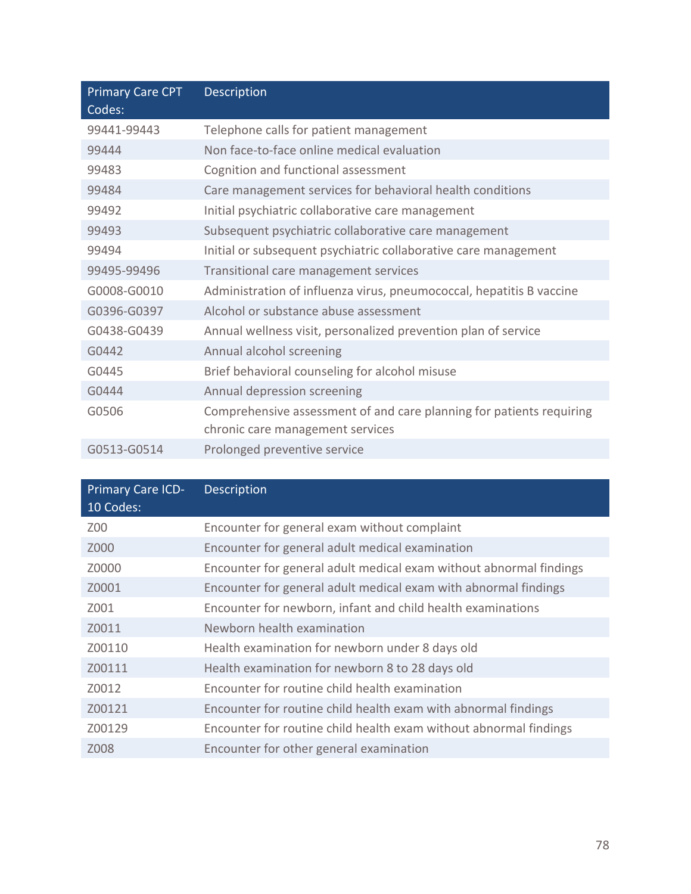| Primary Care CPT Codes: | Description |
|---|---|
| 99441-99443 | Telephone calls for patient management |
| 99444 | Non face-to-face online medical evaluation |
| 99483 | Cognition and functional assessment |
| 99484 | Care management services for behavioral health conditions |
| 99492 | Initial psychiatric collaborative care management |
| 99493 | Subsequent psychiatric collaborative care management |
| 99494 | Initial or subsequent psychiatric collaborative care management |
| 99495-99496 | Transitional care management services |
| G0008-G0010 | Administration of influenza virus, pneumococcal, hepatitis B vaccine |
| G0396-G0397 | Alcohol or substance abuse assessment |
| G0438-G0439 | Annual wellness visit, personalized prevention plan of service |
| G0442 | Annual alcohol screening |
| G0445 | Brief behavioral counseling for alcohol misuse |
| G0444 | Annual depression screening |
| G0506 | Comprehensive assessment of and care planning for patients requiring chronic care management services |
| G0513-G0514 | Prolonged preventive service |

| Primary Care ICD-10 Codes: | Description |
|---|---|
| Z00 | Encounter for general exam without complaint |
| Z000 | Encounter for general adult medical examination |
| Z0000 | Encounter for general adult medical exam without abnormal findings |
| Z0001 | Encounter for general adult medical exam with abnormal findings |
| Z001 | Encounter for newborn, infant and child health examinations |
| Z0011 | Newborn health examination |
| Z00110 | Health examination for newborn under 8 days old |
| Z00111 | Health examination for newborn 8 to 28 days old |
| Z0012 | Encounter for routine child health examination |
| Z00121 | Encounter for routine child health exam with abnormal findings |
| Z00129 | Encounter for routine child health exam without abnormal findings |
| Z008 | Encounter for other general examination |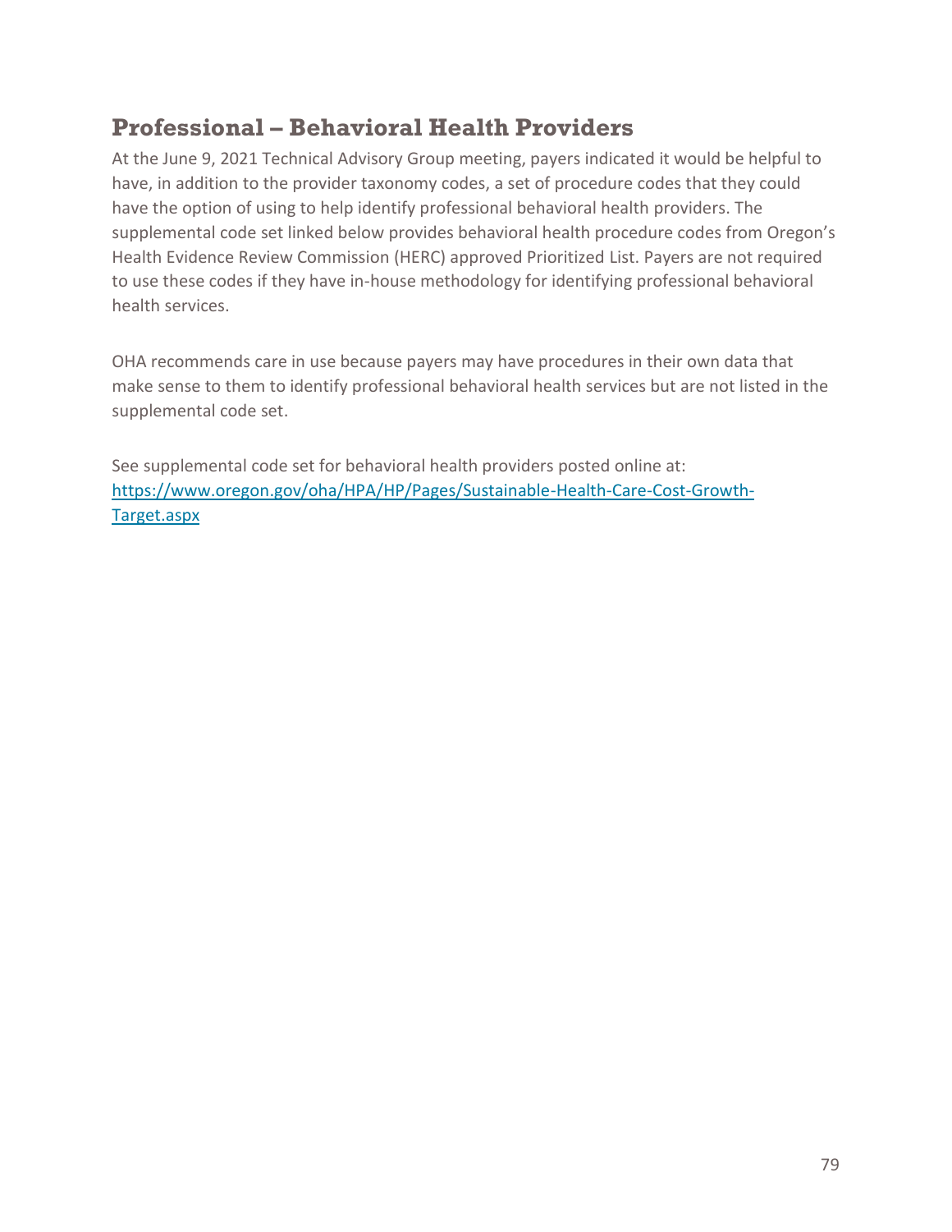## Professional – Behavioral Health Providers

At the June 9, 2021 Technical Advisory Group meeting, payers indicated it would be helpful to have, in addition to the provider taxonomy codes, a set of procedure codes that they could have the option of using to help identify professional behavioral health providers. The supplemental code set linked below provides behavioral health procedure codes from Oregon's Health Evidence Review Commission (HERC) approved Prioritized List. Payers are not required to use these codes if they have in-house methodology for identifying professional behavioral health services.

OHA recommends care in use because payers may have procedures in their own data that make sense to them to identify professional behavioral health services but are not listed in the supplemental code set.

See supplemental code set for behavioral health providers posted online at: [https://www.oregon.gov/oha/HPA/HP/Pages/Sustainable-Health-Care-Cost-Growth-Target.aspx](https://www.oregon.gov/oha/HPA/HP/Pages/Sustainable-Health-Care-Cost-Growth-Target.aspx)